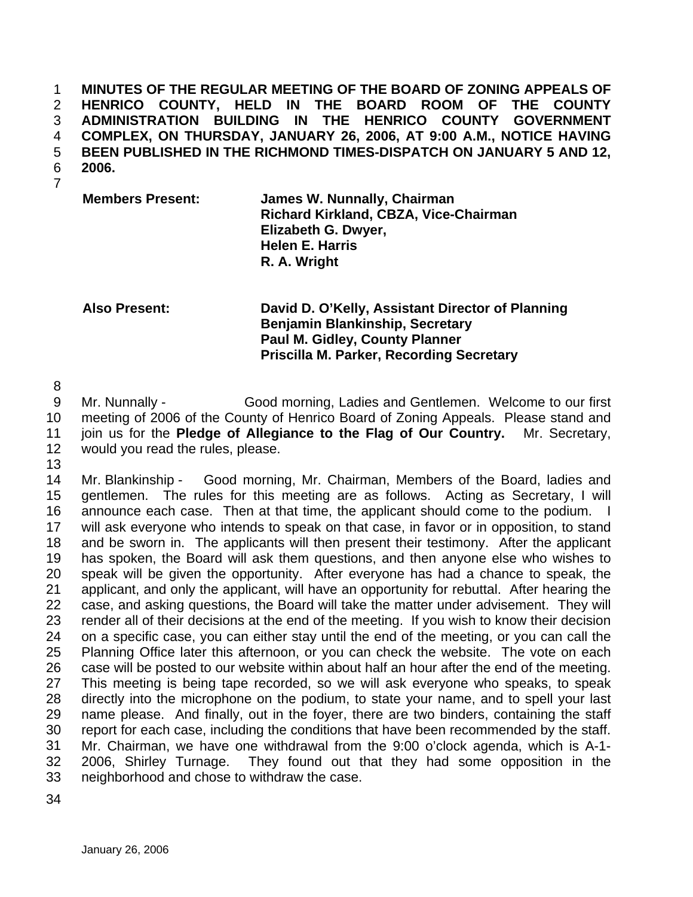**MINUTES OF THE REGULAR MEETING OF THE BOARD OF ZONING APPEALS OF HENRICO COUNTY, HELD IN THE BOARD ROOM OF THE COUNTY ADMINISTRATION BUILDING IN THE HENRICO COUNTY GOVERNMENT COMPLEX, ON THURSDAY, JANUARY 26, 2006, AT 9:00 A.M., NOTICE HAVING BEEN PUBLISHED IN THE RICHMOND TIMES-DISPATCH ON JANUARY 5 AND 12, 2006.**

| | |
|---|---|
| **Members Present:** | **James W. Nunnally, Chairman** |
| | **Richard Kirkland, CBZA, Vice-Chairman** |
| | **Elizabeth G. Dwyer,** |
| | **Helen E. Harris** |
| | **R. A. Wright** |
| | |
| **Also Present:** | **David D. O'Kelly, Assistant Director of Planning** |
| | **Benjamin Blankinship, Secretary** |
| | **Paul M. Gidley, County Planner** |
| | **Priscilla M. Parker, Recording Secretary** |

Mr. Nunnally - Good morning, Ladies and Gentlemen. Welcome to our first meeting of 2006 of the County of Henrico Board of Zoning Appeals. Please stand and join us for the **Pledge of Allegiance to the Flag of Our Country.** Mr. Secretary, would you read the rules, please.

Mr. Blankinship - Good morning, Mr. Chairman, Members of the Board, ladies and gentlemen. The rules for this meeting are as follows. Acting as Secretary, I will announce each case. Then at that time, the applicant should come to the podium. I will ask everyone who intends to speak on that case, in favor or in opposition, to stand and be sworn in. The applicants will then present their testimony. After the applicant has spoken, the Board will ask them questions, and then anyone else who wishes to speak will be given the opportunity. After everyone has had a chance to speak, the applicant, and only the applicant, will have an opportunity for rebuttal. After hearing the case, and asking questions, the Board will take the matter under advisement. They will render all of their decisions at the end of the meeting. If you wish to know their decision on a specific case, you can either stay until the end of the meeting, or you can call the Planning Office later this afternoon, or you can check the website. The vote on each case will be posted to our website within about half an hour after the end of the meeting. This meeting is being tape recorded, so we will ask everyone who speaks, to speak directly into the microphone on the podium, to state your name, and to spell your last name please. And finally, out in the foyer, there are two binders, containing the staff report for each case, including the conditions that have been recommended by the staff. Mr. Chairman, we have one withdrawal from the 9:00 o'clock agenda, which is A-1-2006, Shirley Turnage. They found out that they had some opposition in the neighborhood and chose to withdraw the case.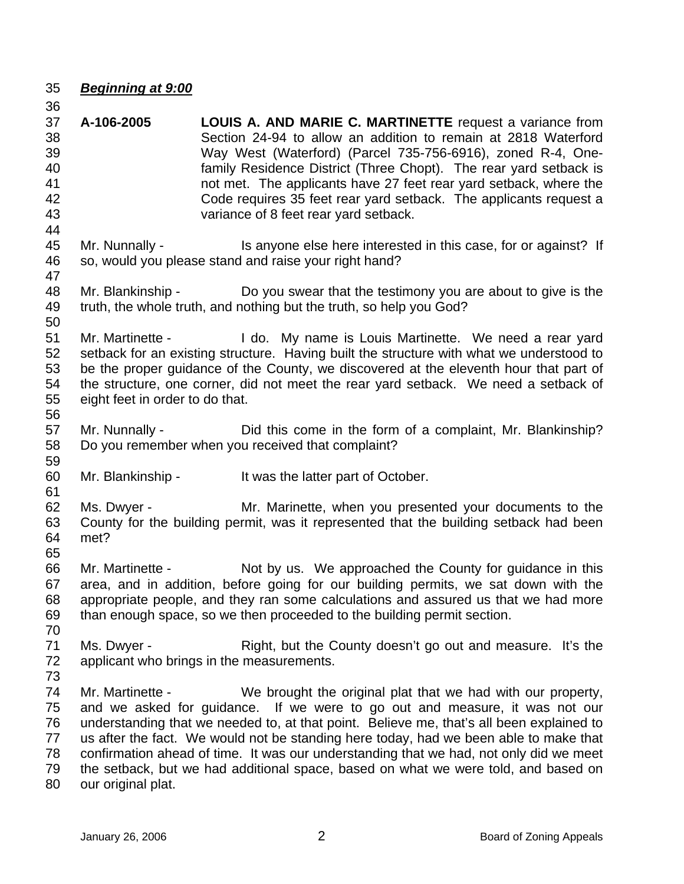***Beginning at 9:00***

**A-106-2005** **LOUIS A. AND MARIE C. MARTINETTE** request a variance from Section 24-94 to allow an addition to remain at 2818 Waterford Way West (Waterford) (Parcel 735-756-6916), zoned R-4, One-family Residence District (Three Chopt). The rear yard setback is not met. The applicants have 27 feet rear yard setback, where the Code requires 35 feet rear yard setback. The applicants request a variance of 8 feet rear yard setback.

Mr. Nunnally - Is anyone else here interested in this case, for or against? If so, would you please stand and raise your right hand?

Mr. Blankinship - Do you swear that the testimony you are about to give is the truth, the whole truth, and nothing but the truth, so help you God?

Mr. Martinette - I do. My name is Louis Martinette. We need a rear yard setback for an existing structure. Having built the structure with what we understood to be the proper guidance of the County, we discovered at the eleventh hour that part of the structure, one corner, did not meet the rear yard setback. We need a setback of eight feet in order to do that.

Mr. Nunnally - Did this come in the form of a complaint, Mr. Blankinship? Do you remember when you received that complaint?

Mr. Blankinship - It was the latter part of October.

Ms. Dwyer - Mr. Marinette, when you presented your documents to the County for the building permit, was it represented that the building setback had been met?

Mr. Martinette - Not by us. We approached the County for guidance in this area, and in addition, before going for our building permits, we sat down with the appropriate people, and they ran some calculations and assured us that we had more than enough space, so we then proceeded to the building permit section.

Ms. Dwyer - Right, but the County doesn't go out and measure. It's the applicant who brings in the measurements.

Mr. Martinette - We brought the original plat that we had with our property, and we asked for guidance. If we were to go out and measure, it was not our understanding that we needed to, at that point. Believe me, that's all been explained to us after the fact. We would not be standing here today, had we been able to make that confirmation ahead of time. It was our understanding that we had, not only did we meet the setback, but we had additional space, based on what we were told, and based on our original plat.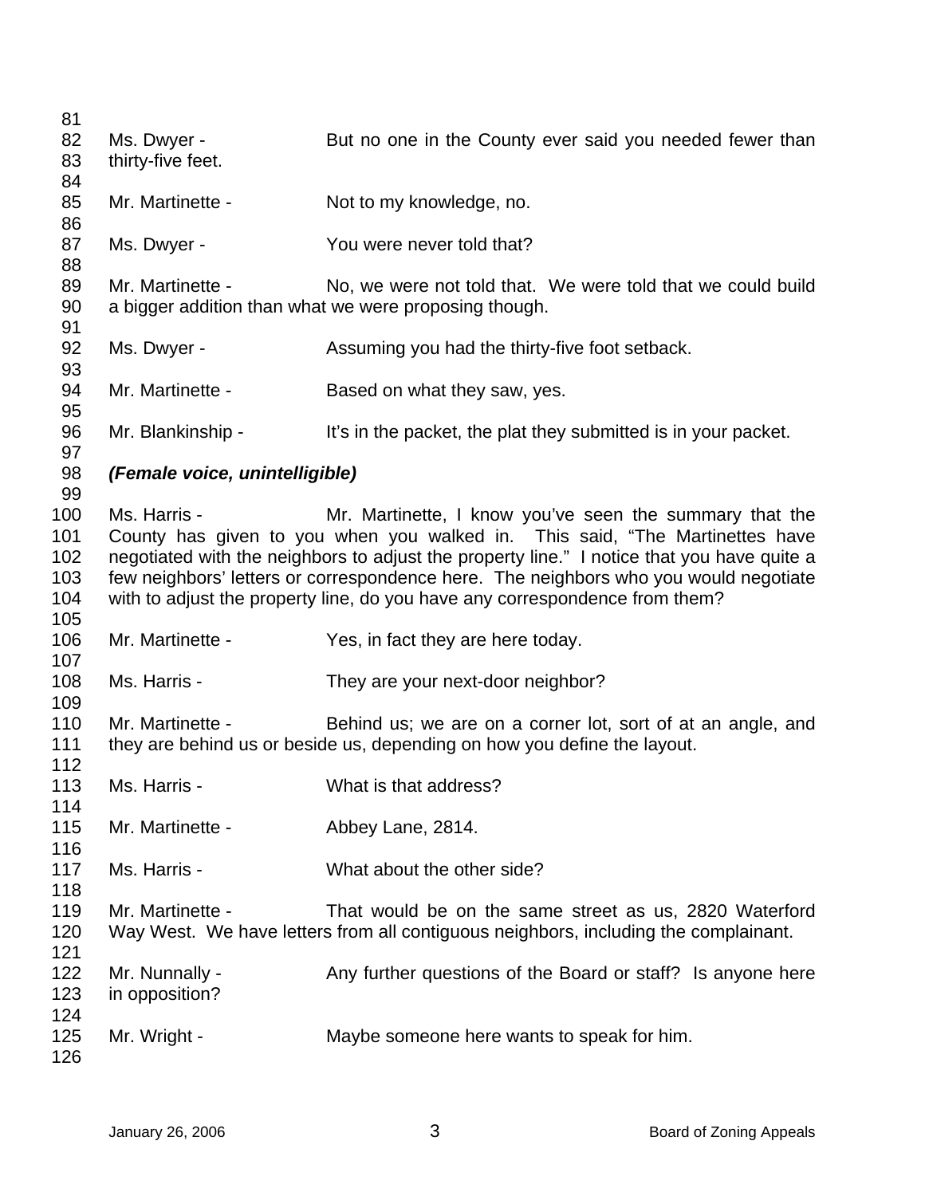Ms. Dwyer - But no one in the County ever said you needed fewer than thirty-five feet.

Mr. Martinette - Not to my knowledge, no.

Ms. Dwyer - You were never told that?

Mr. Martinette - No, we were not told that. We were told that we could build a bigger addition than what we were proposing though.

Ms. Dwyer - Assuming you had the thirty-five foot setback.

Mr. Martinette - Based on what they saw, yes.

Mr. Blankinship - It's in the packet, the plat they submitted is in your packet.

***(Female voice, unintelligible)***

Ms. Harris - Mr. Martinette, I know you've seen the summary that the County has given to you when you walked in. This said, "The Martinettes have negotiated with the neighbors to adjust the property line." I notice that you have quite a few neighbors' letters or correspondence here. The neighbors who you would negotiate with to adjust the property line, do you have any correspondence from them?

Mr. Martinette - Yes, in fact they are here today.

Ms. Harris - They are your next-door neighbor?

Mr. Martinette - Behind us; we are on a corner lot, sort of at an angle, and they are behind us or beside us, depending on how you define the layout.

Ms. Harris - What is that address?

Mr. Martinette - Abbey Lane, 2814.

Ms. Harris - What about the other side?

Mr. Martinette - That would be on the same street as us, 2820 Waterford Way West. We have letters from all contiguous neighbors, including the complainant.

Mr. Nunnally - Any further questions of the Board or staff? Is anyone here in opposition?

Mr. Wright - Maybe someone here wants to speak for him.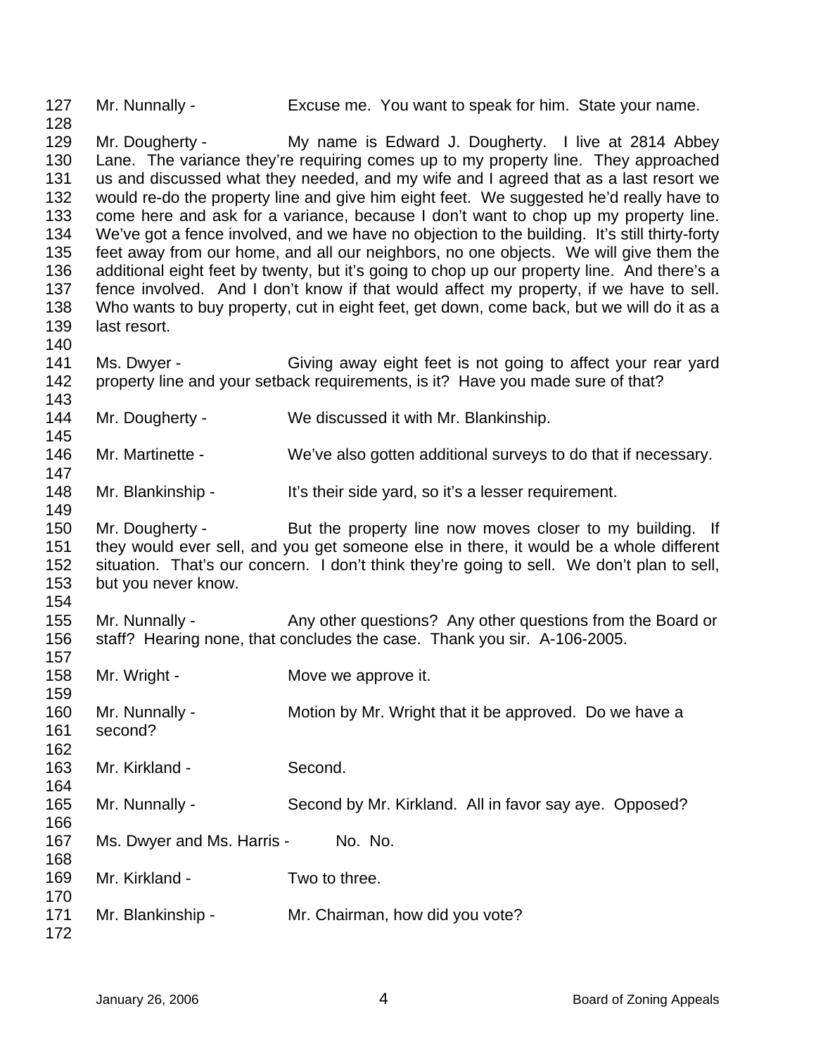Mr. Nunnally - Excuse me. You want to speak for him. State your name.

Mr. Dougherty - My name is Edward J. Dougherty. I live at 2814 Abbey Lane. The variance they're requiring comes up to my property line. They approached us and discussed what they needed, and my wife and I agreed that as a last resort we would re-do the property line and give him eight feet. We suggested he'd really have to come here and ask for a variance, because I don't want to chop up my property line. We've got a fence involved, and we have no objection to the building. It's still thirty-forty feet away from our home, and all our neighbors, no one objects. We will give them the additional eight feet by twenty, but it's going to chop up our property line. And there's a fence involved. And I don't know if that would affect my property, if we have to sell. Who wants to buy property, cut in eight feet, get down, come back, but we will do it as a last resort.

Ms. Dwyer - Giving away eight feet is not going to affect your rear yard property line and your setback requirements, is it? Have you made sure of that?

Mr. Dougherty - We discussed it with Mr. Blankinship.

Mr. Martinette - We've also gotten additional surveys to do that if necessary.

Mr. Blankinship - It's their side yard, so it's a lesser requirement.

Mr. Dougherty - But the property line now moves closer to my building. If they would ever sell, and you get someone else in there, it would be a whole different situation. That's our concern. I don't think they're going to sell. We don't plan to sell, but you never know.

Mr. Nunnally - Any other questions? Any other questions from the Board or staff? Hearing none, that concludes the case. Thank you sir. A-106-2005.

Mr. Wright - Move we approve it.

Mr. Nunnally - Motion by Mr. Wright that it be approved. Do we have a second?

Mr. Kirkland - Second.

Mr. Nunnally - Second by Mr. Kirkland. All in favor say aye. Opposed?

Ms. Dwyer and Ms. Harris - No. No.

Mr. Kirkland - Two to three.

Mr. Blankinship - Mr. Chairman, how did you vote?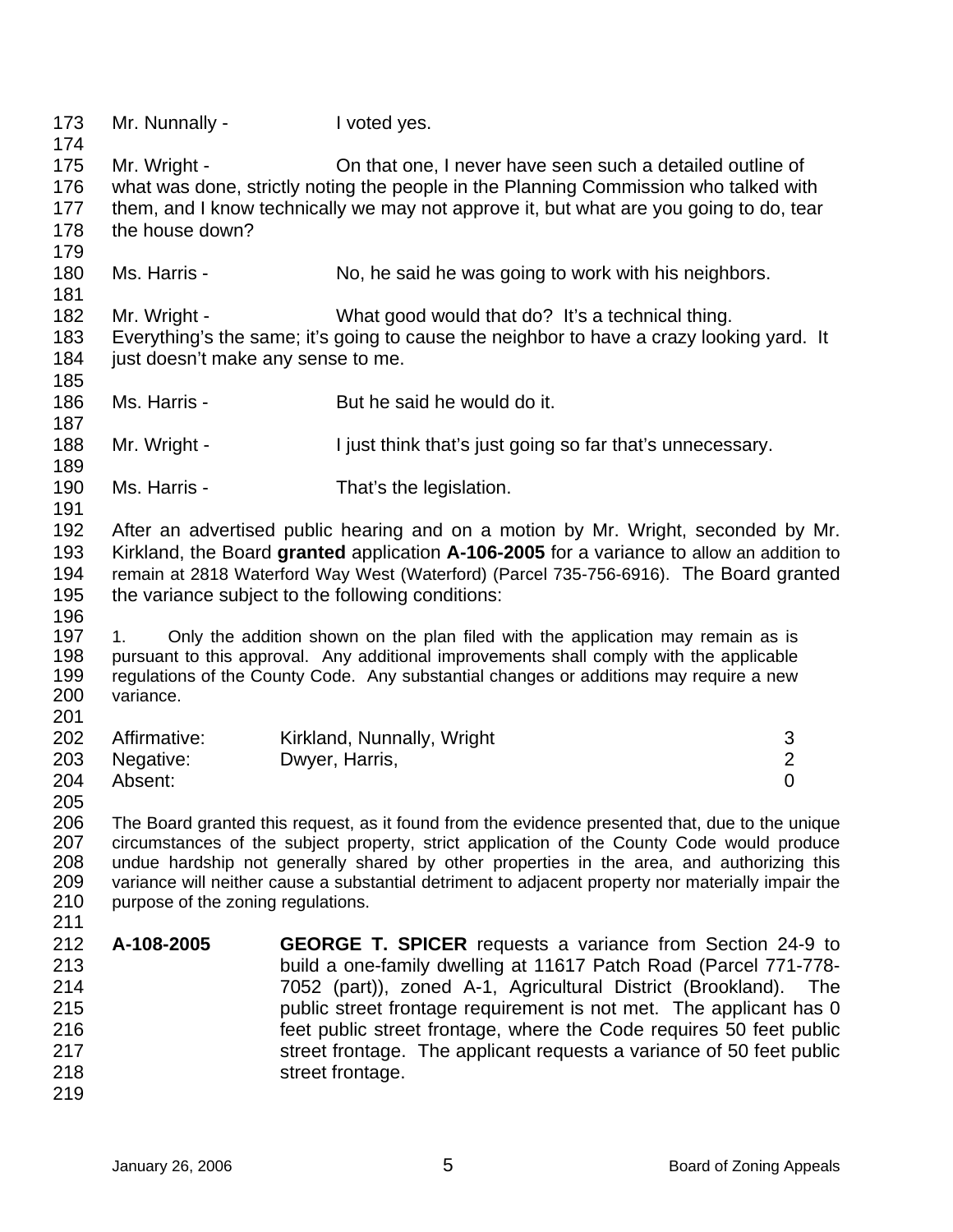Mr. Nunnally - I voted yes.

Mr. Wright - On that one, I never have seen such a detailed outline of what was done, strictly noting the people in the Planning Commission who talked with them, and I know technically we may not approve it, but what are you going to do, tear the house down?

Ms. Harris - No, he said he was going to work with his neighbors.

Mr. Wright - What good would that do? It's a technical thing. Everything's the same; it's going to cause the neighbor to have a crazy looking yard. It just doesn't make any sense to me.

Ms. Harris - But he said he would do it.

Mr. Wright - I just think that's just going so far that's unnecessary.

Ms. Harris - That's the legislation.

After an advertised public hearing and on a motion by Mr. Wright, seconded by Mr. Kirkland, the Board **granted** application **A-106-2005** for a variance to allow an addition to remain at 2818 Waterford Way West (Waterford) (Parcel 735-756-6916). The Board granted the variance subject to the following conditions:

1. Only the addition shown on the plan filed with the application may remain as is pursuant to this approval. Any additional improvements shall comply with the applicable regulations of the County Code. Any substantial changes or additions may require a new variance.

| | | |
|---|---|---|
| Affirmative: | Kirkland, Nunnally, Wright | 3 |
| Negative: | Dwyer, Harris, | 2 |
| Absent: | | 0 |

The Board granted this request, as it found from the evidence presented that, due to the unique circumstances of the subject property, strict application of the County Code would produce undue hardship not generally shared by other properties in the area, and authorizing this variance will neither cause a substantial detriment to adjacent property nor materially impair the purpose of the zoning regulations.

**A-108-2005** **GEORGE T. SPICER** requests a variance from Section 24-9 to build a one-family dwelling at 11617 Patch Road (Parcel 771-778-7052 (part)), zoned A-1, Agricultural District (Brookland). The public street frontage requirement is not met. The applicant has 0 feet public street frontage, where the Code requires 50 feet public street frontage. The applicant requests a variance of 50 feet public street frontage.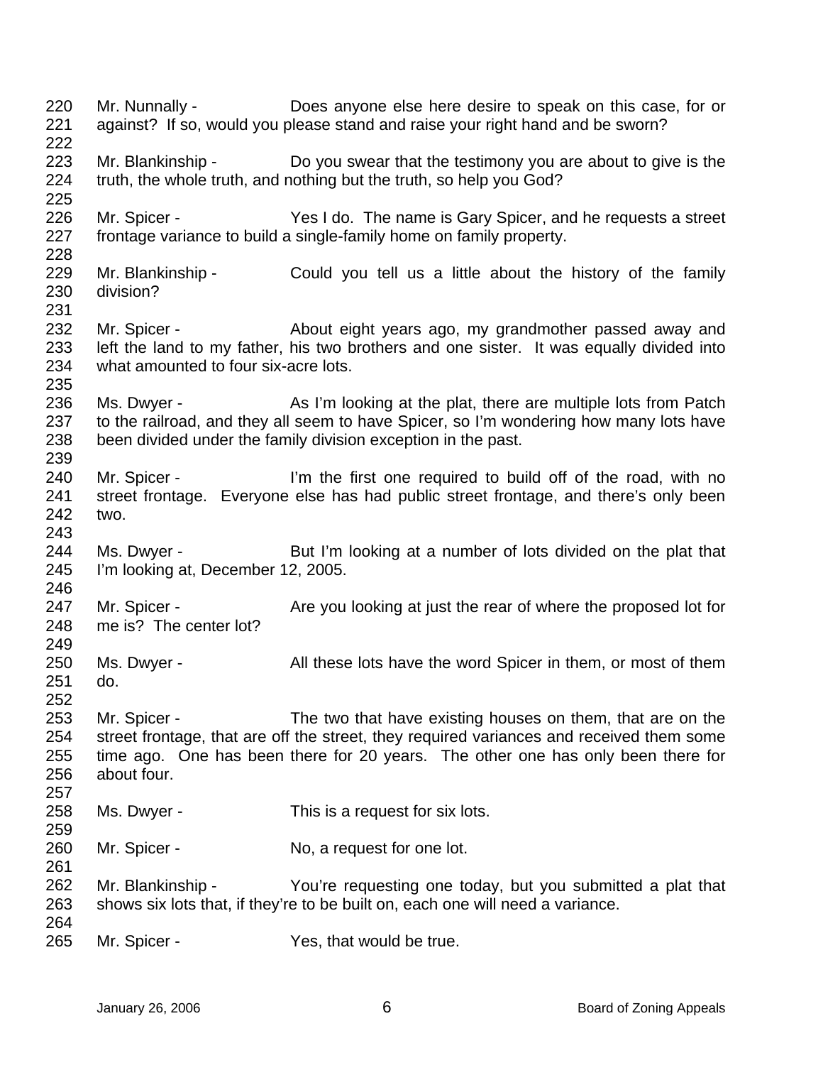Mr. Nunnally - Does anyone else here desire to speak on this case, for or against? If so, would you please stand and raise your right hand and be sworn?

Mr. Blankinship - Do you swear that the testimony you are about to give is the truth, the whole truth, and nothing but the truth, so help you God?

Mr. Spicer - Yes I do. The name is Gary Spicer, and he requests a street frontage variance to build a single-family home on family property.

Mr. Blankinship - Could you tell us a little about the history of the family division?

Mr. Spicer - About eight years ago, my grandmother passed away and left the land to my father, his two brothers and one sister. It was equally divided into what amounted to four six-acre lots.

Ms. Dwyer - As I'm looking at the plat, there are multiple lots from Patch to the railroad, and they all seem to have Spicer, so I'm wondering how many lots have been divided under the family division exception in the past.

Mr. Spicer - I'm the first one required to build off of the road, with no street frontage. Everyone else has had public street frontage, and there's only been two.

Ms. Dwyer - But I'm looking at a number of lots divided on the plat that I'm looking at, December 12, 2005.

Mr. Spicer - Are you looking at just the rear of where the proposed lot for me is? The center lot?

Ms. Dwyer - All these lots have the word Spicer in them, or most of them do.

Mr. Spicer - The two that have existing houses on them, that are on the street frontage, that are off the street, they required variances and received them some time ago. One has been there for 20 years. The other one has only been there for about four.

Ms. Dwyer - This is a request for six lots.

Mr. Spicer - No, a request for one lot.

Mr. Blankinship - You're requesting one today, but you submitted a plat that shows six lots that, if they're to be built on, each one will need a variance.

Mr. Spicer - Yes, that would be true.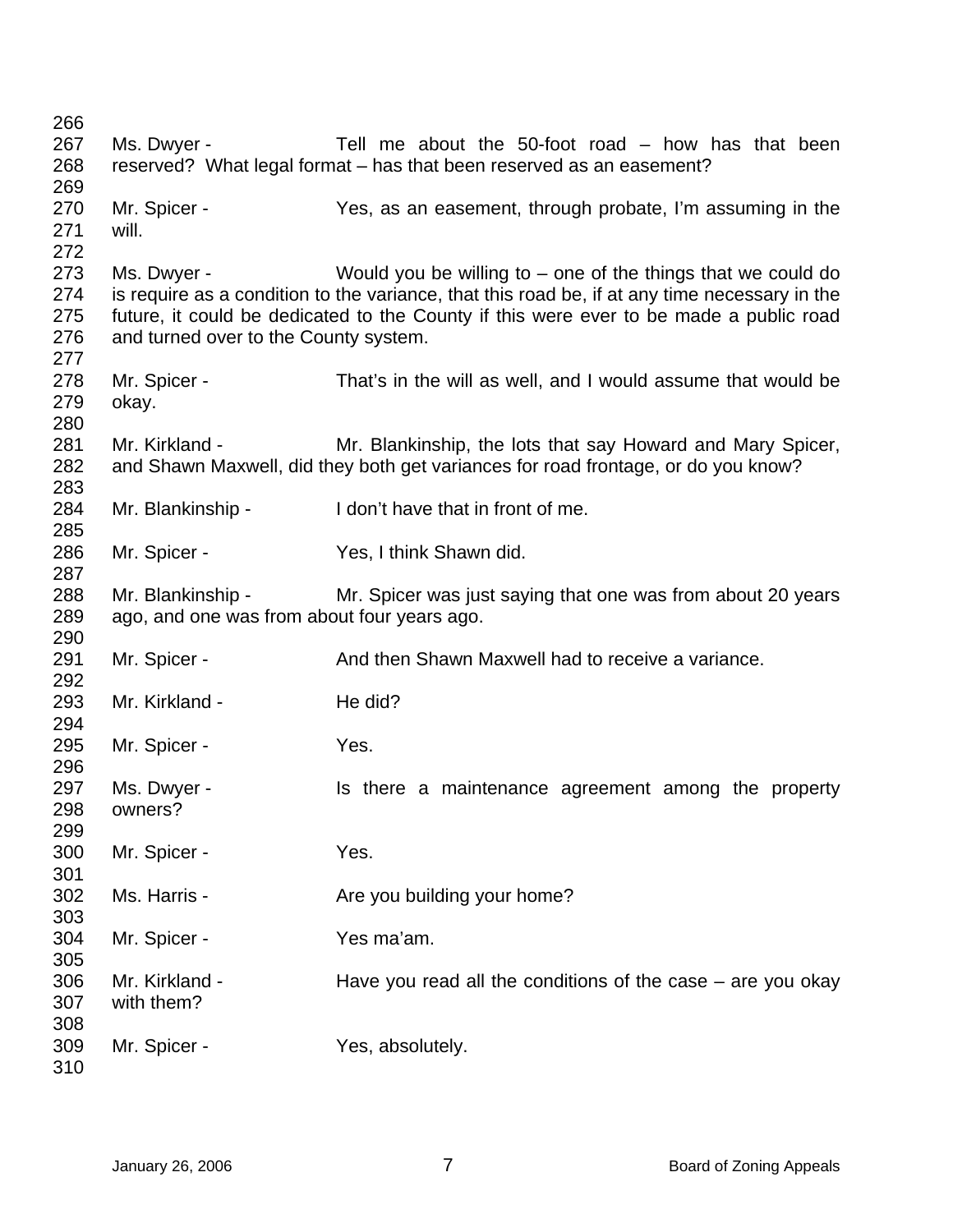Ms. Dwyer - Tell me about the 50-foot road – how has that been reserved? What legal format – has that been reserved as an easement?

Mr. Spicer - Yes, as an easement, through probate, I'm assuming in the will.

Ms. Dwyer - Would you be willing to – one of the things that we could do is require as a condition to the variance, that this road be, if at any time necessary in the future, it could be dedicated to the County if this were ever to be made a public road and turned over to the County system.

Mr. Spicer - That's in the will as well, and I would assume that would be okay.

Mr. Kirkland - Mr. Blankinship, the lots that say Howard and Mary Spicer, and Shawn Maxwell, did they both get variances for road frontage, or do you know?

Mr. Blankinship - I don't have that in front of me.

Mr. Spicer - Yes, I think Shawn did.

Mr. Blankinship - Mr. Spicer was just saying that one was from about 20 years ago, and one was from about four years ago.

Mr. Spicer - And then Shawn Maxwell had to receive a variance.

Mr. Kirkland - He did?

Mr. Spicer - Yes.

Ms. Dwyer - Is there a maintenance agreement among the property owners?

Mr. Spicer - Yes.

Ms. Harris - Are you building your home?

Mr. Spicer - Yes ma'am.

Mr. Kirkland - Have you read all the conditions of the case – are you okay with them?

Mr. Spicer - Yes, absolutely.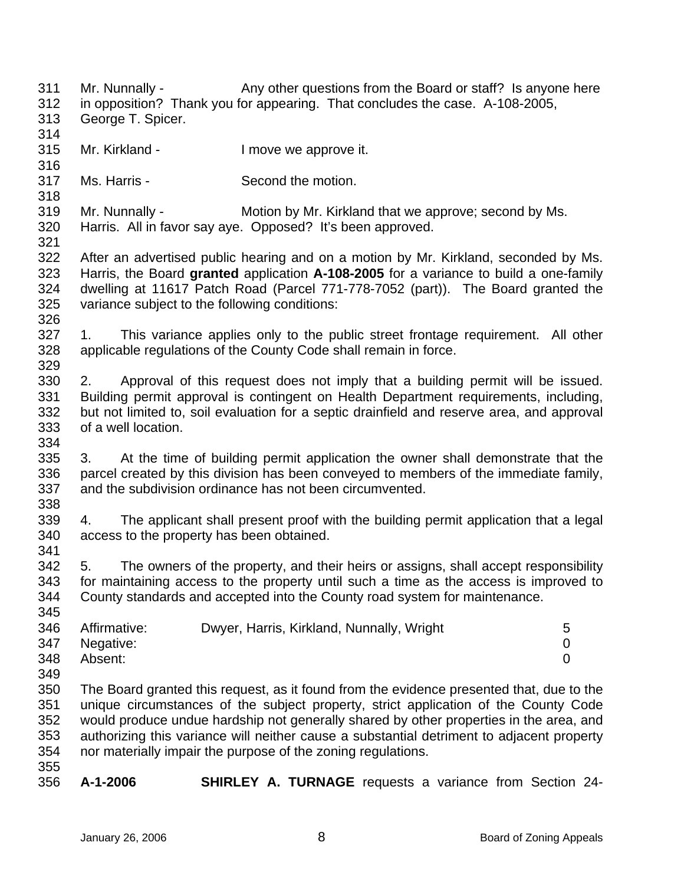Mr. Nunnally - Any other questions from the Board or staff? Is anyone here in opposition? Thank you for appearing. That concludes the case. A-108-2005, George T. Spicer.

Mr. Kirkland - I move we approve it.

Ms. Harris - Second the motion.

Mr. Nunnally - Motion by Mr. Kirkland that we approve; second by Ms. Harris. All in favor say aye. Opposed? It's been approved.

After an advertised public hearing and on a motion by Mr. Kirkland, seconded by Ms. Harris, the Board **granted** application **A-108-2005** for a variance to build a one-family dwelling at 11617 Patch Road (Parcel 771-778-7052 (part)). The Board granted the variance subject to the following conditions:

1. This variance applies only to the public street frontage requirement. All other applicable regulations of the County Code shall remain in force.

2. Approval of this request does not imply that a building permit will be issued. Building permit approval is contingent on Health Department requirements, including, but not limited to, soil evaluation for a septic drainfield and reserve area, and approval of a well location.

3. At the time of building permit application the owner shall demonstrate that the parcel created by this division has been conveyed to members of the immediate family, and the subdivision ordinance has not been circumvented.

4. The applicant shall present proof with the building permit application that a legal access to the property has been obtained.

5. The owners of the property, and their heirs or assigns, shall accept responsibility for maintaining access to the property until such a time as the access is improved to County standards and accepted into the County road system for maintenance.

| | | |
|---|---|---|
| Affirmative: | Dwyer, Harris, Kirkland, Nunnally, Wright | 5 |
| Negative: | | 0 |
| Absent: | | 0 |

The Board granted this request, as it found from the evidence presented that, due to the unique circumstances of the subject property, strict application of the County Code would produce undue hardship not generally shared by other properties in the area, and authorizing this variance will neither cause a substantial detriment to adjacent property nor materially impair the purpose of the zoning regulations.

**A-1-2006** **SHIRLEY A. TURNAGE** requests a variance from Section 24-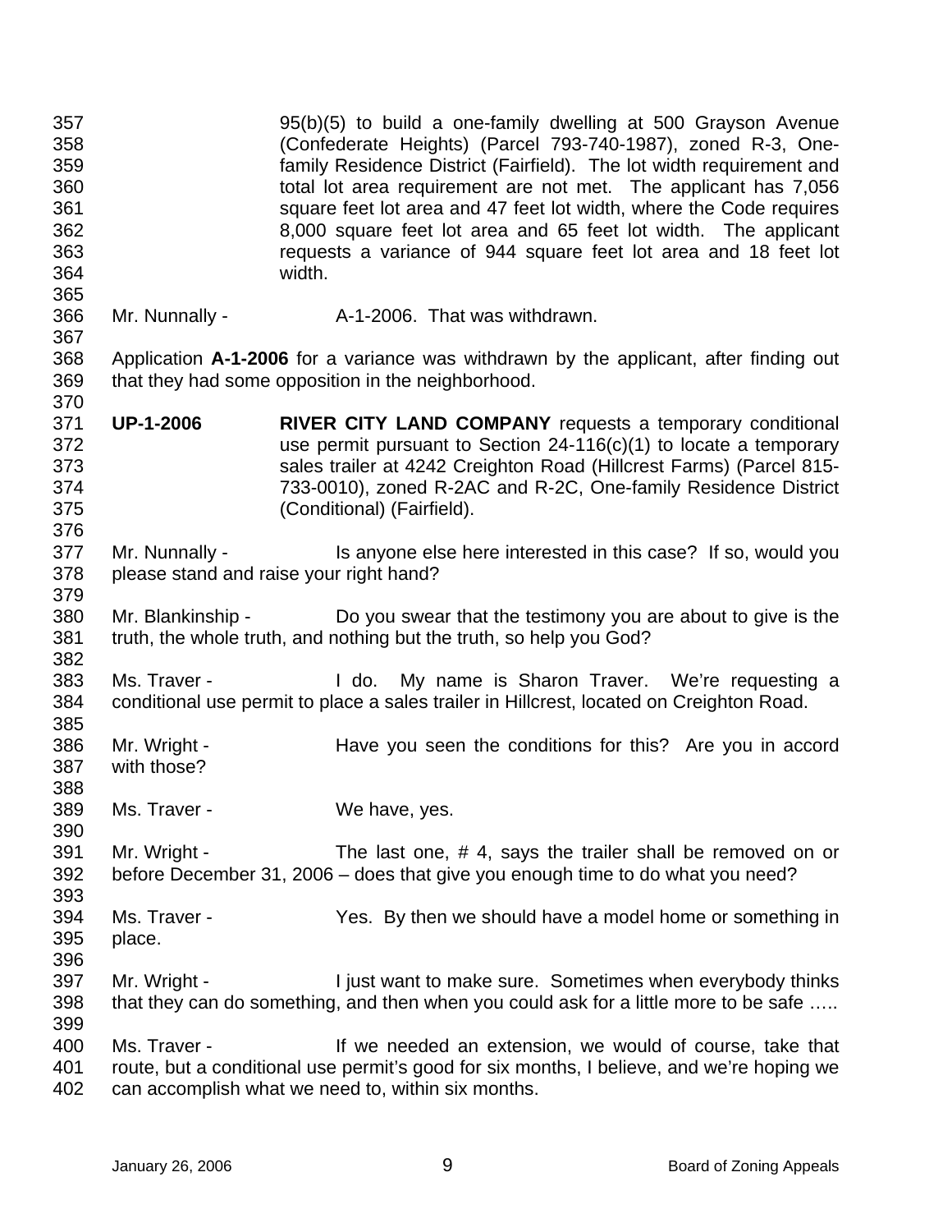95(b)(5) to build a one-family dwelling at 500 Grayson Avenue (Confederate Heights) (Parcel 793-740-1987), zoned R-3, One-family Residence District (Fairfield). The lot width requirement and total lot area requirement are not met. The applicant has 7,056 square feet lot area and 47 feet lot width, where the Code requires 8,000 square feet lot area and 65 feet lot width. The applicant requests a variance of 944 square feet lot area and 18 feet lot width.

Mr. Nunnally - A-1-2006. That was withdrawn.

Application **A-1-2006** for a variance was withdrawn by the applicant, after finding out that they had some opposition in the neighborhood.

**UP-1-2006** **RIVER CITY LAND COMPANY** requests a temporary conditional use permit pursuant to Section 24-116(c)(1) to locate a temporary sales trailer at 4242 Creighton Road (Hillcrest Farms) (Parcel 815-733-0010), zoned R-2AC and R-2C, One-family Residence District (Conditional) (Fairfield).

Mr. Nunnally - Is anyone else here interested in this case? If so, would you please stand and raise your right hand?

Mr. Blankinship - Do you swear that the testimony you are about to give is the truth, the whole truth, and nothing but the truth, so help you God?

Ms. Traver - I do. My name is Sharon Traver. We're requesting a conditional use permit to place a sales trailer in Hillcrest, located on Creighton Road.

Mr. Wright - Have you seen the conditions for this? Are you in accord with those?

Ms. Traver - We have, yes.

Mr. Wright - The last one, # 4, says the trailer shall be removed on or before December 31, 2006 – does that give you enough time to do what you need?

Ms. Traver - Yes. By then we should have a model home or something in place.

Mr. Wright - I just want to make sure. Sometimes when everybody thinks that they can do something, and then when you could ask for a little more to be safe …..

Ms. Traver - If we needed an extension, we would of course, take that route, but a conditional use permit's good for six months, I believe, and we're hoping we can accomplish what we need to, within six months.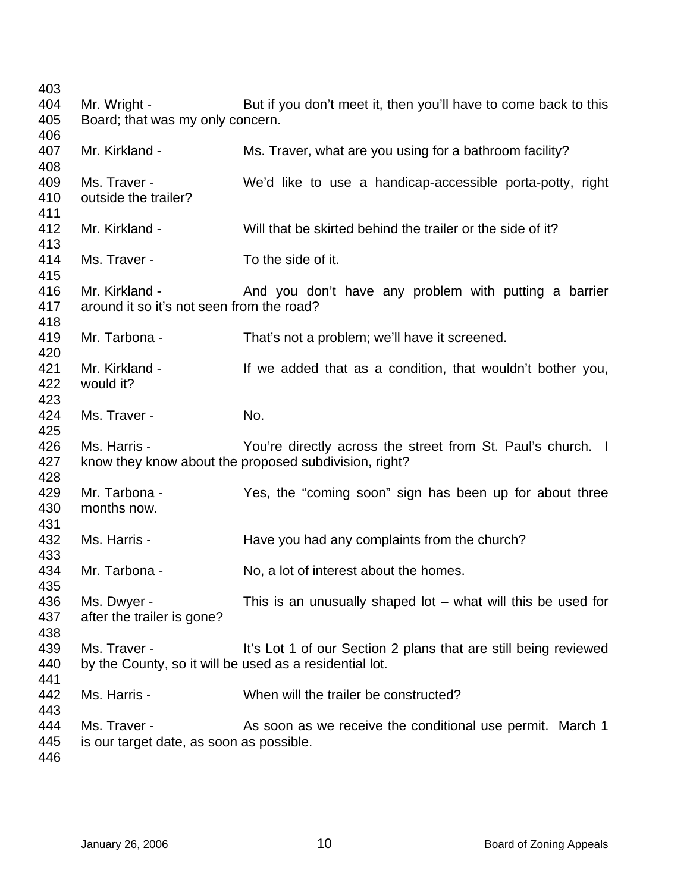Mr. Wright - But if you don't meet it, then you'll have to come back to this Board; that was my only concern.

Mr. Kirkland - Ms. Traver, what are you using for a bathroom facility?

Ms. Traver - We'd like to use a handicap-accessible porta-potty, right outside the trailer?

Mr. Kirkland - Will that be skirted behind the trailer or the side of it?

Ms. Traver - To the side of it.

Mr. Kirkland - And you don't have any problem with putting a barrier around it so it's not seen from the road?

Mr. Tarbona - That's not a problem; we'll have it screened.

Mr. Kirkland - If we added that as a condition, that wouldn't bother you, would it?

Ms. Traver - No.

Ms. Harris - You're directly across the street from St. Paul's church. I know they know about the proposed subdivision, right?

Mr. Tarbona - Yes, the "coming soon" sign has been up for about three months now.

Ms. Harris - Have you had any complaints from the church?

Mr. Tarbona - No, a lot of interest about the homes.

Ms. Dwyer - This is an unusually shaped lot – what will this be used for after the trailer is gone?

Ms. Traver - It's Lot 1 of our Section 2 plans that are still being reviewed by the County, so it will be used as a residential lot.

Ms. Harris - When will the trailer be constructed?

Ms. Traver - As soon as we receive the conditional use permit. March 1 is our target date, as soon as possible.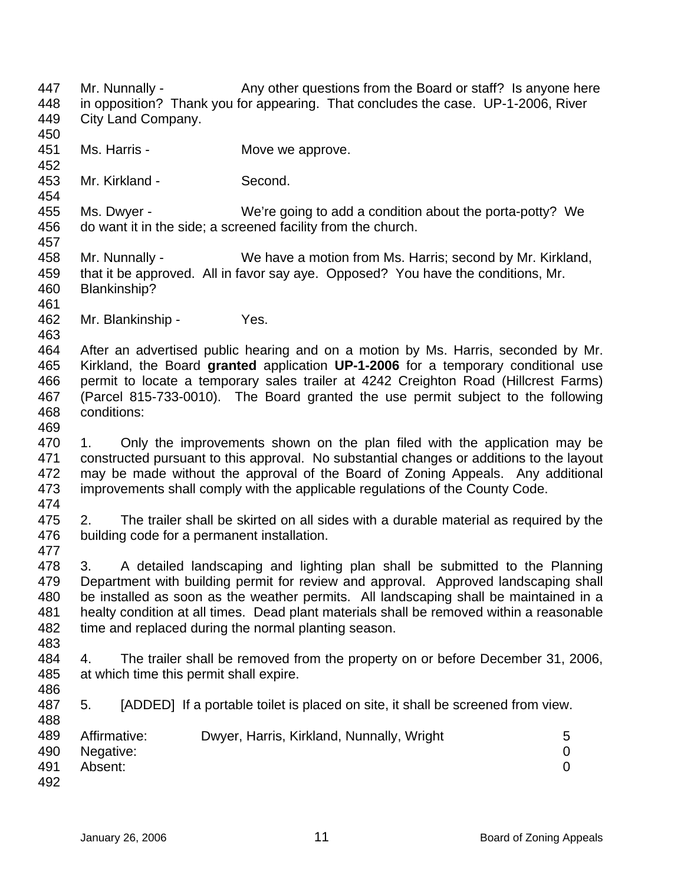Mr. Nunnally - Any other questions from the Board or staff? Is anyone here in opposition? Thank you for appearing. That concludes the case. UP-1-2006, River City Land Company.

Ms. Harris - Move we approve.

Mr. Kirkland - Second.

Ms. Dwyer - We're going to add a condition about the porta-potty? We do want it in the side; a screened facility from the church.

Mr. Nunnally - We have a motion from Ms. Harris; second by Mr. Kirkland, that it be approved. All in favor say aye. Opposed? You have the conditions, Mr. Blankinship?

Mr. Blankinship - Yes.

After an advertised public hearing and on a motion by Ms. Harris, seconded by Mr. Kirkland, the Board **granted** application **UP-1-2006** for a temporary conditional use permit to locate a temporary sales trailer at 4242 Creighton Road (Hillcrest Farms) (Parcel 815-733-0010). The Board granted the use permit subject to the following conditions:

1. Only the improvements shown on the plan filed with the application may be constructed pursuant to this approval. No substantial changes or additions to the layout may be made without the approval of the Board of Zoning Appeals. Any additional improvements shall comply with the applicable regulations of the County Code.

2. The trailer shall be skirted on all sides with a durable material as required by the building code for a permanent installation.

3. A detailed landscaping and lighting plan shall be submitted to the Planning Department with building permit for review and approval. Approved landscaping shall be installed as soon as the weather permits. All landscaping shall be maintained in a healty condition at all times. Dead plant materials shall be removed within a reasonable time and replaced during the normal planting season.

4. The trailer shall be removed from the property on or before December 31, 2006, at which time this permit shall expire.

5. [ADDED] If a portable toilet is placed on site, it shall be screened from view.

| | | |
|---|---|---|
| Affirmative: | Dwyer, Harris, Kirkland, Nunnally, Wright | 5 |
| Negative: | | 0 |
| Absent: | | 0 |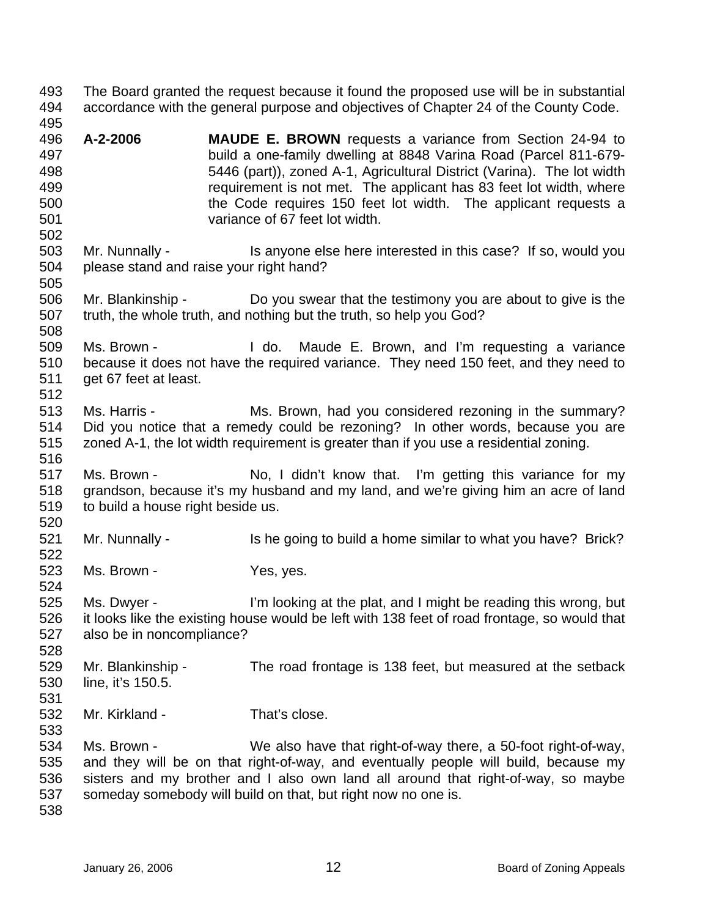The Board granted the request because it found the proposed use will be in substantial accordance with the general purpose and objectives of Chapter 24 of the County Code.

**A-2-2006** **MAUDE E. BROWN** requests a variance from Section 24-94 to build a one-family dwelling at 8848 Varina Road (Parcel 811-679-5446 (part)), zoned A-1, Agricultural District (Varina). The lot width requirement is not met. The applicant has 83 feet lot width, where the Code requires 150 feet lot width. The applicant requests a variance of 67 feet lot width.

Mr. Nunnally - Is anyone else here interested in this case? If so, would you please stand and raise your right hand?

Mr. Blankinship - Do you swear that the testimony you are about to give is the truth, the whole truth, and nothing but the truth, so help you God?

Ms. Brown - I do. Maude E. Brown, and I'm requesting a variance because it does not have the required variance. They need 150 feet, and they need to get 67 feet at least.

Ms. Harris - Ms. Brown, had you considered rezoning in the summary? Did you notice that a remedy could be rezoning? In other words, because you are zoned A-1, the lot width requirement is greater than if you use a residential zoning.

Ms. Brown - No, I didn't know that. I'm getting this variance for my grandson, because it's my husband and my land, and we're giving him an acre of land to build a house right beside us.

Mr. Nunnally - Is he going to build a home similar to what you have? Brick?

Ms. Brown - Yes, yes.

Ms. Dwyer - I'm looking at the plat, and I might be reading this wrong, but it looks like the existing house would be left with 138 feet of road frontage, so would that also be in noncompliance?

Mr. Blankinship - The road frontage is 138 feet, but measured at the setback line, it's 150.5.

Mr. Kirkland - That's close.

Ms. Brown - We also have that right-of-way there, a 50-foot right-of-way, and they will be on that right-of-way, and eventually people will build, because my sisters and my brother and I also own land all around that right-of-way, so maybe someday somebody will build on that, but right now no one is.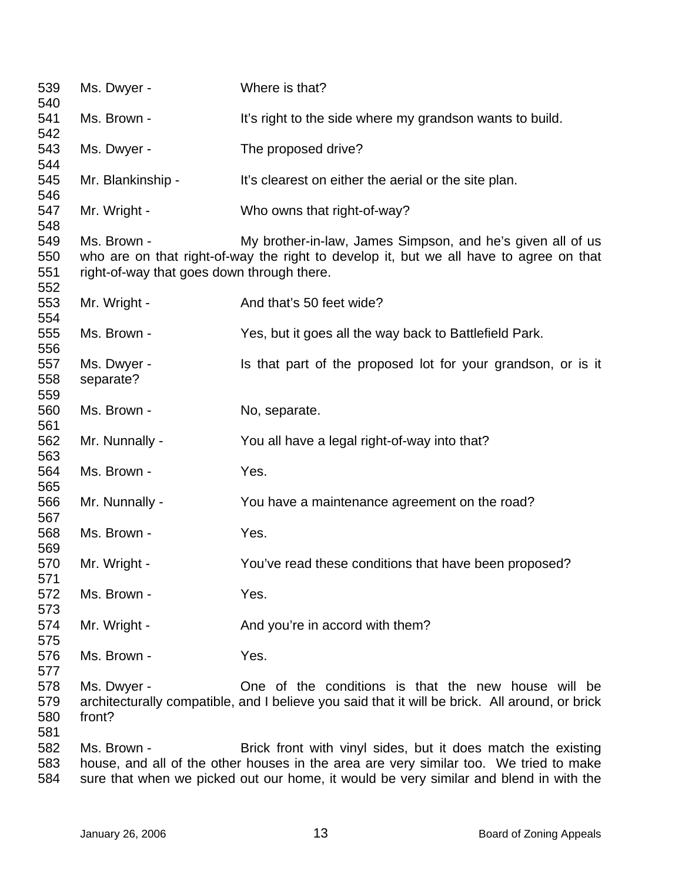539 Ms. Dwyer - Where is that?
540
541 Ms. Brown - It's right to the side where my grandson wants to build.
542
543 Ms. Dwyer - The proposed drive?
544
545 Mr. Blankinship - It's clearest on either the aerial or the site plan.
546
547 Mr. Wright - Who owns that right-of-way?
548
549 Ms. Brown - My brother-in-law, James Simpson, and he's given all of us
550 who are on that right-of-way the right to develop it, but we all have to agree on that
551 right-of-way that goes down through there.
552
553 Mr. Wright - And that's 50 feet wide?
554
555 Ms. Brown - Yes, but it goes all the way back to Battlefield Park.
556
557 Ms. Dwyer - Is that part of the proposed lot for your grandson, or is it
558 separate?
559
560 Ms. Brown - No, separate.
561
562 Mr. Nunnally - You all have a legal right-of-way into that?
563
564 Ms. Brown - Yes.
565
566 Mr. Nunnally - You have a maintenance agreement on the road?
567
568 Ms. Brown - Yes.
569
570 Mr. Wright - You've read these conditions that have been proposed?
571
572 Ms. Brown - Yes.
573
574 Mr. Wright - And you're in accord with them?
575
576 Ms. Brown - Yes.
577
578 Ms. Dwyer - One of the conditions is that the new house will be
579 architecturally compatible, and I believe you said that it will be brick. All around, or brick
580 front?
581
582 Ms. Brown - Brick front with vinyl sides, but it does match the existing
583 house, and all of the other houses in the area are very similar too. We tried to make
584 sure that when we picked out our home, it would be very similar and blend in with the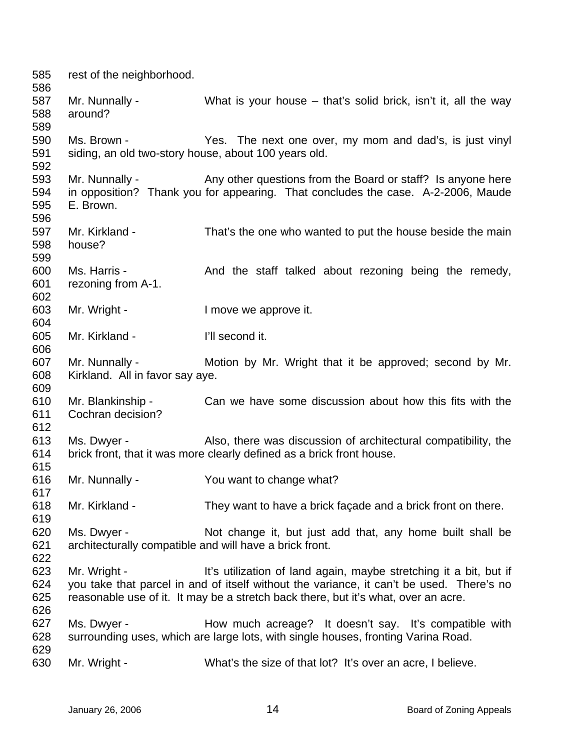rest of the neighborhood.

Mr. Nunnally - What is your house – that's solid brick, isn't it, all the way around?

Ms. Brown - Yes. The next one over, my mom and dad's, is just vinyl siding, an old two-story house, about 100 years old.

Mr. Nunnally - Any other questions from the Board or staff? Is anyone here in opposition? Thank you for appearing. That concludes the case. A-2-2006, Maude E. Brown.

Mr. Kirkland - That's the one who wanted to put the house beside the main house?

Ms. Harris - And the staff talked about rezoning being the remedy, rezoning from A-1.

Mr. Wright - I move we approve it.

Mr. Kirkland - I'll second it.

Mr. Nunnally - Motion by Mr. Wright that it be approved; second by Mr. Kirkland. All in favor say aye.

Mr. Blankinship - Can we have some discussion about how this fits with the Cochran decision?

Ms. Dwyer - Also, there was discussion of architectural compatibility, the brick front, that it was more clearly defined as a brick front house.

Mr. Nunnally - You want to change what?

Mr. Kirkland - They want to have a brick façade and a brick front on there.

Ms. Dwyer - Not change it, but just add that, any home built shall be architecturally compatible and will have a brick front.

Mr. Wright - It's utilization of land again, maybe stretching it a bit, but if you take that parcel in and of itself without the variance, it can't be used. There's no reasonable use of it. It may be a stretch back there, but it's what, over an acre.

Ms. Dwyer - How much acreage? It doesn't say. It's compatible with surrounding uses, which are large lots, with single houses, fronting Varina Road.

Mr. Wright - What's the size of that lot? It's over an acre, I believe.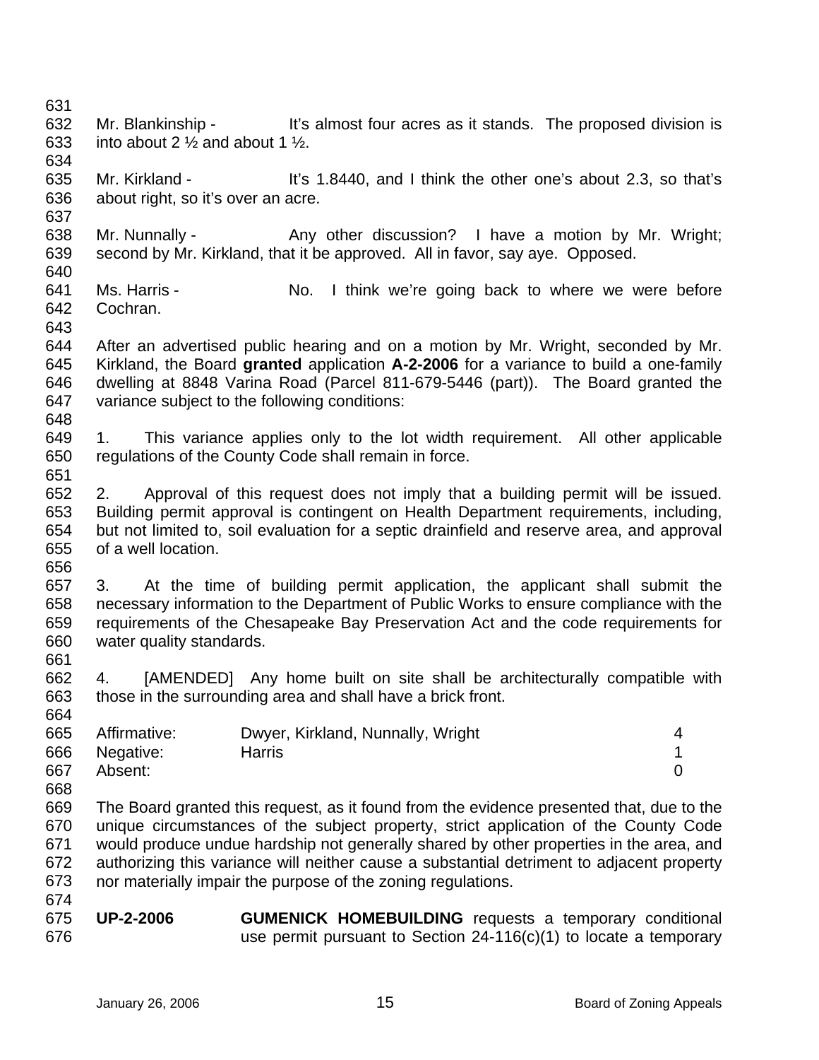Mr. Blankinship - It's almost four acres as it stands. The proposed division is into about 2 ½ and about 1 ½.

Mr. Kirkland - It's 1.8440, and I think the other one's about 2.3, so that's about right, so it's over an acre.

Mr. Nunnally - Any other discussion? I have a motion by Mr. Wright; second by Mr. Kirkland, that it be approved. All in favor, say aye. Opposed.

Ms. Harris - No. I think we're going back to where we were before Cochran.

After an advertised public hearing and on a motion by Mr. Wright, seconded by Mr. Kirkland, the Board **granted** application **A-2-2006** for a variance to build a one-family dwelling at 8848 Varina Road (Parcel 811-679-5446 (part)). The Board granted the variance subject to the following conditions:

1. This variance applies only to the lot width requirement. All other applicable regulations of the County Code shall remain in force.

2. Approval of this request does not imply that a building permit will be issued. Building permit approval is contingent on Health Department requirements, including, but not limited to, soil evaluation for a septic drainfield and reserve area, and approval of a well location.

3. At the time of building permit application, the applicant shall submit the necessary information to the Department of Public Works to ensure compliance with the requirements of the Chesapeake Bay Preservation Act and the code requirements for water quality standards.

4. [AMENDED] Any home built on site shall be architecturally compatible with those in the surrounding area and shall have a brick front.

| | | |
|---|---|---|
| Affirmative: | Dwyer, Kirkland, Nunnally, Wright | 4 |
| Negative: | Harris | 1 |
| Absent: | | 0 |

The Board granted this request, as it found from the evidence presented that, due to the unique circumstances of the subject property, strict application of the County Code would produce undue hardship not generally shared by other properties in the area, and authorizing this variance will neither cause a substantial detriment to adjacent property nor materially impair the purpose of the zoning regulations.

**UP-2-2006** **GUMENICK HOMEBUILDING** requests a temporary conditional use permit pursuant to Section 24-116(c)(1) to locate a temporary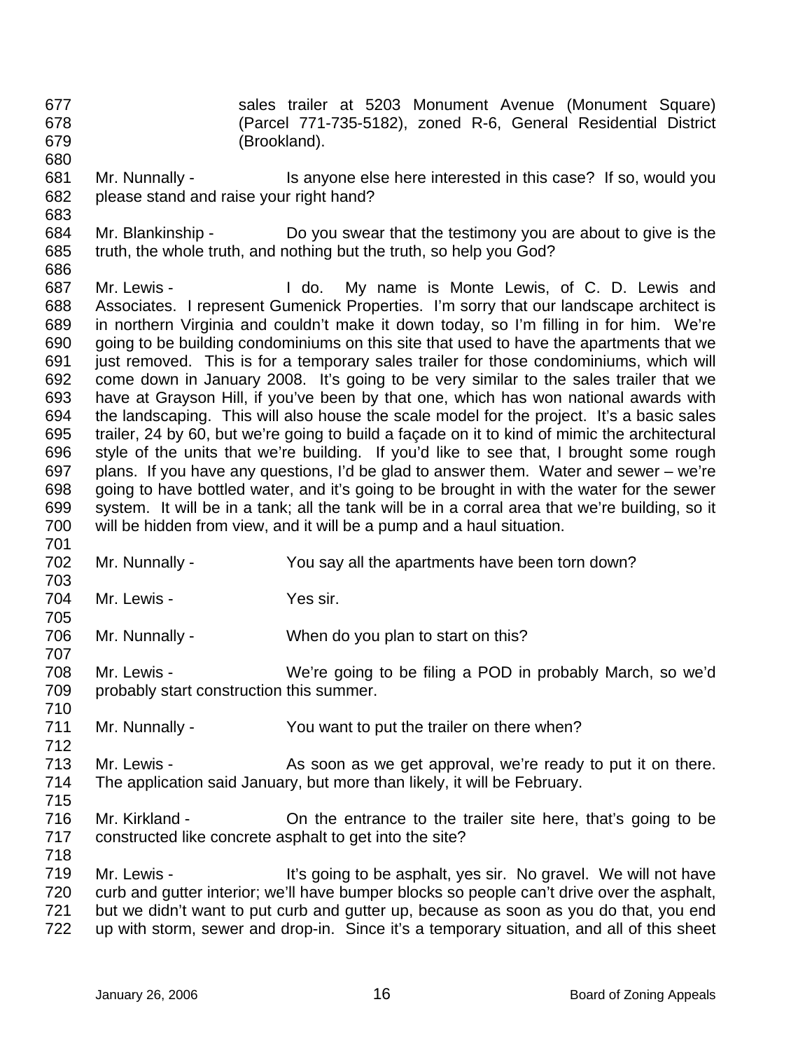sales trailer at 5203 Monument Avenue (Monument Square) (Parcel 771-735-5182), zoned R-6, General Residential District (Brookland).

Mr. Nunnally - Is anyone else here interested in this case? If so, would you please stand and raise your right hand?

Mr. Blankinship - Do you swear that the testimony you are about to give is the truth, the whole truth, and nothing but the truth, so help you God?

Mr. Lewis - I do. My name is Monte Lewis, of C. D. Lewis and Associates. I represent Gumenick Properties. I'm sorry that our landscape architect is in northern Virginia and couldn't make it down today, so I'm filling in for him. We're going to be building condominiums on this site that used to have the apartments that we just removed. This is for a temporary sales trailer for those condominiums, which will come down in January 2008. It's going to be very similar to the sales trailer that we have at Grayson Hill, if you've been by that one, which has won national awards with the landscaping. This will also house the scale model for the project. It's a basic sales trailer, 24 by 60, but we're going to build a façade on it to kind of mimic the architectural style of the units that we're building. If you'd like to see that, I brought some rough plans. If you have any questions, I'd be glad to answer them. Water and sewer – we're going to have bottled water, and it's going to be brought in with the water for the sewer system. It will be in a tank; all the tank will be in a corral area that we're building, so it will be hidden from view, and it will be a pump and a haul situation.

Mr. Nunnally - You say all the apartments have been torn down?

Mr. Lewis - Yes sir.

Mr. Nunnally - When do you plan to start on this?

Mr. Lewis - We're going to be filing a POD in probably March, so we'd probably start construction this summer.

Mr. Nunnally - You want to put the trailer on there when?

Mr. Lewis - As soon as we get approval, we're ready to put it on there. The application said January, but more than likely, it will be February.

Mr. Kirkland - On the entrance to the trailer site here, that's going to be constructed like concrete asphalt to get into the site?

Mr. Lewis - It's going to be asphalt, yes sir. No gravel. We will not have curb and gutter interior; we'll have bumper blocks so people can't drive over the asphalt, but we didn't want to put curb and gutter up, because as soon as you do that, you end up with storm, sewer and drop-in. Since it's a temporary situation, and all of this sheet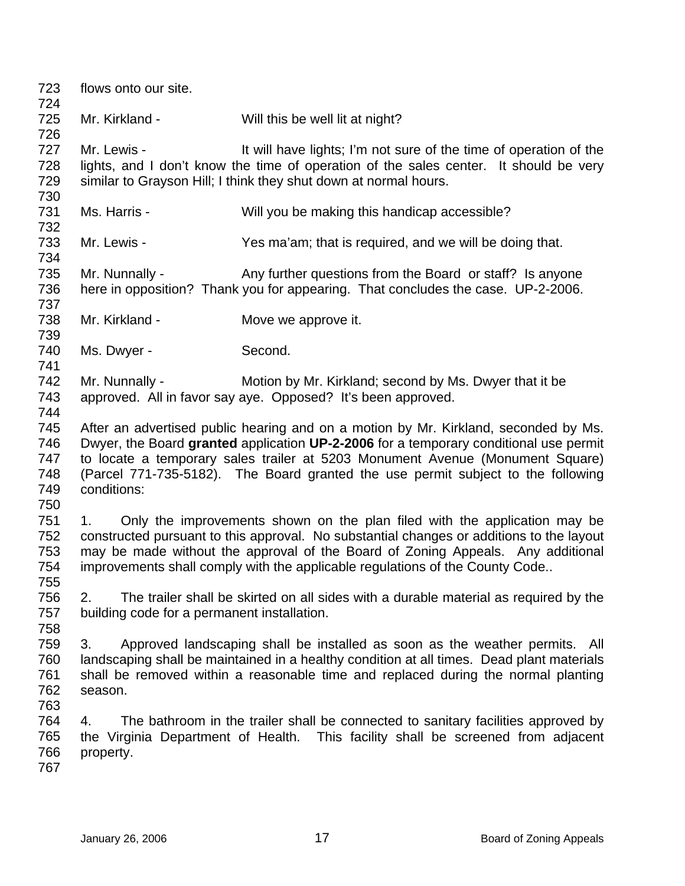flows onto our site.

Mr. Kirkland - Will this be well lit at night?

Mr. Lewis - It will have lights; I'm not sure of the time of operation of the lights, and I don't know the time of operation of the sales center. It should be very similar to Grayson Hill; I think they shut down at normal hours.

Ms. Harris - Will you be making this handicap accessible?

Mr. Lewis - Yes ma'am; that is required, and we will be doing that.

Mr. Nunnally - Any further questions from the Board or staff? Is anyone here in opposition? Thank you for appearing. That concludes the case. UP-2-2006.

Mr. Kirkland - Move we approve it.

Ms. Dwyer - Second.

Mr. Nunnally - Motion by Mr. Kirkland; second by Ms. Dwyer that it be approved. All in favor say aye. Opposed? It's been approved.

After an advertised public hearing and on a motion by Mr. Kirkland, seconded by Ms. Dwyer, the Board **granted** application **UP-2-2006** for a temporary conditional use permit to locate a temporary sales trailer at 5203 Monument Avenue (Monument Square) (Parcel 771-735-5182). The Board granted the use permit subject to the following conditions:

1. Only the improvements shown on the plan filed with the application may be constructed pursuant to this approval. No substantial changes or additions to the layout may be made without the approval of the Board of Zoning Appeals. Any additional improvements shall comply with the applicable regulations of the County Code..

2. The trailer shall be skirted on all sides with a durable material as required by the building code for a permanent installation.

3. Approved landscaping shall be installed as soon as the weather permits. All landscaping shall be maintained in a healthy condition at all times. Dead plant materials shall be removed within a reasonable time and replaced during the normal planting season.

4. The bathroom in the trailer shall be connected to sanitary facilities approved by the Virginia Department of Health. This facility shall be screened from adjacent property.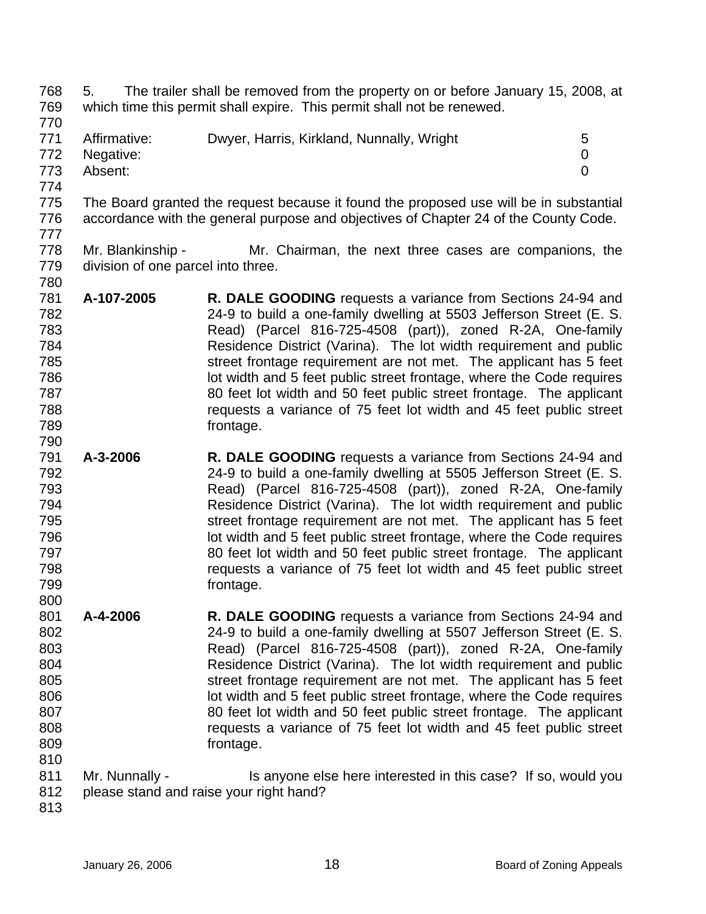5. The trailer shall be removed from the property on or before January 15, 2008, at which time this permit shall expire. This permit shall not be renewed.

| | | |
|---|---|---|
| Affirmative: | Dwyer, Harris, Kirkland, Nunnally, Wright | 5 |
| Negative: | | 0 |
| Absent: | | 0 |

The Board granted the request because it found the proposed use will be in substantial accordance with the general purpose and objectives of Chapter 24 of the County Code.

Mr. Blankinship - Mr. Chairman, the next three cases are companions, the division of one parcel into three.

**A-107-2005** **R. DALE GOODING** requests a variance from Sections 24-94 and 24-9 to build a one-family dwelling at 5503 Jefferson Street (E. S. Read) (Parcel 816-725-4508 (part)), zoned R-2A, One-family Residence District (Varina). The lot width requirement and public street frontage requirement are not met. The applicant has 5 feet lot width and 5 feet public street frontage, where the Code requires 80 feet lot width and 50 feet public street frontage. The applicant requests a variance of 75 feet lot width and 45 feet public street frontage.

**A-3-2006** **R. DALE GOODING** requests a variance from Sections 24-94 and 24-9 to build a one-family dwelling at 5505 Jefferson Street (E. S. Read) (Parcel 816-725-4508 (part)), zoned R-2A, One-family Residence District (Varina). The lot width requirement and public street frontage requirement are not met. The applicant has 5 feet lot width and 5 feet public street frontage, where the Code requires 80 feet lot width and 50 feet public street frontage. The applicant requests a variance of 75 feet lot width and 45 feet public street frontage.

**A-4-2006** **R. DALE GOODING** requests a variance from Sections 24-94 and 24-9 to build a one-family dwelling at 5507 Jefferson Street (E. S. Read) (Parcel 816-725-4508 (part)), zoned R-2A, One-family Residence District (Varina). The lot width requirement and public street frontage requirement are not met. The applicant has 5 feet lot width and 5 feet public street frontage, where the Code requires 80 feet lot width and 50 feet public street frontage. The applicant requests a variance of 75 feet lot width and 45 feet public street frontage.

Mr. Nunnally - Is anyone else here interested in this case? If so, would you please stand and raise your right hand?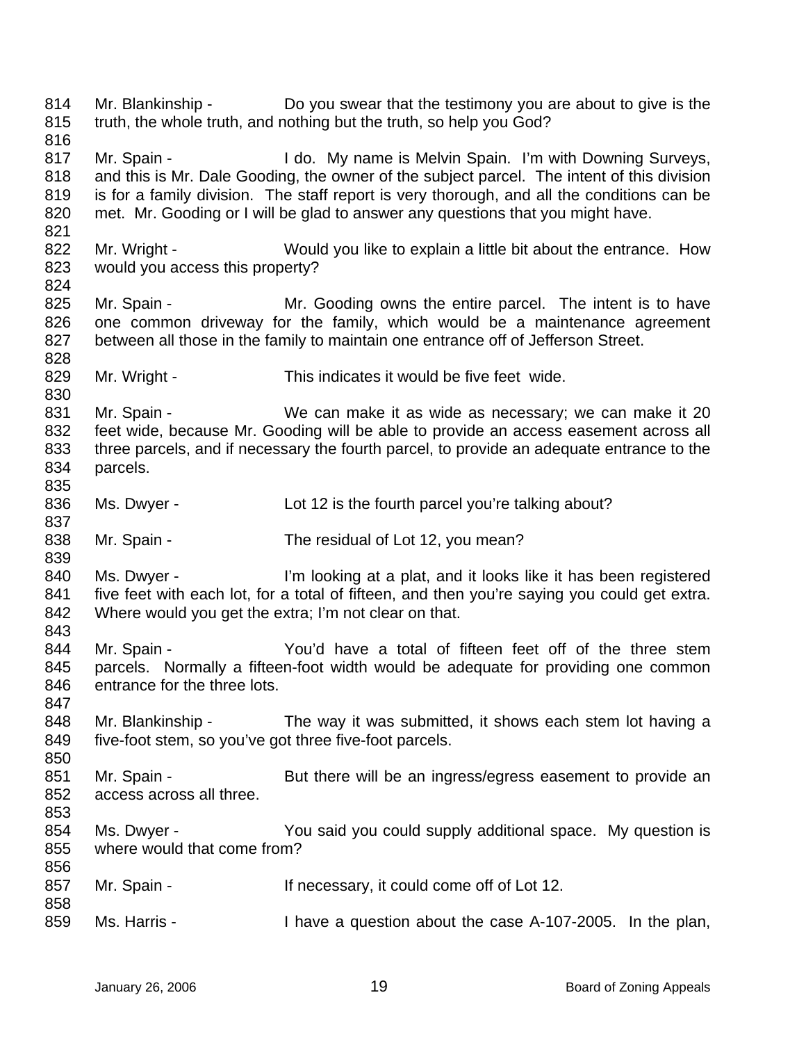Mr. Blankinship - Do you swear that the testimony you are about to give is the truth, the whole truth, and nothing but the truth, so help you God?

Mr. Spain - I do. My name is Melvin Spain. I'm with Downing Surveys, and this is Mr. Dale Gooding, the owner of the subject parcel. The intent of this division is for a family division. The staff report is very thorough, and all the conditions can be met. Mr. Gooding or I will be glad to answer any questions that you might have.

Mr. Wright - Would you like to explain a little bit about the entrance. How would you access this property?

Mr. Spain - Mr. Gooding owns the entire parcel. The intent is to have one common driveway for the family, which would be a maintenance agreement between all those in the family to maintain one entrance off of Jefferson Street.

Mr. Wright - This indicates it would be five feet wide.

Mr. Spain - We can make it as wide as necessary; we can make it 20 feet wide, because Mr. Gooding will be able to provide an access easement across all three parcels, and if necessary the fourth parcel, to provide an adequate entrance to the parcels.

Ms. Dwyer - Lot 12 is the fourth parcel you're talking about?

Mr. Spain - The residual of Lot 12, you mean?

Ms. Dwyer - I'm looking at a plat, and it looks like it has been registered five feet with each lot, for a total of fifteen, and then you're saying you could get extra. Where would you get the extra; I'm not clear on that.

Mr. Spain - You'd have a total of fifteen feet off of the three stem parcels. Normally a fifteen-foot width would be adequate for providing one common entrance for the three lots.

Mr. Blankinship - The way it was submitted, it shows each stem lot having a five-foot stem, so you've got three five-foot parcels.

Mr. Spain - But there will be an ingress/egress easement to provide an access across all three.

Ms. Dwyer - You said you could supply additional space. My question is where would that come from?

Mr. Spain - If necessary, it could come off of Lot 12.

Ms. Harris - I have a question about the case A-107-2005. In the plan,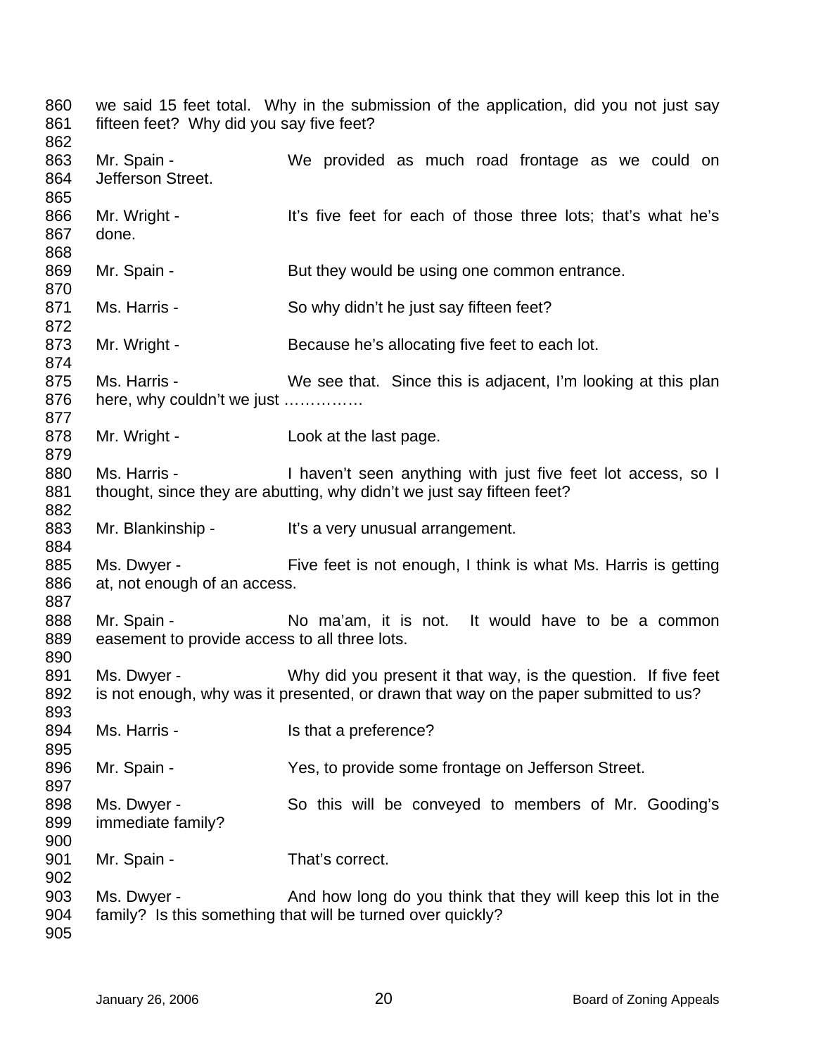we said 15 feet total. Why in the submission of the application, did you not just say fifteen feet? Why did you say five feet?

Mr. Spain - We provided as much road frontage as we could on Jefferson Street.

Mr. Wright - It's five feet for each of those three lots; that's what he's done.

Mr. Spain - But they would be using one common entrance.

Ms. Harris - So why didn't he just say fifteen feet?

Mr. Wright - Because he's allocating five feet to each lot.

Ms. Harris - We see that. Since this is adjacent, I'm looking at this plan here, why couldn't we just ……………

Mr. Wright - Look at the last page.

Ms. Harris - I haven't seen anything with just five feet lot access, so I thought, since they are abutting, why didn't we just say fifteen feet?

Mr. Blankinship - It's a very unusual arrangement.

Ms. Dwyer - Five feet is not enough, I think is what Ms. Harris is getting at, not enough of an access.

Mr. Spain - No ma'am, it is not. It would have to be a common easement to provide access to all three lots.

Ms. Dwyer - Why did you present it that way, is the question. If five feet is not enough, why was it presented, or drawn that way on the paper submitted to us?

Ms. Harris - Is that a preference?

Mr. Spain - Yes, to provide some frontage on Jefferson Street.

Ms. Dwyer - So this will be conveyed to members of Mr. Gooding's immediate family?

Mr. Spain - That's correct.

Ms. Dwyer - And how long do you think that they will keep this lot in the family? Is this something that will be turned over quickly?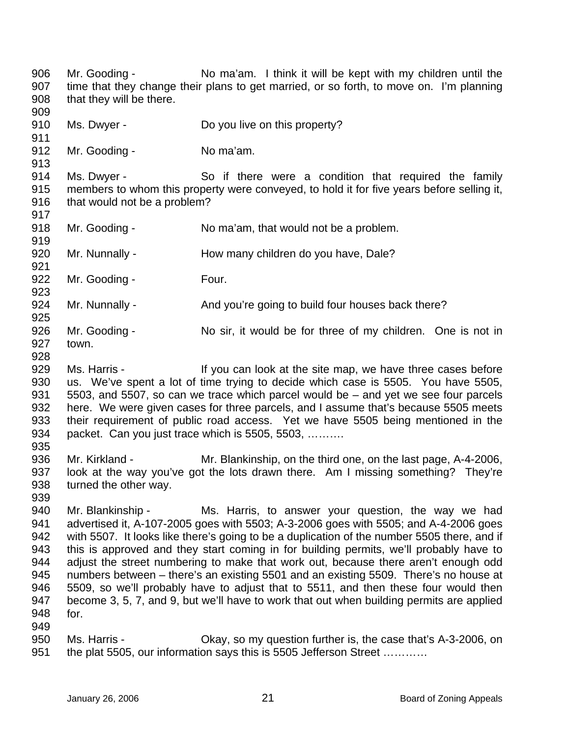906 Mr. Gooding - No ma'am. I think it will be kept with my children until the
907 time that they change their plans to get married, or so forth, to move on. I'm planning
908 that they will be there.
909
910 Ms. Dwyer - Do you live on this property?
911
912 Mr. Gooding - No ma'am.
913
914 Ms. Dwyer - So if there were a condition that required the family
915 members to whom this property were conveyed, to hold it for five years before selling it,
916 that would not be a problem?
917
918 Mr. Gooding - No ma'am, that would not be a problem.
919
920 Mr. Nunnally - How many children do you have, Dale?
921
922 Mr. Gooding - Four.
923
924 Mr. Nunnally - And you're going to build four houses back there?
925
926 Mr. Gooding - No sir, it would be for three of my children. One is not in
927 town.
928
929 Ms. Harris - If you can look at the site map, we have three cases before
930 us. We've spent a lot of time trying to decide which case is 5505. You have 5505,
931 5503, and 5507, so can we trace which parcel would be – and yet we see four parcels
932 here. We were given cases for three parcels, and I assume that's because 5505 meets
933 their requirement of public road access. Yet we have 5505 being mentioned in the
934 packet. Can you just trace which is 5505, 5503, ……….
935
936 Mr. Kirkland - Mr. Blankinship, on the third one, on the last page, A-4-2006,
937 look at the way you've got the lots drawn there. Am I missing something? They're
938 turned the other way.
939
940 Mr. Blankinship - Ms. Harris, to answer your question, the way we had
941 advertised it, A-107-2005 goes with 5503; A-3-2006 goes with 5505; and A-4-2006 goes
942 with 5507. It looks like there's going to be a duplication of the number 5505 there, and if
943 this is approved and they start coming in for building permits, we'll probably have to
944 adjust the street numbering to make that work out, because there aren't enough odd
945 numbers between – there's an existing 5501 and an existing 5509. There's no house at
946 5509, so we'll probably have to adjust that to 5511, and then these four would then
947 become 3, 5, 7, and 9, but we'll have to work that out when building permits are applied
948 for.
949
950 Ms. Harris - Okay, so my question further is, the case that's A-3-2006, on
951 the plat 5505, our information says this is 5505 Jefferson Street …………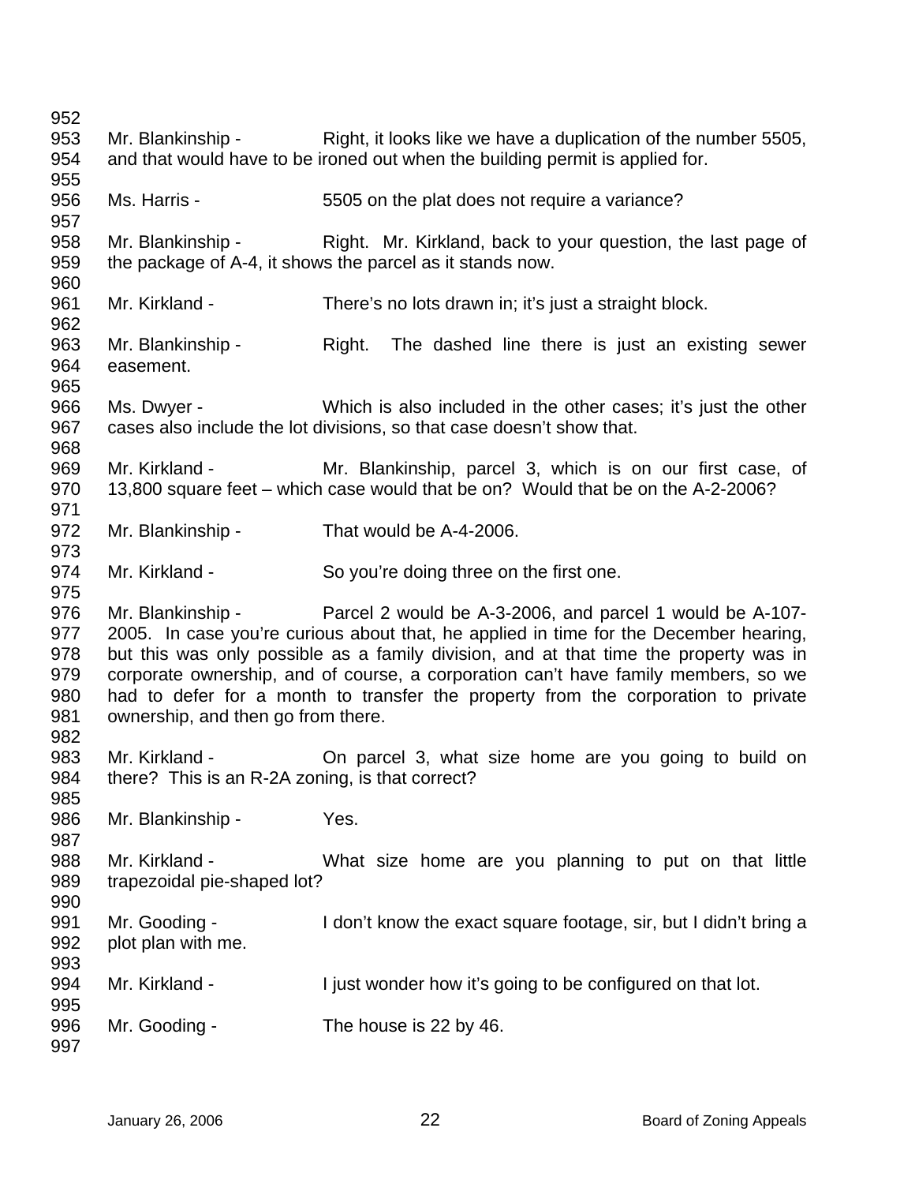Mr. Blankinship - Right, it looks like we have a duplication of the number 5505, and that would have to be ironed out when the building permit is applied for.

Ms. Harris - 5505 on the plat does not require a variance?

Mr. Blankinship - Right. Mr. Kirkland, back to your question, the last page of the package of A-4, it shows the parcel as it stands now.

Mr. Kirkland - There's no lots drawn in; it's just a straight block.

Mr. Blankinship - Right. The dashed line there is just an existing sewer easement.

Ms. Dwyer - Which is also included in the other cases; it's just the other cases also include the lot divisions, so that case doesn't show that.

Mr. Kirkland - Mr. Blankinship, parcel 3, which is on our first case, of 13,800 square feet – which case would that be on? Would that be on the A-2-2006?

Mr. Blankinship - That would be A-4-2006.

Mr. Kirkland - So you're doing three on the first one.

Mr. Blankinship - Parcel 2 would be A-3-2006, and parcel 1 would be A-107-2005. In case you're curious about that, he applied in time for the December hearing, but this was only possible as a family division, and at that time the property was in corporate ownership, and of course, a corporation can't have family members, so we had to defer for a month to transfer the property from the corporation to private ownership, and then go from there.

Mr. Kirkland - On parcel 3, what size home are you going to build on there? This is an R-2A zoning, is that correct?

Mr. Blankinship - Yes.

Mr. Kirkland - What size home are you planning to put on that little trapezoidal pie-shaped lot?

Mr. Gooding - I don't know the exact square footage, sir, but I didn't bring a plot plan with me.

Mr. Kirkland - I just wonder how it's going to be configured on that lot.

Mr. Gooding - The house is 22 by 46.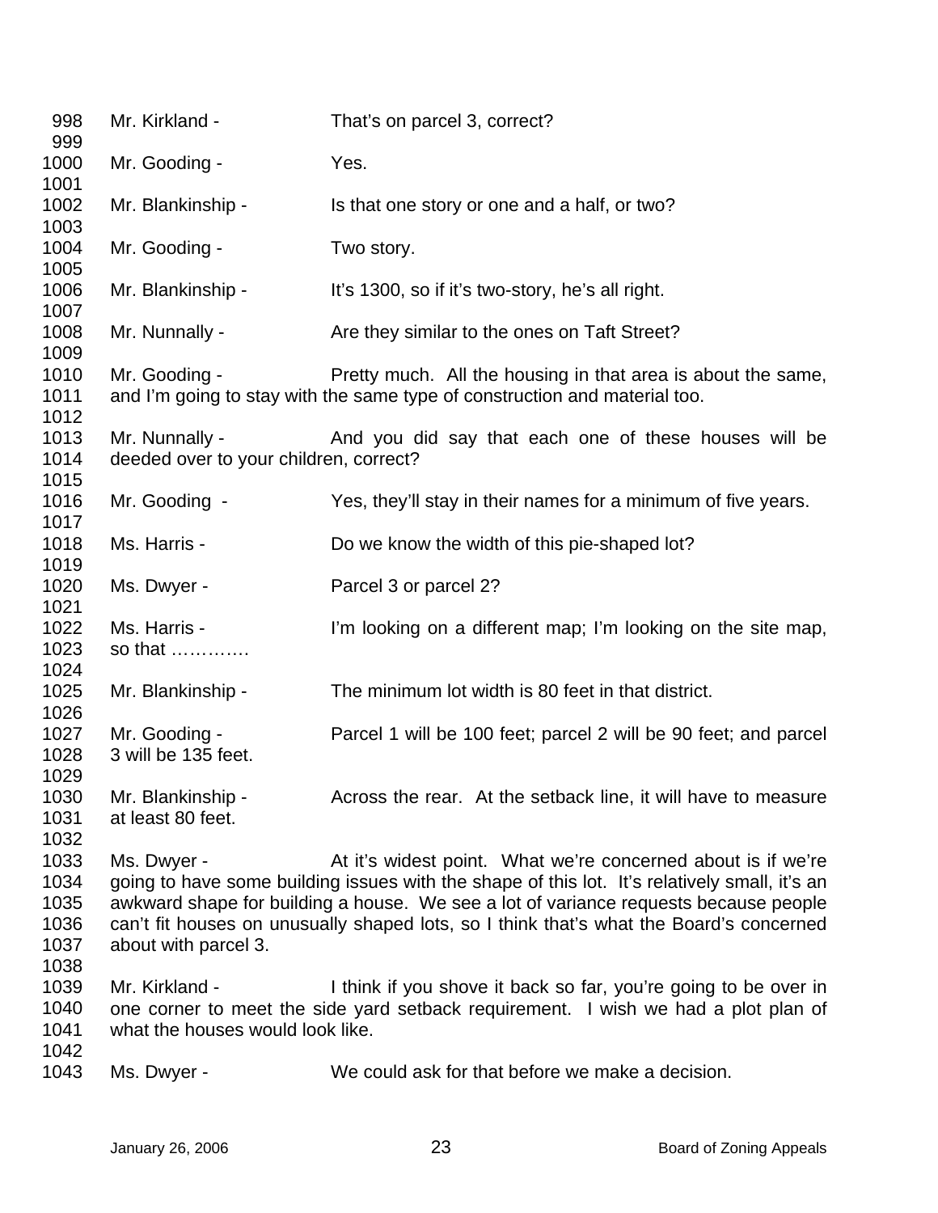998 Mr. Kirkland - That's on parcel 3, correct?
999
1000 Mr. Gooding - Yes.
1001
1002 Mr. Blankinship - Is that one story or one and a half, or two?
1003
1004 Mr. Gooding - Two story.
1005
1006 Mr. Blankinship - It's 1300, so if it's two-story, he's all right.
1007
1008 Mr. Nunnally - Are they similar to the ones on Taft Street?
1009
1010 Mr. Gooding - Pretty much. All the housing in that area is about the same,
1011 and I'm going to stay with the same type of construction and material too.
1012
1013 Mr. Nunnally - And you did say that each one of these houses will be
1014 deeded over to your children, correct?
1015
1016 Mr. Gooding - Yes, they'll stay in their names for a minimum of five years.
1017
1018 Ms. Harris - Do we know the width of this pie-shaped lot?
1019
1020 Ms. Dwyer - Parcel 3 or parcel 2?
1021
1022 Ms. Harris - I'm looking on a different map; I'm looking on the site map,
1023 so that ………….
1024
1025 Mr. Blankinship - The minimum lot width is 80 feet in that district.
1026
1027 Mr. Gooding - Parcel 1 will be 100 feet; parcel 2 will be 90 feet; and parcel
1028 3 will be 135 feet.
1029
1030 Mr. Blankinship - Across the rear. At the setback line, it will have to measure
1031 at least 80 feet.
1032
1033 Ms. Dwyer - At it's widest point. What we're concerned about is if we're
1034 going to have some building issues with the shape of this lot. It's relatively small, it's an
1035 awkward shape for building a house. We see a lot of variance requests because people
1036 can't fit houses on unusually shaped lots, so I think that's what the Board's concerned
1037 about with parcel 3.
1038
1039 Mr. Kirkland - I think if you shove it back so far, you're going to be over in
1040 one corner to meet the side yard setback requirement. I wish we had a plot plan of
1041 what the houses would look like.
1042
1043 Ms. Dwyer - We could ask for that before we make a decision.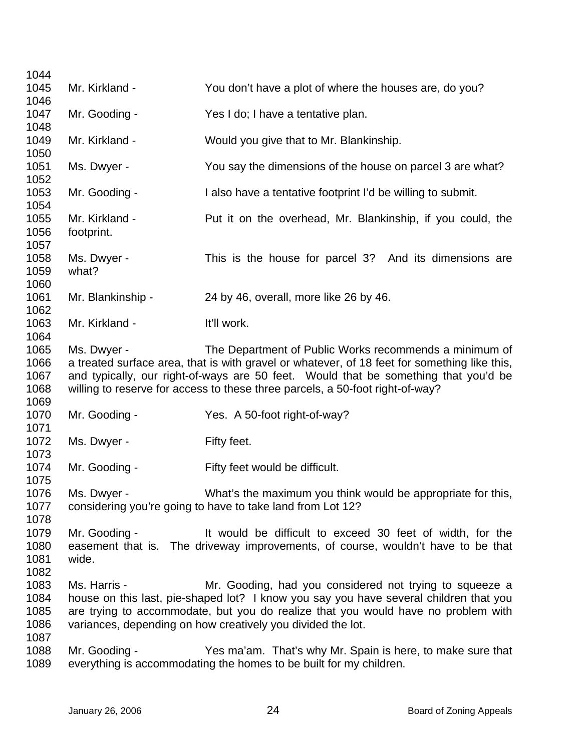Mr. Kirkland - You don't have a plot of where the houses are, do you?

Mr. Gooding - Yes I do; I have a tentative plan.

Mr. Kirkland - Would you give that to Mr. Blankinship.

Ms. Dwyer - You say the dimensions of the house on parcel 3 are what?

Mr. Gooding - I also have a tentative footprint I'd be willing to submit.

Mr. Kirkland - Put it on the overhead, Mr. Blankinship, if you could, the footprint.

Ms. Dwyer - This is the house for parcel 3? And its dimensions are what?

Mr. Blankinship - 24 by 46, overall, more like 26 by 46.

Mr. Kirkland - It'll work.

Ms. Dwyer - The Department of Public Works recommends a minimum of a treated surface area, that is with gravel or whatever, of 18 feet for something like this, and typically, our right-of-ways are 50 feet. Would that be something that you'd be willing to reserve for access to these three parcels, a 50-foot right-of-way?

Mr. Gooding - Yes. A 50-foot right-of-way?

Ms. Dwyer - Fifty feet.

Mr. Gooding - Fifty feet would be difficult.

Ms. Dwyer - What's the maximum you think would be appropriate for this, considering you're going to have to take land from Lot 12?

Mr. Gooding - It would be difficult to exceed 30 feet of width, for the easement that is. The driveway improvements, of course, wouldn't have to be that wide.

Ms. Harris - Mr. Gooding, had you considered not trying to squeeze a house on this last, pie-shaped lot? I know you say you have several children that you are trying to accommodate, but you do realize that you would have no problem with variances, depending on how creatively you divided the lot.

Mr. Gooding - Yes ma'am. That's why Mr. Spain is here, to make sure that everything is accommodating the homes to be built for my children.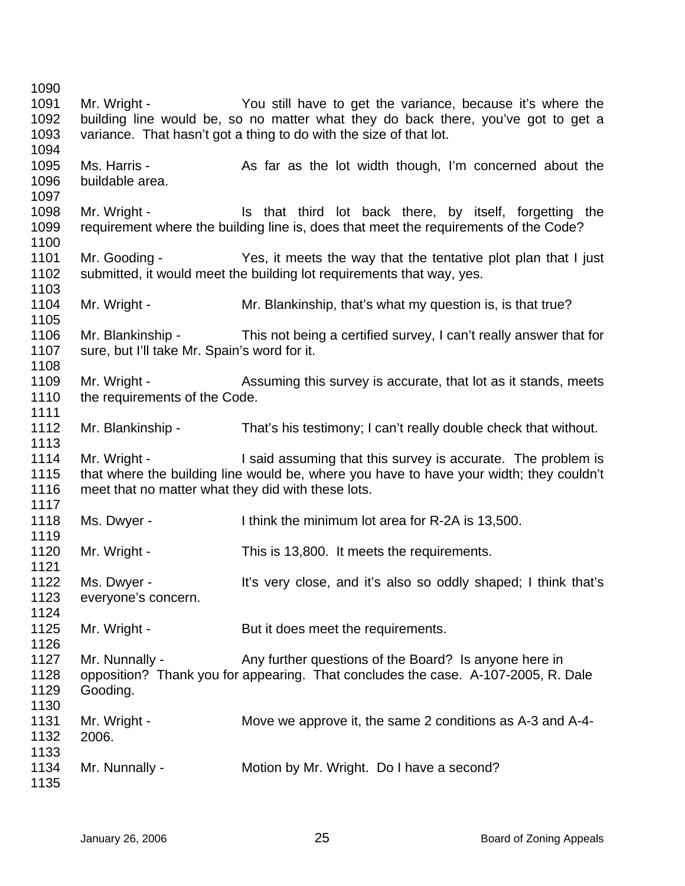Mr. Wright - You still have to get the variance, because it's where the building line would be, so no matter what they do back there, you've got to get a variance. That hasn't got a thing to do with the size of that lot.

Ms. Harris - As far as the lot width though, I'm concerned about the buildable area.

Mr. Wright - Is that third lot back there, by itself, forgetting the requirement where the building line is, does that meet the requirements of the Code?

Mr. Gooding - Yes, it meets the way that the tentative plot plan that I just submitted, it would meet the building lot requirements that way, yes.

Mr. Wright - Mr. Blankinship, that's what my question is, is that true?

Mr. Blankinship - This not being a certified survey, I can't really answer that for sure, but I'll take Mr. Spain's word for it.

Mr. Wright - Assuming this survey is accurate, that lot as it stands, meets the requirements of the Code.

Mr. Blankinship - That's his testimony; I can't really double check that without.

Mr. Wright - I said assuming that this survey is accurate. The problem is that where the building line would be, where you have to have your width; they couldn't meet that no matter what they did with these lots.

Ms. Dwyer - I think the minimum lot area for R-2A is 13,500.

Mr. Wright - This is 13,800. It meets the requirements.

Ms. Dwyer - It's very close, and it's also so oddly shaped; I think that's everyone's concern.

Mr. Wright - But it does meet the requirements.

Mr. Nunnally - Any further questions of the Board? Is anyone here in opposition? Thank you for appearing. That concludes the case. A-107-2005, R. Dale Gooding.

Mr. Wright - Move we approve it, the same 2 conditions as A-3 and A-4-2006.

Mr. Nunnally - Motion by Mr. Wright. Do I have a second?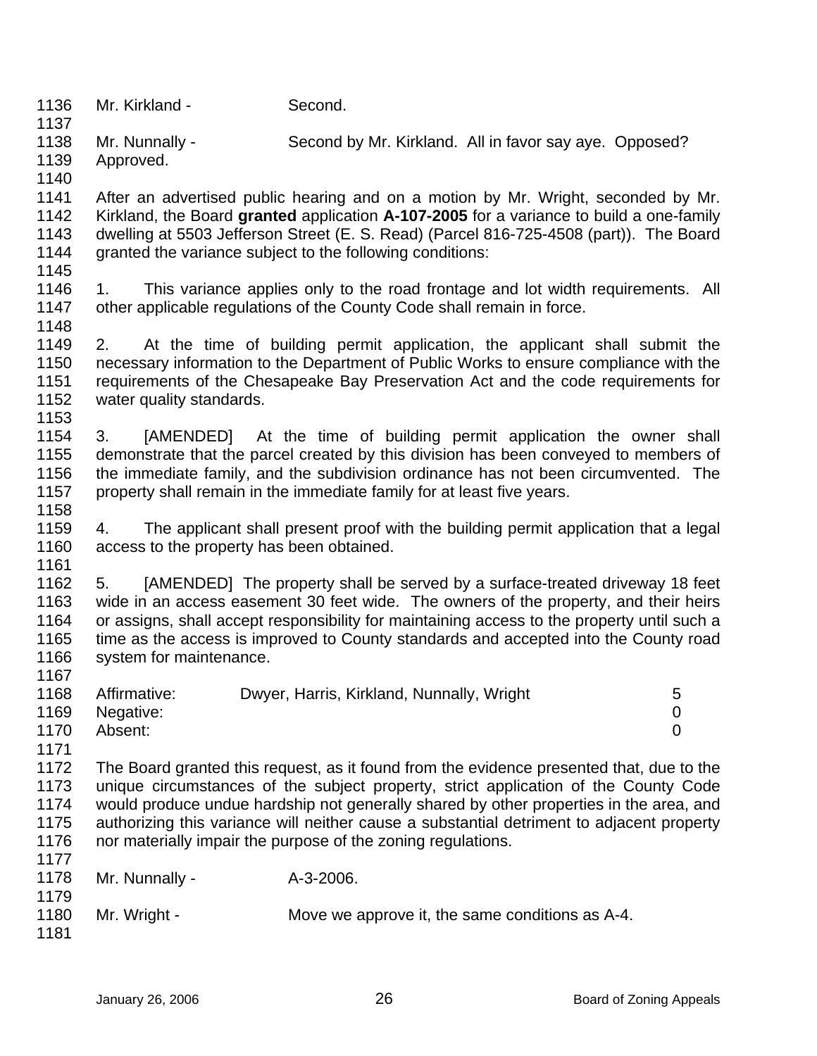Mr. Kirkland - Second.

Mr. Nunnally - Second by Mr. Kirkland. All in favor say aye. Opposed? Approved.

After an advertised public hearing and on a motion by Mr. Wright, seconded by Mr. Kirkland, the Board **granted** application **A-107-2005** for a variance to build a one-family dwelling at 5503 Jefferson Street (E. S. Read) (Parcel 816-725-4508 (part)). The Board granted the variance subject to the following conditions:

1. This variance applies only to the road frontage and lot width requirements. All other applicable regulations of the County Code shall remain in force.

2. At the time of building permit application, the applicant shall submit the necessary information to the Department of Public Works to ensure compliance with the requirements of the Chesapeake Bay Preservation Act and the code requirements for water quality standards.

3. [AMENDED] At the time of building permit application the owner shall demonstrate that the parcel created by this division has been conveyed to members of the immediate family, and the subdivision ordinance has not been circumvented. The property shall remain in the immediate family for at least five years.

4. The applicant shall present proof with the building permit application that a legal access to the property has been obtained.

5. [AMENDED] The property shall be served by a surface-treated driveway 18 feet wide in an access easement 30 feet wide. The owners of the property, and their heirs or assigns, shall accept responsibility for maintaining access to the property until such a time as the access is improved to County standards and accepted into the County road system for maintenance.

| | | |
|---|---|---|
| Affirmative: | Dwyer, Harris, Kirkland, Nunnally, Wright | 5 |
| Negative: | | 0 |
| Absent: | | 0 |

The Board granted this request, as it found from the evidence presented that, due to the unique circumstances of the subject property, strict application of the County Code would produce undue hardship not generally shared by other properties in the area, and authorizing this variance will neither cause a substantial detriment to adjacent property nor materially impair the purpose of the zoning regulations.

Mr. Nunnally - A-3-2006.

Mr. Wright - Move we approve it, the same conditions as A-4.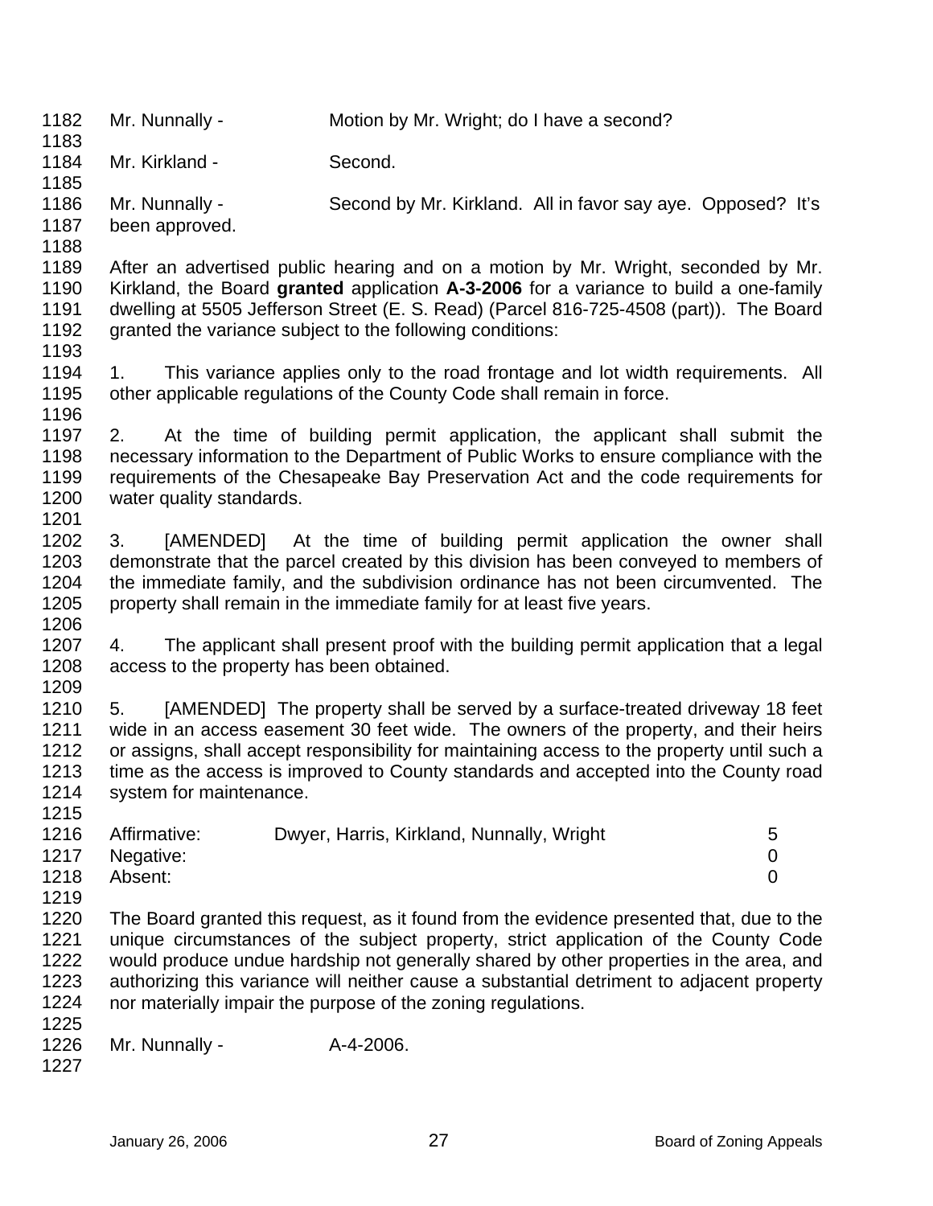Mr. Nunnally - Motion by Mr. Wright; do I have a second?

Mr. Kirkland - Second.

Mr. Nunnally - Second by Mr. Kirkland. All in favor say aye. Opposed? It's been approved.

After an advertised public hearing and on a motion by Mr. Wright, seconded by Mr. Kirkland, the Board **granted** application **A-3-2006** for a variance to build a one-family dwelling at 5505 Jefferson Street (E. S. Read) (Parcel 816-725-4508 (part)). The Board granted the variance subject to the following conditions:

1. This variance applies only to the road frontage and lot width requirements. All other applicable regulations of the County Code shall remain in force.

2. At the time of building permit application, the applicant shall submit the necessary information to the Department of Public Works to ensure compliance with the requirements of the Chesapeake Bay Preservation Act and the code requirements for water quality standards.

3. [AMENDED] At the time of building permit application the owner shall demonstrate that the parcel created by this division has been conveyed to members of the immediate family, and the subdivision ordinance has not been circumvented. The property shall remain in the immediate family for at least five years.

4. The applicant shall present proof with the building permit application that a legal access to the property has been obtained.

5. [AMENDED] The property shall be served by a surface-treated driveway 18 feet wide in an access easement 30 feet wide. The owners of the property, and their heirs or assigns, shall accept responsibility for maintaining access to the property until such a time as the access is improved to County standards and accepted into the County road system for maintenance.

| | | |
|---|---|---|
| Affirmative: | Dwyer, Harris, Kirkland, Nunnally, Wright | 5 |
| Negative: | | 0 |
| Absent: | | 0 |

The Board granted this request, as it found from the evidence presented that, due to the unique circumstances of the subject property, strict application of the County Code would produce undue hardship not generally shared by other properties in the area, and authorizing this variance will neither cause a substantial detriment to adjacent property nor materially impair the purpose of the zoning regulations.

Mr. Nunnally - A-4-2006.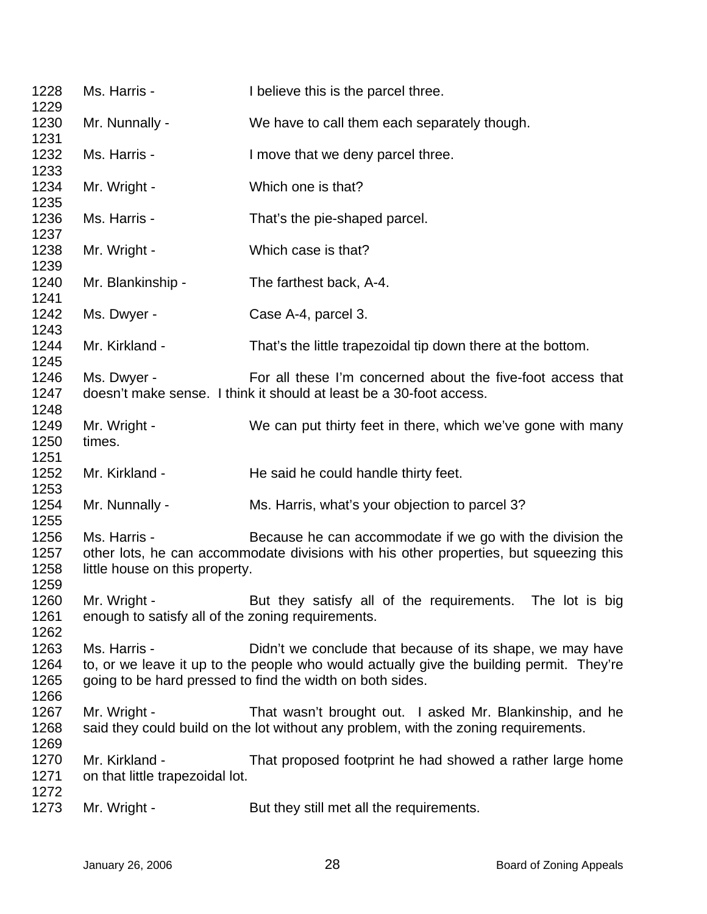1228 Ms. Harris - I believe this is the parcel three.
1229
1230 Mr. Nunnally - We have to call them each separately though.
1231
1232 Ms. Harris - I move that we deny parcel three.
1233
1234 Mr. Wright - Which one is that?
1235
1236 Ms. Harris - That's the pie-shaped parcel.
1237
1238 Mr. Wright - Which case is that?
1239
1240 Mr. Blankinship - The farthest back, A-4.
1241
1242 Ms. Dwyer - Case A-4, parcel 3.
1243
1244 Mr. Kirkland - That's the little trapezoidal tip down there at the bottom.
1245
1246 Ms. Dwyer - For all these I'm concerned about the five-foot access that
1247 doesn't make sense. I think it should at least be a 30-foot access.
1248
1249 Mr. Wright - We can put thirty feet in there, which we've gone with many
1250 times.
1251
1252 Mr. Kirkland - He said he could handle thirty feet.
1253
1254 Mr. Nunnally - Ms. Harris, what's your objection to parcel 3?
1255
1256 Ms. Harris - Because he can accommodate if we go with the division the
1257 other lots, he can accommodate divisions with his other properties, but squeezing this
1258 little house on this property.
1259
1260 Mr. Wright - But they satisfy all of the requirements. The lot is big
1261 enough to satisfy all of the zoning requirements.
1262
1263 Ms. Harris - Didn't we conclude that because of its shape, we may have
1264 to, or we leave it up to the people who would actually give the building permit. They're
1265 going to be hard pressed to find the width on both sides.
1266
1267 Mr. Wright - That wasn't brought out. I asked Mr. Blankinship, and he
1268 said they could build on the lot without any problem, with the zoning requirements.
1269
1270 Mr. Kirkland - That proposed footprint he had showed a rather large home
1271 on that little trapezoidal lot.
1272
1273 Mr. Wright - But they still met all the requirements.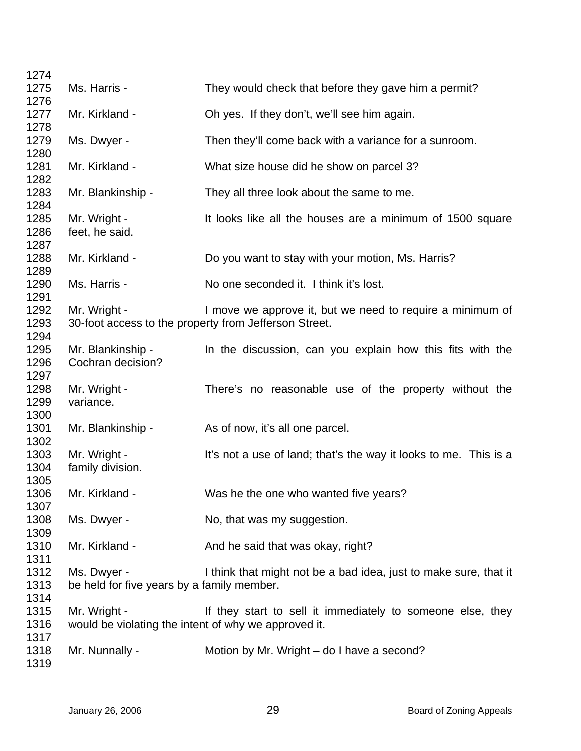1274
1275 Ms. Harris - They would check that before they gave him a permit?
1276
1277 Mr. Kirkland - Oh yes. If they don't, we'll see him again.
1278
1279 Ms. Dwyer - Then they'll come back with a variance for a sunroom.
1280
1281 Mr. Kirkland - What size house did he show on parcel 3?
1282
1283 Mr. Blankinship - They all three look about the same to me.
1284
1285 Mr. Wright - It looks like all the houses are a minimum of 1500 square
1286 feet, he said.
1287
1288 Mr. Kirkland - Do you want to stay with your motion, Ms. Harris?
1289
1290 Ms. Harris - No one seconded it. I think it's lost.
1291
1292 Mr. Wright - I move we approve it, but we need to require a minimum of
1293 30-foot access to the property from Jefferson Street.
1294
1295 Mr. Blankinship - In the discussion, can you explain how this fits with the
1296 Cochran decision?
1297
1298 Mr. Wright - There's no reasonable use of the property without the
1299 variance.
1300
1301 Mr. Blankinship - As of now, it's all one parcel.
1302
1303 Mr. Wright - It's not a use of land; that's the way it looks to me. This is a
1304 family division.
1305
1306 Mr. Kirkland - Was he the one who wanted five years?
1307
1308 Ms. Dwyer - No, that was my suggestion.
1309
1310 Mr. Kirkland - And he said that was okay, right?
1311
1312 Ms. Dwyer - I think that might not be a bad idea, just to make sure, that it
1313 be held for five years by a family member.
1314
1315 Mr. Wright - If they start to sell it immediately to someone else, they
1316 would be violating the intent of why we approved it.
1317
1318 Mr. Nunnally - Motion by Mr. Wright – do I have a second?
1319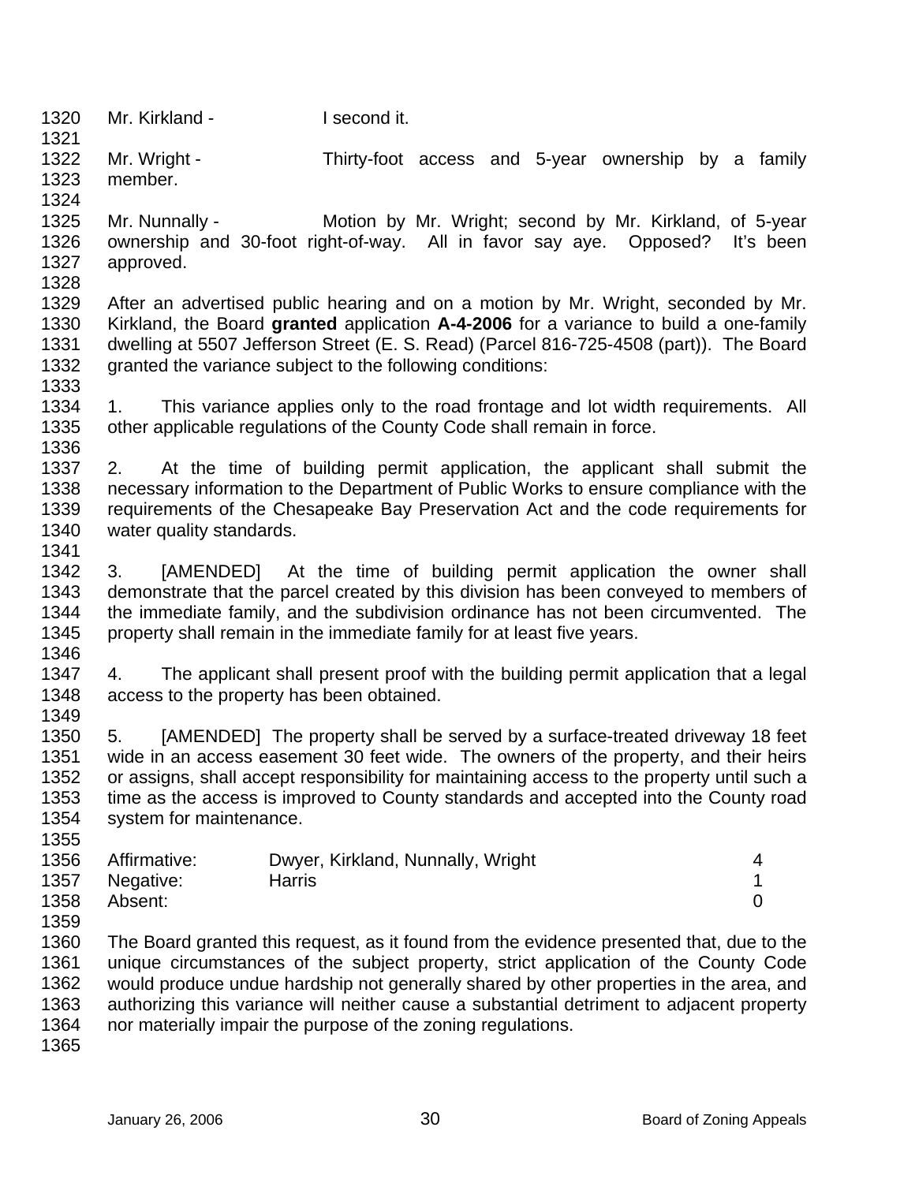Mr. Kirkland - I second it.

Mr. Wright - Thirty-foot access and 5-year ownership by a family member.

Mr. Nunnally - Motion by Mr. Wright; second by Mr. Kirkland, of 5-year ownership and 30-foot right-of-way. All in favor say aye. Opposed? It's been approved.

After an advertised public hearing and on a motion by Mr. Wright, seconded by Mr. Kirkland, the Board **granted** application **A-4-2006** for a variance to build a one-family dwelling at 5507 Jefferson Street (E. S. Read) (Parcel 816-725-4508 (part)). The Board granted the variance subject to the following conditions:

1. This variance applies only to the road frontage and lot width requirements. All other applicable regulations of the County Code shall remain in force.

2. At the time of building permit application, the applicant shall submit the necessary information to the Department of Public Works to ensure compliance with the requirements of the Chesapeake Bay Preservation Act and the code requirements for water quality standards.

3. [AMENDED] At the time of building permit application the owner shall demonstrate that the parcel created by this division has been conveyed to members of the immediate family, and the subdivision ordinance has not been circumvented. The property shall remain in the immediate family for at least five years.

4. The applicant shall present proof with the building permit application that a legal access to the property has been obtained.

5. [AMENDED] The property shall be served by a surface-treated driveway 18 feet wide in an access easement 30 feet wide. The owners of the property, and their heirs or assigns, shall accept responsibility for maintaining access to the property until such a time as the access is improved to County standards and accepted into the County road system for maintenance.

| | | |
|---|---|---|
| Affirmative: | Dwyer, Kirkland, Nunnally, Wright | 4 |
| Negative: | Harris | 1 |
| Absent: | | 0 |

The Board granted this request, as it found from the evidence presented that, due to the unique circumstances of the subject property, strict application of the County Code would produce undue hardship not generally shared by other properties in the area, and authorizing this variance will neither cause a substantial detriment to adjacent property nor materially impair the purpose of the zoning regulations.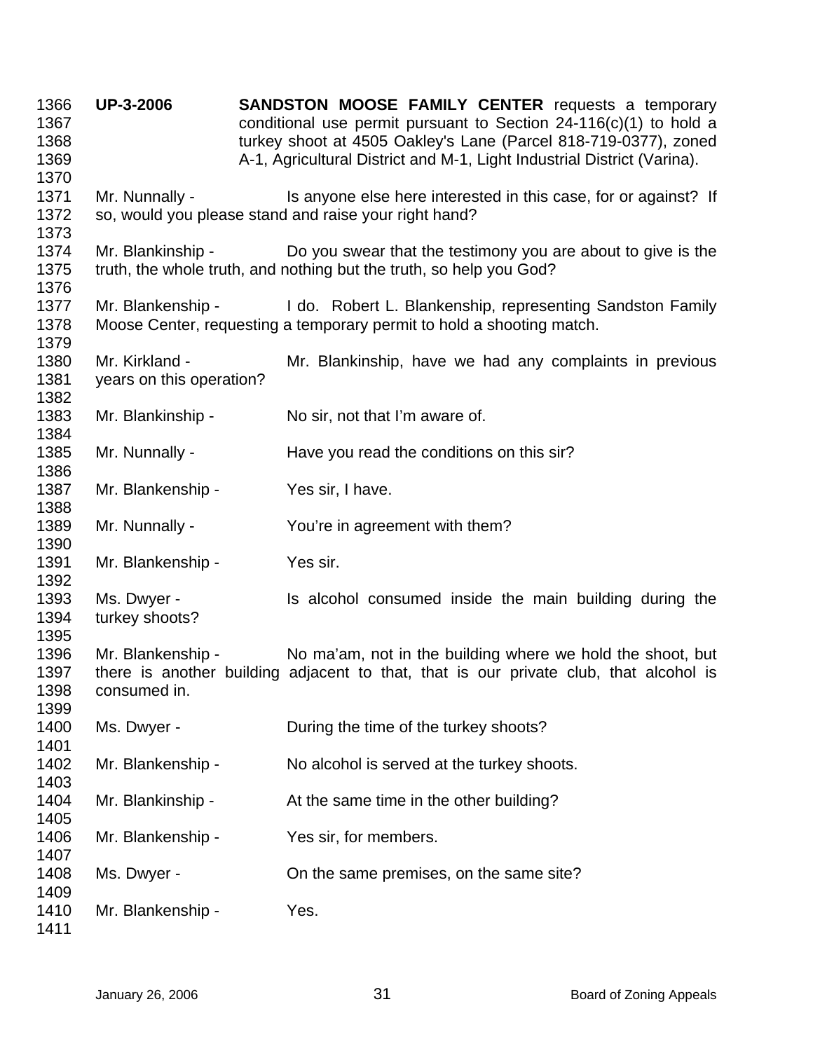**UP-3-2006** **SANDSTON MOOSE FAMILY CENTER** requests a temporary conditional use permit pursuant to Section 24-116(c)(1) to hold a turkey shoot at 4505 Oakley's Lane (Parcel 818-719-0377), zoned A-1, Agricultural District and M-1, Light Industrial District (Varina).

Mr. Nunnally - Is anyone else here interested in this case, for or against? If so, would you please stand and raise your right hand?

Mr. Blankinship - Do you swear that the testimony you are about to give is the truth, the whole truth, and nothing but the truth, so help you God?

Mr. Blankenship - I do. Robert L. Blankenship, representing Sandston Family Moose Center, requesting a temporary permit to hold a shooting match.

Mr. Kirkland - Mr. Blankinship, have we had any complaints in previous years on this operation?

Mr. Blankinship - No sir, not that I'm aware of.

Mr. Nunnally - Have you read the conditions on this sir?

Mr. Blankenship - Yes sir, I have.

Mr. Nunnally - You're in agreement with them?

Mr. Blankenship - Yes sir.

Ms. Dwyer - Is alcohol consumed inside the main building during the turkey shoots?

Mr. Blankenship - No ma'am, not in the building where we hold the shoot, but there is another building adjacent to that, that is our private club, that alcohol is consumed in.

Ms. Dwyer - During the time of the turkey shoots?

Mr. Blankenship - No alcohol is served at the turkey shoots.

Mr. Blankinship - At the same time in the other building?

Mr. Blankenship - Yes sir, for members.

Ms. Dwyer - On the same premises, on the same site?

Mr. Blankenship - Yes.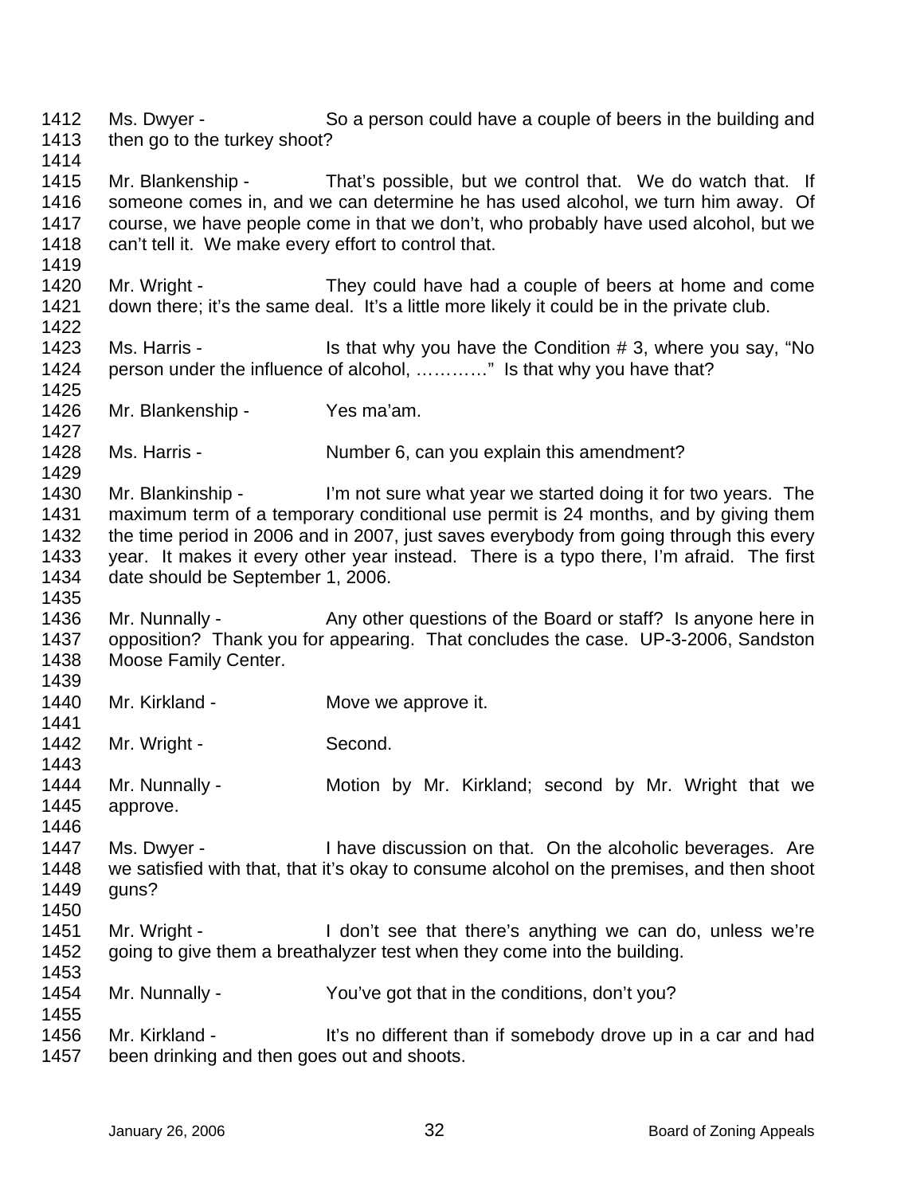1412 Ms. Dwyer - So a person could have a couple of beers in the building and
1413 then go to the turkey shoot?
1414
1415 Mr. Blankenship - That's possible, but we control that. We do watch that. If
1416 someone comes in, and we can determine he has used alcohol, we turn him away. Of
1417 course, we have people come in that we don't, who probably have used alcohol, but we
1418 can't tell it. We make every effort to control that.
1419
1420 Mr. Wright - They could have had a couple of beers at home and come
1421 down there; it's the same deal. It's a little more likely it could be in the private club.
1422
1423 Ms. Harris - Is that why you have the Condition # 3, where you say, "No
1424 person under the influence of alcohol, …………" Is that why you have that?
1425
1426 Mr. Blankenship - Yes ma'am.
1427
1428 Ms. Harris - Number 6, can you explain this amendment?
1429
1430 Mr. Blankinship - I'm not sure what year we started doing it for two years. The
1431 maximum term of a temporary conditional use permit is 24 months, and by giving them
1432 the time period in 2006 and in 2007, just saves everybody from going through this every
1433 year. It makes it every other year instead. There is a typo there, I'm afraid. The first
1434 date should be September 1, 2006.
1435
1436 Mr. Nunnally - Any other questions of the Board or staff? Is anyone here in
1437 opposition? Thank you for appearing. That concludes the case. UP-3-2006, Sandston
1438 Moose Family Center.
1439
1440 Mr. Kirkland - Move we approve it.
1441
1442 Mr. Wright - Second.
1443
1444 Mr. Nunnally - Motion by Mr. Kirkland; second by Mr. Wright that we
1445 approve.
1446
1447 Ms. Dwyer - I have discussion on that. On the alcoholic beverages. Are
1448 we satisfied with that, that it's okay to consume alcohol on the premises, and then shoot
1449 guns?
1450
1451 Mr. Wright - I don't see that there's anything we can do, unless we're
1452 going to give them a breathalyzer test when they come into the building.
1453
1454 Mr. Nunnally - You've got that in the conditions, don't you?
1455
1456 Mr. Kirkland - It's no different than if somebody drove up in a car and had
1457 been drinking and then goes out and shoots.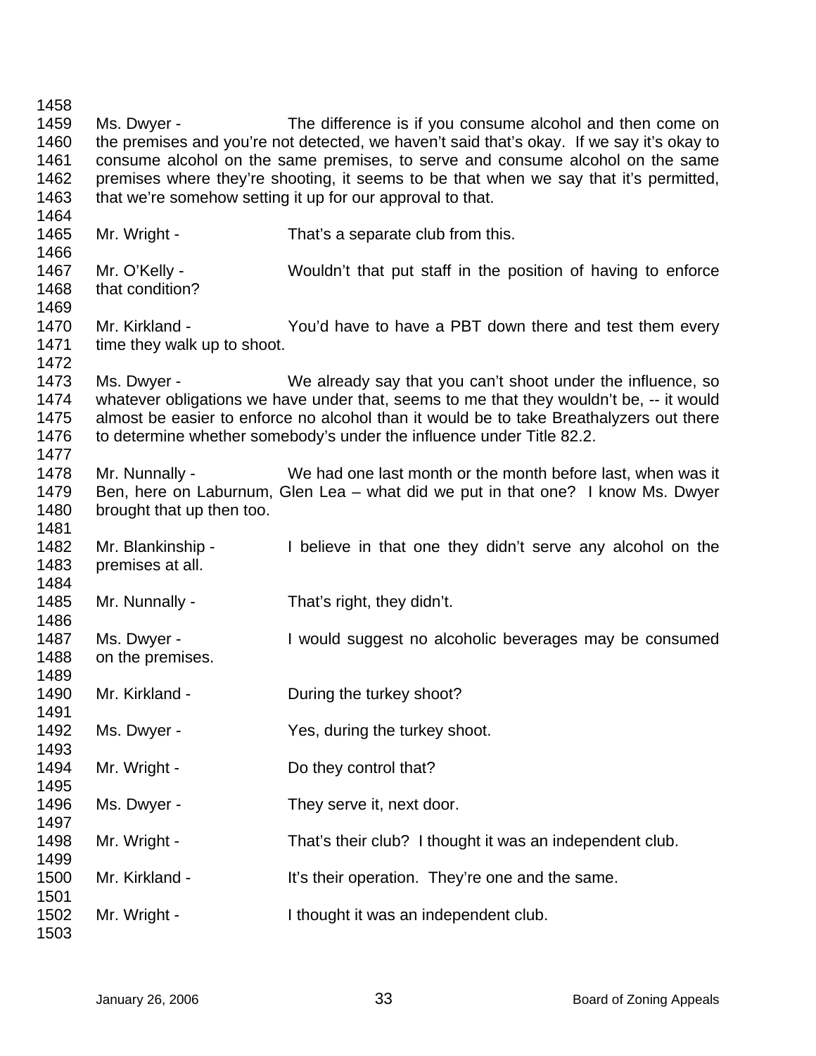1458

1459 Ms. Dwyer - The difference is if you consume alcohol and then come on
1460 the premises and you're not detected, we haven't said that's okay. If we say it's okay to
1461 consume alcohol on the same premises, to serve and consume alcohol on the same
1462 premises where they're shooting, it seems to be that when we say that it's permitted,
1463 that we're somehow setting it up for our approval to that.

1464

1465 Mr. Wright - That's a separate club from this.

1466

1467 Mr. O'Kelly - Wouldn't that put staff in the position of having to enforce
1468 that condition?

1469

1470 Mr. Kirkland - You'd have to have a PBT down there and test them every
1471 time they walk up to shoot.

1472

1473 Ms. Dwyer - We already say that you can't shoot under the influence, so
1474 whatever obligations we have under that, seems to me that they wouldn't be, -- it would
1475 almost be easier to enforce no alcohol than it would be to take Breathalyzers out there
1476 to determine whether somebody's under the influence under Title 82.2.

1477

1478 Mr. Nunnally - We had one last month or the month before last, when was it
1479 Ben, here on Laburnum, Glen Lea – what did we put in that one? I know Ms. Dwyer
1480 brought that up then too.

1481

1482 Mr. Blankinship - I believe in that one they didn't serve any alcohol on the
1483 premises at all.

1484

1485 Mr. Nunnally - That's right, they didn't.

1486

1487 Ms. Dwyer - I would suggest no alcoholic beverages may be consumed
1488 on the premises.

1489

1490 Mr. Kirkland - During the turkey shoot?

1491

1492 Ms. Dwyer - Yes, during the turkey shoot.

1493

1494 Mr. Wright - Do they control that?

1495

1496 Ms. Dwyer - They serve it, next door.

1497

1498 Mr. Wright - That's their club? I thought it was an independent club.

1499

1500 Mr. Kirkland - It's their operation. They're one and the same.

1501

1502 Mr. Wright - I thought it was an independent club.

1503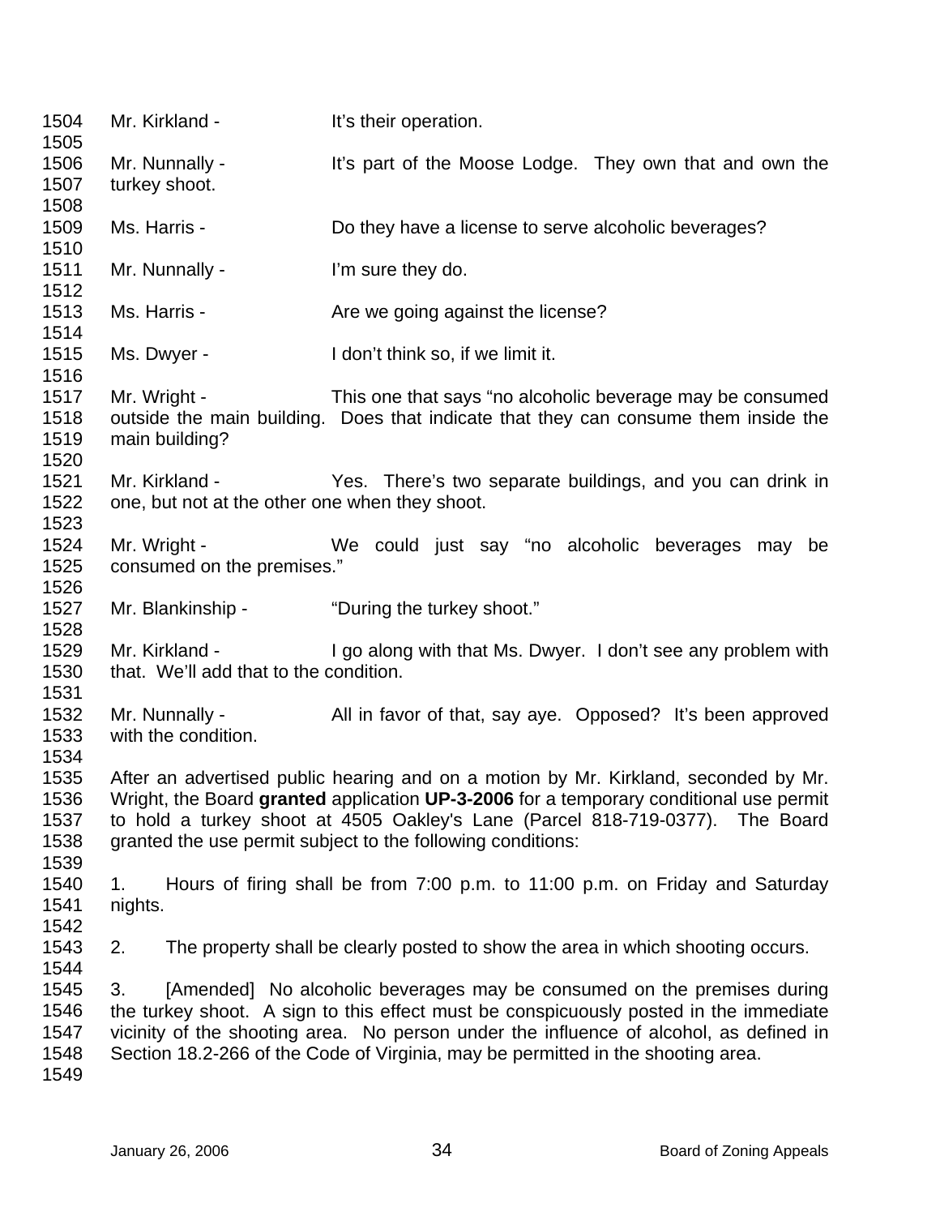1504 Mr. Kirkland - It's their operation.
1505
1506 Mr. Nunnally - It's part of the Moose Lodge. They own that and own the
1507 turkey shoot.
1508
1509 Ms. Harris - Do they have a license to serve alcoholic beverages?
1510
1511 Mr. Nunnally - I'm sure they do.
1512
1513 Ms. Harris - Are we going against the license?
1514
1515 Ms. Dwyer - I don't think so, if we limit it.
1516
1517 Mr. Wright - This one that says "no alcoholic beverage may be consumed
1518 outside the main building. Does that indicate that they can consume them inside the
1519 main building?
1520
1521 Mr. Kirkland - Yes. There's two separate buildings, and you can drink in
1522 one, but not at the other one when they shoot.
1523
1524 Mr. Wright - We could just say "no alcoholic beverages may be
1525 consumed on the premises."
1526
1527 Mr. Blankinship - "During the turkey shoot."
1528
1529 Mr. Kirkland - I go along with that Ms. Dwyer. I don't see any problem with
1530 that. We'll add that to the condition.
1531
1532 Mr. Nunnally - All in favor of that, say aye. Opposed? It's been approved
1533 with the condition.
1534
1535 After an advertised public hearing and on a motion by Mr. Kirkland, seconded by Mr.
1536 Wright, the Board **granted** application **UP-3-2006** for a temporary conditional use permit
1537 to hold a turkey shoot at 4505 Oakley's Lane (Parcel 818-719-0377). The Board
1538 granted the use permit subject to the following conditions:
1539
1540 1. Hours of firing shall be from 7:00 p.m. to 11:00 p.m. on Friday and Saturday
1541 nights.
1542
1543 2. The property shall be clearly posted to show the area in which shooting occurs.
1544
1545 3. [Amended] No alcoholic beverages may be consumed on the premises during
1546 the turkey shoot. A sign to this effect must be conspicuously posted in the immediate
1547 vicinity of the shooting area. No person under the influence of alcohol, as defined in
1548 Section 18.2-266 of the Code of Virginia, may be permitted in the shooting area.
1549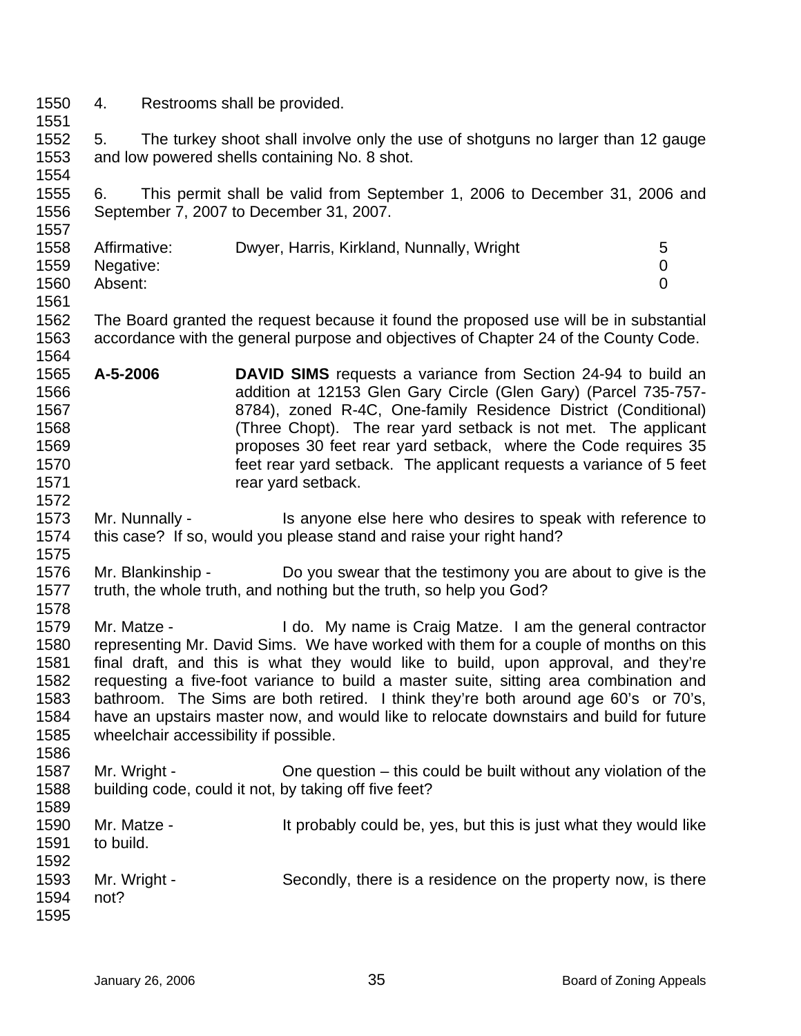4. Restrooms shall be provided.

5. The turkey shoot shall involve only the use of shotguns no larger than 12 gauge and low powered shells containing No. 8 shot.

6. This permit shall be valid from September 1, 2006 to December 31, 2006 and September 7, 2007 to December 31, 2007.

| | | |
|---|---|---|
| Affirmative: | Dwyer, Harris, Kirkland, Nunnally, Wright | 5 |
| Negative: | | 0 |
| Absent: | | 0 |

The Board granted the request because it found the proposed use will be in substantial accordance with the general purpose and objectives of Chapter 24 of the County Code.

**A-5-2006** **DAVID SIMS** requests a variance from Section 24-94 to build an addition at 12153 Glen Gary Circle (Glen Gary) (Parcel 735-757-8784), zoned R-4C, One-family Residence District (Conditional) (Three Chopt). The rear yard setback is not met. The applicant proposes 30 feet rear yard setback, where the Code requires 35 feet rear yard setback. The applicant requests a variance of 5 feet rear yard setback.

Mr. Nunnally - Is anyone else here who desires to speak with reference to this case? If so, would you please stand and raise your right hand?

Mr. Blankinship - Do you swear that the testimony you are about to give is the truth, the whole truth, and nothing but the truth, so help you God?

Mr. Matze - I do. My name is Craig Matze. I am the general contractor representing Mr. David Sims. We have worked with them for a couple of months on this final draft, and this is what they would like to build, upon approval, and they're requesting a five-foot variance to build a master suite, sitting area combination and bathroom. The Sims are both retired. I think they're both around age 60's or 70's, have an upstairs master now, and would like to relocate downstairs and build for future wheelchair accessibility if possible.

Mr. Wright - One question – this could be built without any violation of the building code, could it not, by taking off five feet?

Mr. Matze - It probably could be, yes, but this is just what they would like to build.

Mr. Wright - Secondly, there is a residence on the property now, is there not?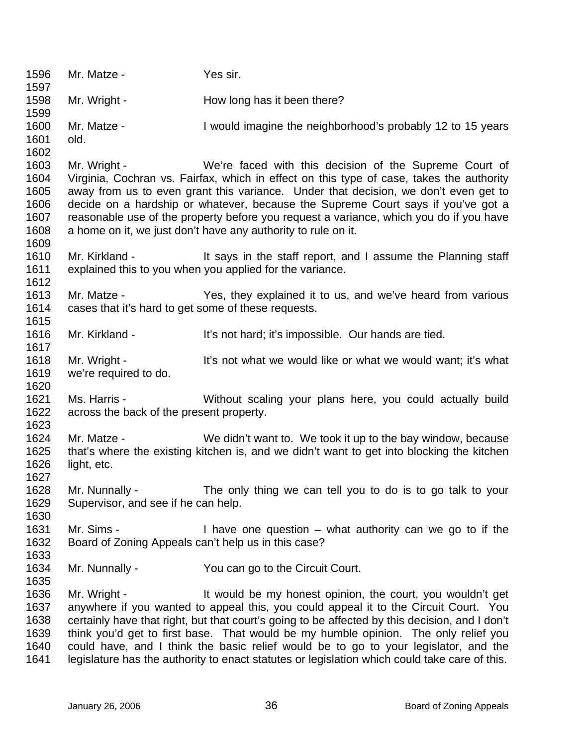1596 Mr. Matze - Yes sir.
1597
1598 Mr. Wright - How long has it been there?
1599
1600 Mr. Matze - I would imagine the neighborhood's probably 12 to 15 years
1601 old.
1602
1603 Mr. Wright - We're faced with this decision of the Supreme Court of
1604 Virginia, Cochran vs. Fairfax, which in effect on this type of case, takes the authority
1605 away from us to even grant this variance. Under that decision, we don't even get to
1606 decide on a hardship or whatever, because the Supreme Court says if you've got a
1607 reasonable use of the property before you request a variance, which you do if you have
1608 a home on it, we just don't have any authority to rule on it.
1609
1610 Mr. Kirkland - It says in the staff report, and I assume the Planning staff
1611 explained this to you when you applied for the variance.
1612
1613 Mr. Matze - Yes, they explained it to us, and we've heard from various
1614 cases that it's hard to get some of these requests.
1615
1616 Mr. Kirkland - It's not hard; it's impossible. Our hands are tied.
1617
1618 Mr. Wright - It's not what we would like or what we would want; it's what
1619 we're required to do.
1620
1621 Ms. Harris - Without scaling your plans here, you could actually build
1622 across the back of the present property.
1623
1624 Mr. Matze - We didn't want to. We took it up to the bay window, because
1625 that's where the existing kitchen is, and we didn't want to get into blocking the kitchen
1626 light, etc.
1627
1628 Mr. Nunnally - The only thing we can tell you to do is to go talk to your
1629 Supervisor, and see if he can help.
1630
1631 Mr. Sims - I have one question – what authority can we go to if the
1632 Board of Zoning Appeals can't help us in this case?
1633
1634 Mr. Nunnally - You can go to the Circuit Court.
1635
1636 Mr. Wright - It would be my honest opinion, the court, you wouldn't get
1637 anywhere if you wanted to appeal this, you could appeal it to the Circuit Court. You
1638 certainly have that right, but that court's going to be affected by this decision, and I don't
1639 think you'd get to first base. That would be my humble opinion. The only relief you
1640 could have, and I think the basic relief would be to go to your legislator, and the
1641 legislature has the authority to enact statutes or legislation which could take care of this.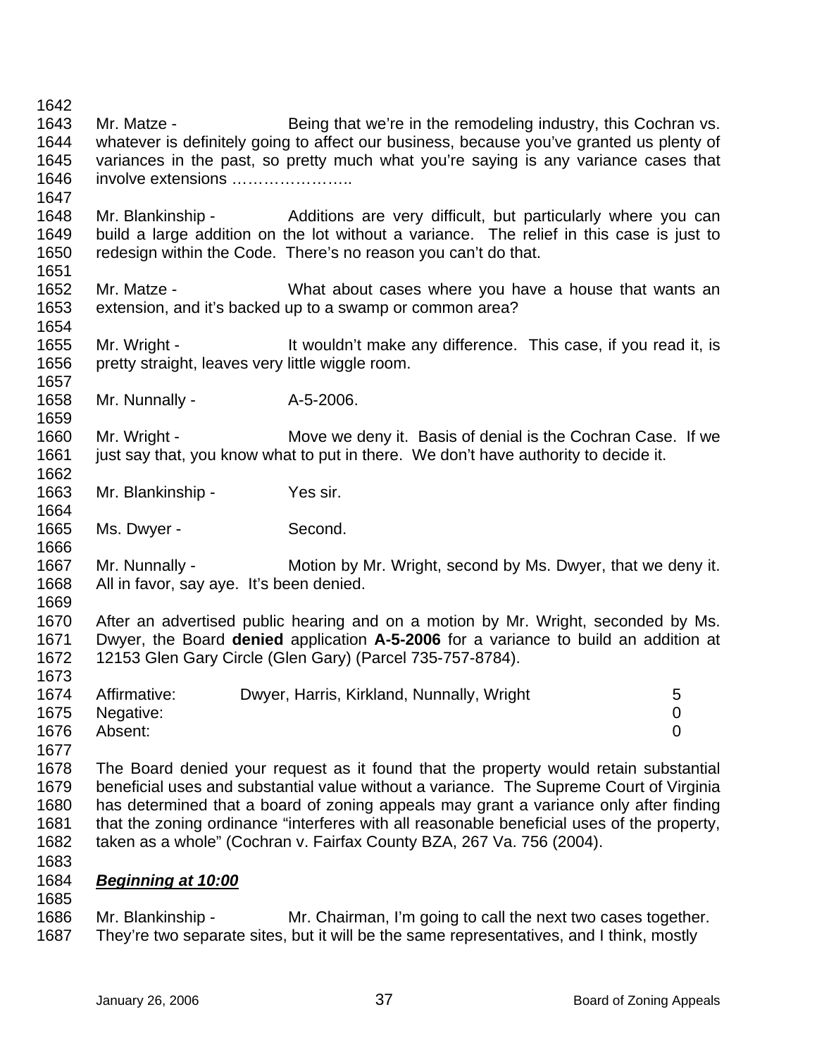Mr. Matze - Being that we're in the remodeling industry, this Cochran vs. whatever is definitely going to affect our business, because you've granted us plenty of variances in the past, so pretty much what you're saying is any variance cases that involve extensions …………………..

Mr. Blankinship - Additions are very difficult, but particularly where you can build a large addition on the lot without a variance. The relief in this case is just to redesign within the Code. There's no reason you can't do that.

Mr. Matze - What about cases where you have a house that wants an extension, and it's backed up to a swamp or common area?

Mr. Wright - It wouldn't make any difference. This case, if you read it, is pretty straight, leaves very little wiggle room.

Mr. Nunnally - A-5-2006.

Mr. Wright - Move we deny it. Basis of denial is the Cochran Case. If we just say that, you know what to put in there. We don't have authority to decide it.

Mr. Blankinship - Yes sir.

Ms. Dwyer - Second.

Mr. Nunnally - Motion by Mr. Wright, second by Ms. Dwyer, that we deny it. All in favor, say aye. It's been denied.

After an advertised public hearing and on a motion by Mr. Wright, seconded by Ms. Dwyer, the Board **denied** application **A-5-2006** for a variance to build an addition at 12153 Glen Gary Circle (Glen Gary) (Parcel 735-757-8784).

| | | |
|---|---|---|
| Affirmative: | Dwyer, Harris, Kirkland, Nunnally, Wright | 5 |
| Negative: | | 0 |
| Absent: | | 0 |

The Board denied your request as it found that the property would retain substantial beneficial uses and substantial value without a variance. The Supreme Court of Virginia has determined that a board of zoning appeals may grant a variance only after finding that the zoning ordinance "interferes with all reasonable beneficial uses of the property, taken as a whole" (Cochran v. Fairfax County BZA, 267 Va. 756 (2004).

***Beginning at 10:00***

Mr. Blankinship - Mr. Chairman, I'm going to call the next two cases together. They're two separate sites, but it will be the same representatives, and I think, mostly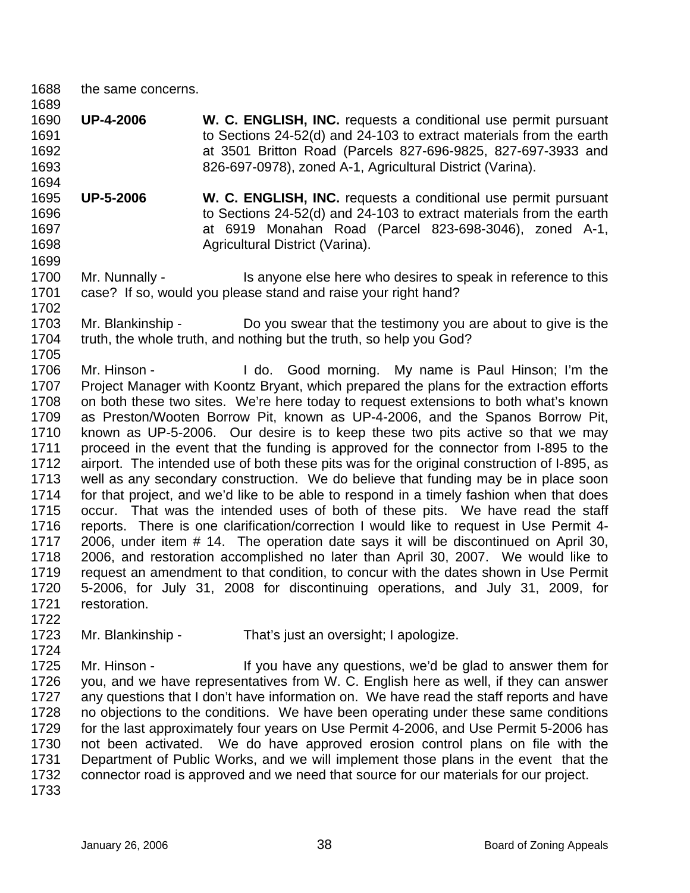the same concerns.

**UP-4-2006** **W. C. ENGLISH, INC.** requests a conditional use permit pursuant to Sections 24-52(d) and 24-103 to extract materials from the earth at 3501 Britton Road (Parcels 827-696-9825, 827-697-3933 and 826-697-0978), zoned A-1, Agricultural District (Varina).

**UP-5-2006** **W. C. ENGLISH, INC.** requests a conditional use permit pursuant to Sections 24-52(d) and 24-103 to extract materials from the earth at 6919 Monahan Road (Parcel 823-698-3046), zoned A-1, Agricultural District (Varina).

Mr. Nunnally - Is anyone else here who desires to speak in reference to this case? If so, would you please stand and raise your right hand?

Mr. Blankinship - Do you swear that the testimony you are about to give is the truth, the whole truth, and nothing but the truth, so help you God?

Mr. Hinson - I do. Good morning. My name is Paul Hinson; I'm the Project Manager with Koontz Bryant, which prepared the plans for the extraction efforts on both these two sites. We're here today to request extensions to both what's known as Preston/Wooten Borrow Pit, known as UP-4-2006, and the Spanos Borrow Pit, known as UP-5-2006. Our desire is to keep these two pits active so that we may proceed in the event that the funding is approved for the connector from I-895 to the airport. The intended use of both these pits was for the original construction of I-895, as well as any secondary construction. We do believe that funding may be in place soon for that project, and we'd like to be able to respond in a timely fashion when that does occur. That was the intended uses of both of these pits. We have read the staff reports. There is one clarification/correction I would like to request in Use Permit 4-2006, under item # 14. The operation date says it will be discontinued on April 30, 2006, and restoration accomplished no later than April 30, 2007. We would like to request an amendment to that condition, to concur with the dates shown in Use Permit 5-2006, for July 31, 2008 for discontinuing operations, and July 31, 2009, for restoration.

Mr. Blankinship - That's just an oversight; I apologize.

Mr. Hinson - If you have any questions, we'd be glad to answer them for you, and we have representatives from W. C. English here as well, if they can answer any questions that I don't have information on. We have read the staff reports and have no objections to the conditions. We have been operating under these same conditions for the last approximately four years on Use Permit 4-2006, and Use Permit 5-2006 has not been activated. We do have approved erosion control plans on file with the Department of Public Works, and we will implement those plans in the event that the connector road is approved and we need that source for our materials for our project.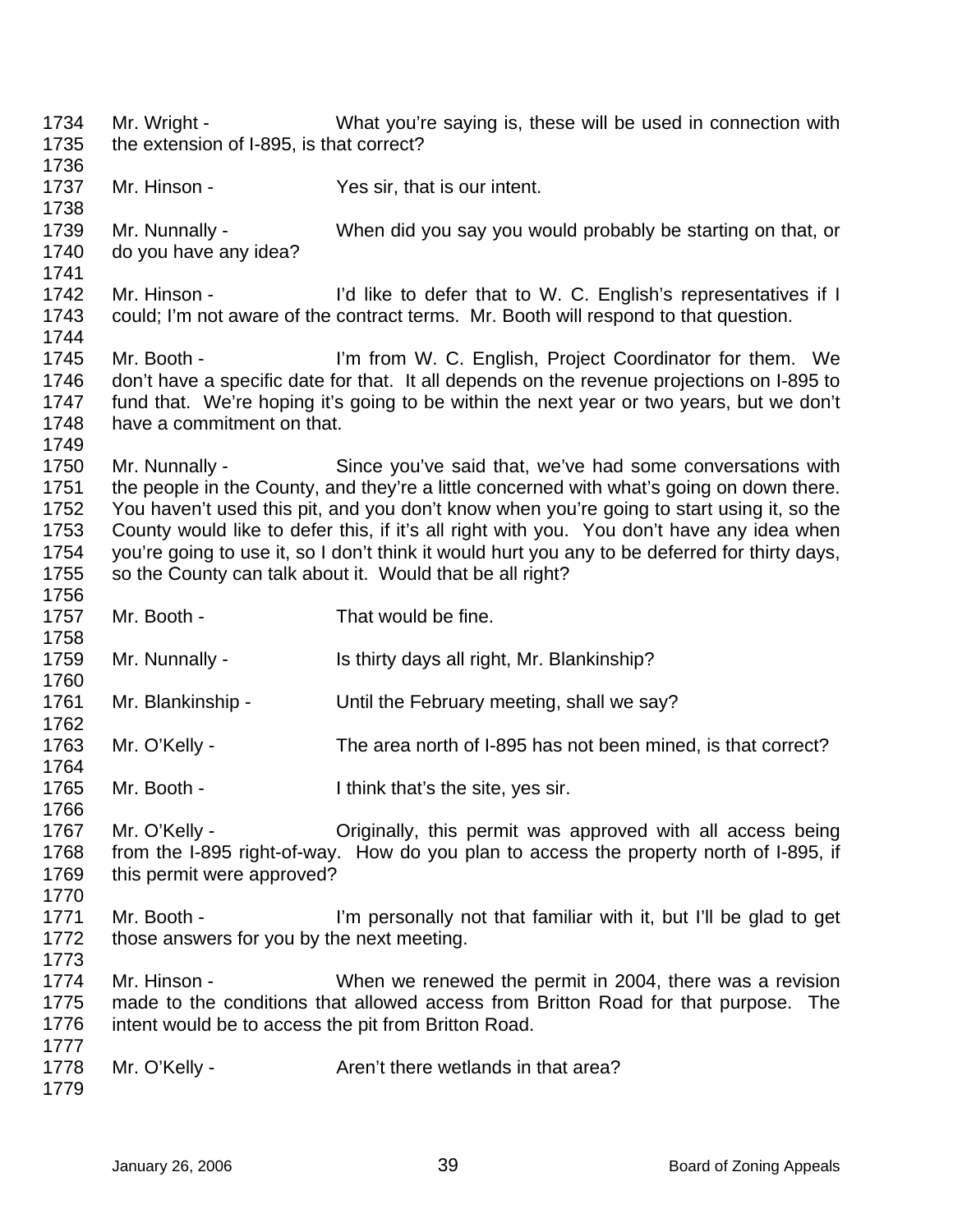1734 Mr. Wright - What you're saying is, these will be used in connection with
1735 the extension of I-895, is that correct?
1736
1737 Mr. Hinson - Yes sir, that is our intent.
1738
1739 Mr. Nunnally - When did you say you would probably be starting on that, or
1740 do you have any idea?
1741
1742 Mr. Hinson - I'd like to defer that to W. C. English's representatives if I
1743 could; I'm not aware of the contract terms. Mr. Booth will respond to that question.
1744
1745 Mr. Booth - I'm from W. C. English, Project Coordinator for them. We
1746 don't have a specific date for that. It all depends on the revenue projections on I-895 to
1747 fund that. We're hoping it's going to be within the next year or two years, but we don't
1748 have a commitment on that.
1749
1750 Mr. Nunnally - Since you've said that, we've had some conversations with
1751 the people in the County, and they're a little concerned with what's going on down there.
1752 You haven't used this pit, and you don't know when you're going to start using it, so the
1753 County would like to defer this, if it's all right with you. You don't have any idea when
1754 you're going to use it, so I don't think it would hurt you any to be deferred for thirty days,
1755 so the County can talk about it. Would that be all right?
1756
1757 Mr. Booth - That would be fine.
1758
1759 Mr. Nunnally - Is thirty days all right, Mr. Blankinship?
1760
1761 Mr. Blankinship - Until the February meeting, shall we say?
1762
1763 Mr. O'Kelly - The area north of I-895 has not been mined, is that correct?
1764
1765 Mr. Booth - I think that's the site, yes sir.
1766
1767 Mr. O'Kelly - Originally, this permit was approved with all access being
1768 from the I-895 right-of-way. How do you plan to access the property north of I-895, if
1769 this permit were approved?
1770
1771 Mr. Booth - I'm personally not that familiar with it, but I'll be glad to get
1772 those answers for you by the next meeting.
1773
1774 Mr. Hinson - When we renewed the permit in 2004, there was a revision
1775 made to the conditions that allowed access from Britton Road for that purpose. The
1776 intent would be to access the pit from Britton Road.
1777
1778 Mr. O'Kelly - Aren't there wetlands in that area?
1779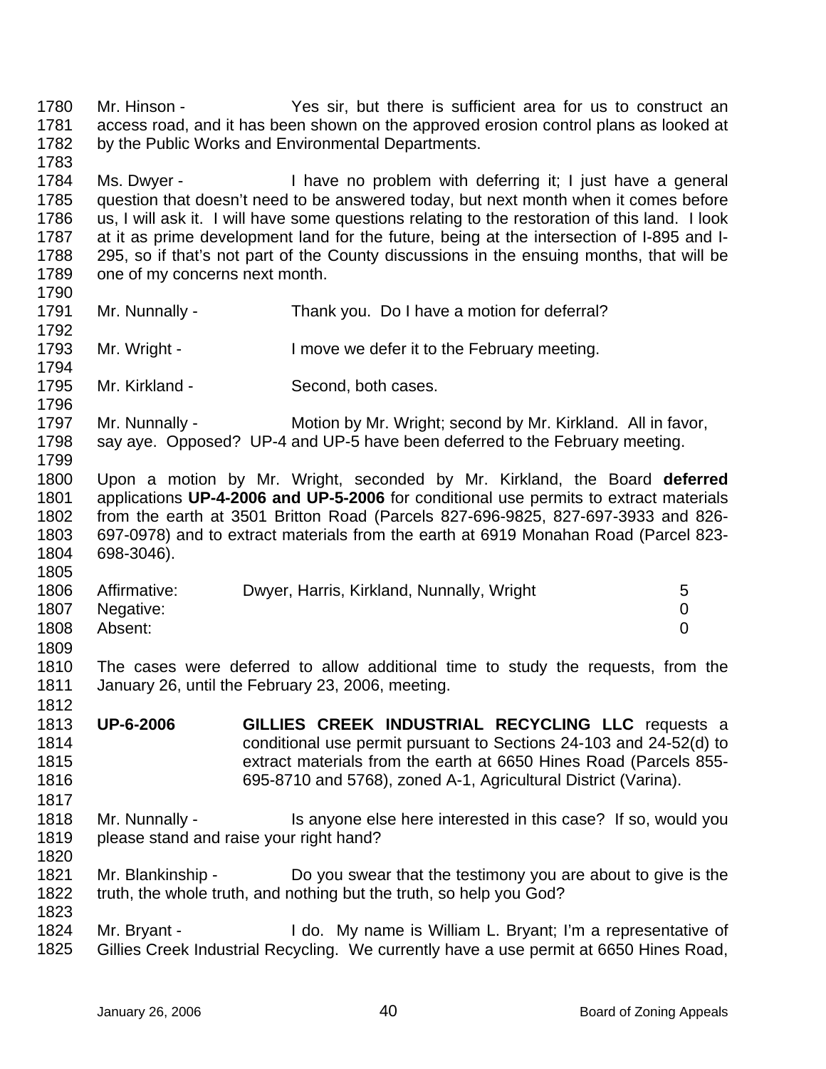Mr. Hinson - Yes sir, but there is sufficient area for us to construct an access road, and it has been shown on the approved erosion control plans as looked at by the Public Works and Environmental Departments.

Ms. Dwyer - I have no problem with deferring it; I just have a general question that doesn't need to be answered today, but next month when it comes before us, I will ask it. I will have some questions relating to the restoration of this land. I look at it as prime development land for the future, being at the intersection of I-895 and I-295, so if that's not part of the County discussions in the ensuing months, that will be one of my concerns next month.

Mr. Nunnally - Thank you. Do I have a motion for deferral?

Mr. Wright - I move we defer it to the February meeting.

Mr. Kirkland - Second, both cases.

Mr. Nunnally - Motion by Mr. Wright; second by Mr. Kirkland. All in favor, say aye. Opposed? UP-4 and UP-5 have been deferred to the February meeting.

Upon a motion by Mr. Wright, seconded by Mr. Kirkland, the Board **deferred** applications **UP-4-2006 and UP-5-2006** for conditional use permits to extract materials from the earth at 3501 Britton Road (Parcels 827-696-9825, 827-697-3933 and 826-697-0978) and to extract materials from the earth at 6919 Monahan Road (Parcel 823-698-3046).

| | | |
|---|---|---|
| Affirmative: | Dwyer, Harris, Kirkland, Nunnally, Wright | 5 |
| Negative: | | 0 |
| Absent: | | 0 |

The cases were deferred to allow additional time to study the requests, from the January 26, until the February 23, 2006, meeting.

**UP-6-2006** **GILLIES CREEK INDUSTRIAL RECYCLING LLC** requests a conditional use permit pursuant to Sections 24-103 and 24-52(d) to extract materials from the earth at 6650 Hines Road (Parcels 855-695-8710 and 5768), zoned A-1, Agricultural District (Varina).

Mr. Nunnally - Is anyone else here interested in this case? If so, would you please stand and raise your right hand?

Mr. Blankinship - Do you swear that the testimony you are about to give is the truth, the whole truth, and nothing but the truth, so help you God?

Mr. Bryant - I do. My name is William L. Bryant; I'm a representative of Gillies Creek Industrial Recycling. We currently have a use permit at 6650 Hines Road,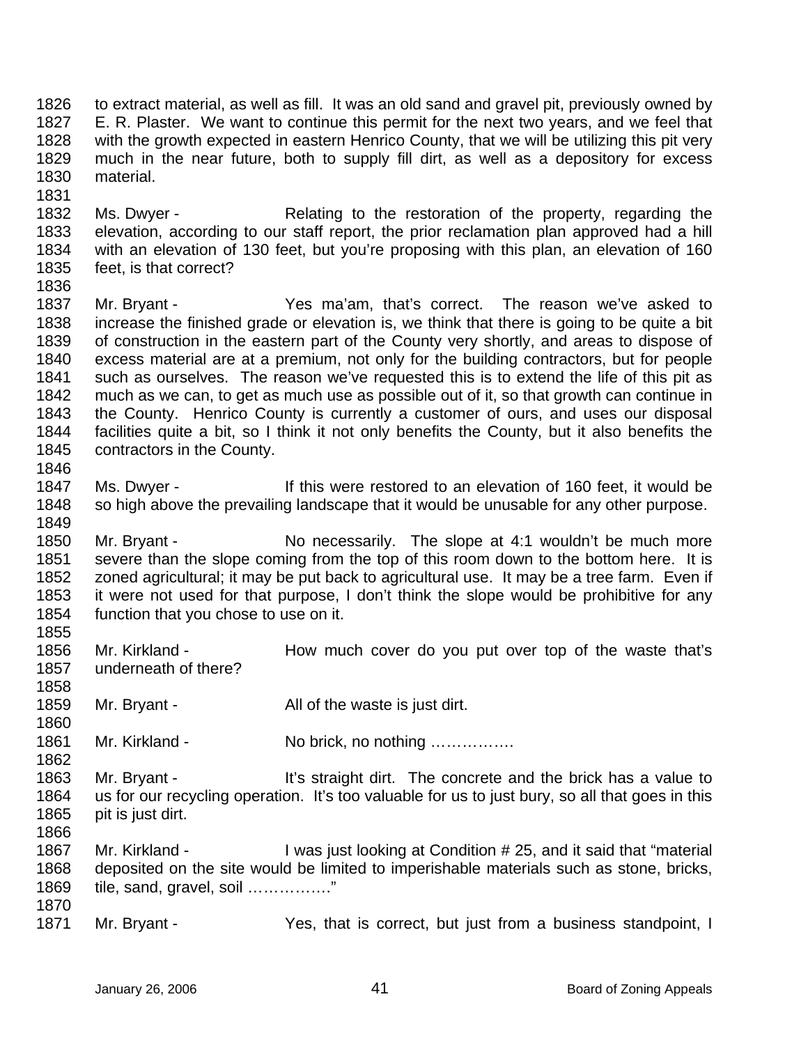to extract material, as well as fill. It was an old sand and gravel pit, previously owned by E. R. Plaster. We want to continue this permit for the next two years, and we feel that with the growth expected in eastern Henrico County, that we will be utilizing this pit very much in the near future, both to supply fill dirt, as well as a depository for excess material.

Ms. Dwyer - Relating to the restoration of the property, regarding the elevation, according to our staff report, the prior reclamation plan approved had a hill with an elevation of 130 feet, but you're proposing with this plan, an elevation of 160 feet, is that correct?

Mr. Bryant - Yes ma'am, that's correct. The reason we've asked to increase the finished grade or elevation is, we think that there is going to be quite a bit of construction in the eastern part of the County very shortly, and areas to dispose of excess material are at a premium, not only for the building contractors, but for people such as ourselves. The reason we've requested this is to extend the life of this pit as much as we can, to get as much use as possible out of it, so that growth can continue in the County. Henrico County is currently a customer of ours, and uses our disposal facilities quite a bit, so I think it not only benefits the County, but it also benefits the contractors in the County.

Ms. Dwyer - If this were restored to an elevation of 160 feet, it would be so high above the prevailing landscape that it would be unusable for any other purpose.

Mr. Bryant - No necessarily. The slope at 4:1 wouldn't be much more severe than the slope coming from the top of this room down to the bottom here. It is zoned agricultural; it may be put back to agricultural use. It may be a tree farm. Even if it were not used for that purpose, I don't think the slope would be prohibitive for any function that you chose to use on it.

Mr. Kirkland - How much cover do you put over top of the waste that's underneath of there?

Mr. Bryant - All of the waste is just dirt.

Mr. Kirkland - No brick, no nothing …………….

Mr. Bryant - It's straight dirt. The concrete and the brick has a value to us for our recycling operation. It's too valuable for us to just bury, so all that goes in this pit is just dirt.

Mr. Kirkland - I was just looking at Condition # 25, and it said that "material deposited on the site would be limited to imperishable materials such as stone, bricks, tile, sand, gravel, soil ……………."

Mr. Bryant - Yes, that is correct, but just from a business standpoint, I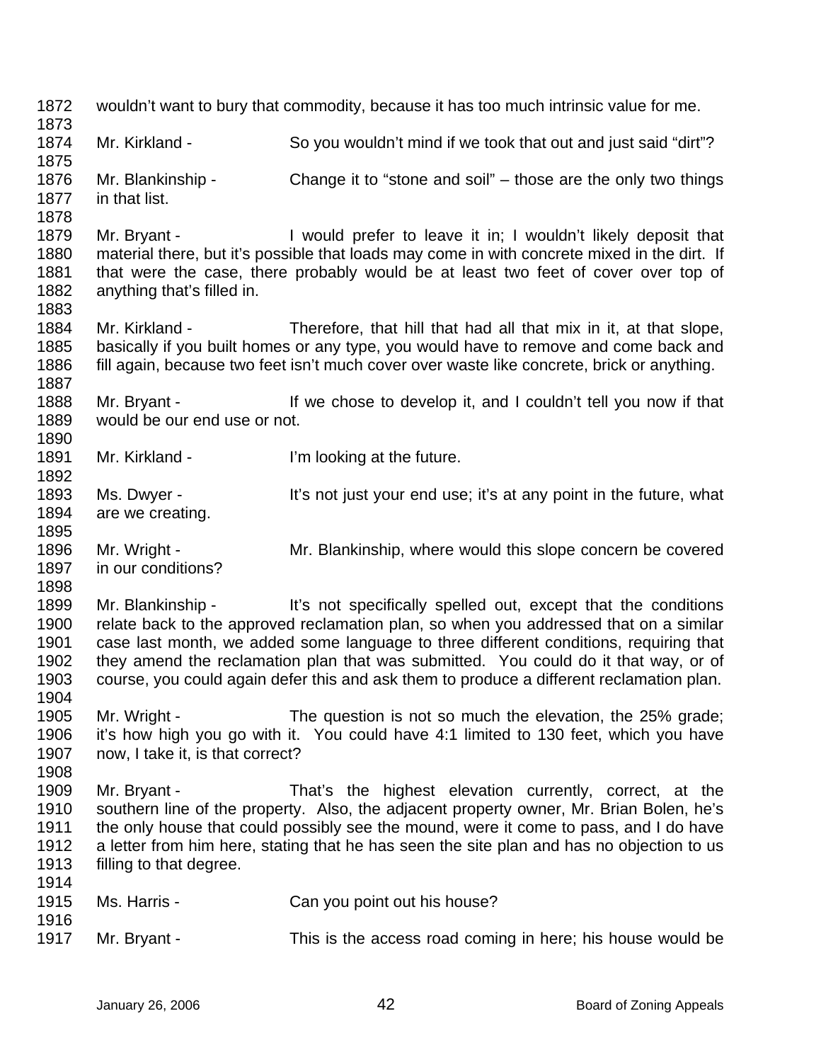wouldn't want to bury that commodity, because it has too much intrinsic value for me.

Mr. Kirkland - So you wouldn't mind if we took that out and just said "dirt"?

Mr. Blankinship - Change it to "stone and soil" – those are the only two things in that list.

Mr. Bryant - I would prefer to leave it in; I wouldn't likely deposit that material there, but it's possible that loads may come in with concrete mixed in the dirt. If that were the case, there probably would be at least two feet of cover over top of anything that's filled in.

Mr. Kirkland - Therefore, that hill that had all that mix in it, at that slope, basically if you built homes or any type, you would have to remove and come back and fill again, because two feet isn't much cover over waste like concrete, brick or anything.

Mr. Bryant - If we chose to develop it, and I couldn't tell you now if that would be our end use or not.

Mr. Kirkland - I'm looking at the future.

Ms. Dwyer - It's not just your end use; it's at any point in the future, what are we creating.

Mr. Wright - Mr. Blankinship, where would this slope concern be covered in our conditions?

Mr. Blankinship - It's not specifically spelled out, except that the conditions relate back to the approved reclamation plan, so when you addressed that on a similar case last month, we added some language to three different conditions, requiring that they amend the reclamation plan that was submitted. You could do it that way, or of course, you could again defer this and ask them to produce a different reclamation plan.

Mr. Wright - The question is not so much the elevation, the 25% grade; it's how high you go with it. You could have 4:1 limited to 130 feet, which you have now, I take it, is that correct?

Mr. Bryant - That's the highest elevation currently, correct, at the southern line of the property. Also, the adjacent property owner, Mr. Brian Bolen, he's the only house that could possibly see the mound, were it come to pass, and I do have a letter from him here, stating that he has seen the site plan and has no objection to us filling to that degree.

Ms. Harris - Can you point out his house?

Mr. Bryant - This is the access road coming in here; his house would be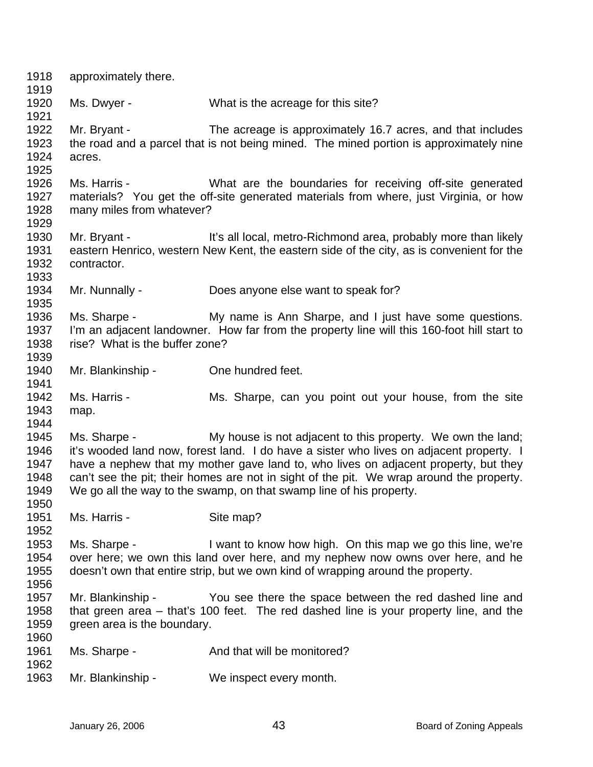1918 approximately there.
1919
1920 Ms. Dwyer - What is the acreage for this site?
1921
1922 Mr. Bryant - The acreage is approximately 16.7 acres, and that includes
1923 the road and a parcel that is not being mined. The mined portion is approximately nine
1924 acres.
1925
1926 Ms. Harris - What are the boundaries for receiving off-site generated
1927 materials? You get the off-site generated materials from where, just Virginia, or how
1928 many miles from whatever?
1929
1930 Mr. Bryant - It's all local, metro-Richmond area, probably more than likely
1931 eastern Henrico, western New Kent, the eastern side of the city, as is convenient for the
1932 contractor.
1933
1934 Mr. Nunnally - Does anyone else want to speak for?
1935
1936 Ms. Sharpe - My name is Ann Sharpe, and I just have some questions.
1937 I'm an adjacent landowner. How far from the property line will this 160-foot hill start to
1938 rise? What is the buffer zone?
1939
1940 Mr. Blankinship - One hundred feet.
1941
1942 Ms. Harris - Ms. Sharpe, can you point out your house, from the site
1943 map.
1944
1945 Ms. Sharpe - My house is not adjacent to this property. We own the land;
1946 it's wooded land now, forest land. I do have a sister who lives on adjacent property. I
1947 have a nephew that my mother gave land to, who lives on adjacent property, but they
1948 can't see the pit; their homes are not in sight of the pit. We wrap around the property.
1949 We go all the way to the swamp, on that swamp line of his property.
1950
1951 Ms. Harris - Site map?
1952
1953 Ms. Sharpe - I want to know how high. On this map we go this line, we're
1954 over here; we own this land over here, and my nephew now owns over here, and he
1955 doesn't own that entire strip, but we own kind of wrapping around the property.
1956
1957 Mr. Blankinship - You see there the space between the red dashed line and
1958 that green area – that's 100 feet. The red dashed line is your property line, and the
1959 green area is the boundary.
1960
1961 Ms. Sharpe - And that will be monitored?
1962
1963 Mr. Blankinship - We inspect every month.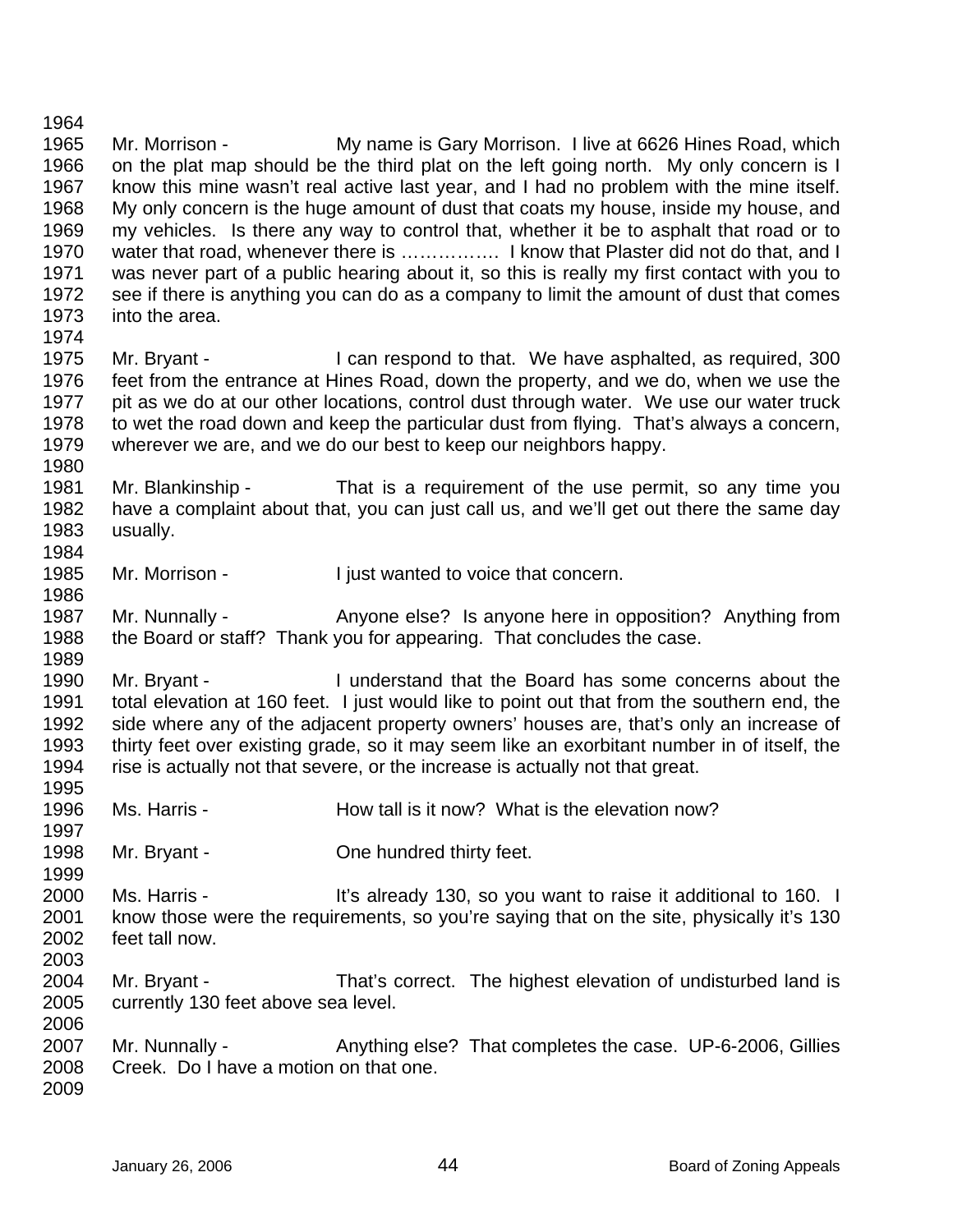Mr. Morrison - My name is Gary Morrison. I live at 6626 Hines Road, which on the plat map should be the third plat on the left going north. My only concern is I know this mine wasn't real active last year, and I had no problem with the mine itself. My only concern is the huge amount of dust that coats my house, inside my house, and my vehicles. Is there any way to control that, whether it be to asphalt that road or to water that road, whenever there is …………… I know that Plaster did not do that, and I was never part of a public hearing about it, so this is really my first contact with you to see if there is anything you can do as a company to limit the amount of dust that comes into the area.

Mr. Bryant - I can respond to that. We have asphalted, as required, 300 feet from the entrance at Hines Road, down the property, and we do, when we use the pit as we do at our other locations, control dust through water. We use our water truck to wet the road down and keep the particular dust from flying. That's always a concern, wherever we are, and we do our best to keep our neighbors happy.

Mr. Blankinship - That is a requirement of the use permit, so any time you have a complaint about that, you can just call us, and we'll get out there the same day usually.

Mr. Morrison - I just wanted to voice that concern.

Mr. Nunnally - Anyone else? Is anyone here in opposition? Anything from the Board or staff? Thank you for appearing. That concludes the case.

Mr. Bryant - I understand that the Board has some concerns about the total elevation at 160 feet. I just would like to point out that from the southern end, the side where any of the adjacent property owners' houses are, that's only an increase of thirty feet over existing grade, so it may seem like an exorbitant number in of itself, the rise is actually not that severe, or the increase is actually not that great.

Ms. Harris - How tall is it now? What is the elevation now?

Mr. Bryant - One hundred thirty feet.

Ms. Harris - It's already 130, so you want to raise it additional to 160. I know those were the requirements, so you're saying that on the site, physically it's 130 feet tall now.

Mr. Bryant - That's correct. The highest elevation of undisturbed land is currently 130 feet above sea level.

Mr. Nunnally - Anything else? That completes the case. UP-6-2006, Gillies Creek. Do I have a motion on that one.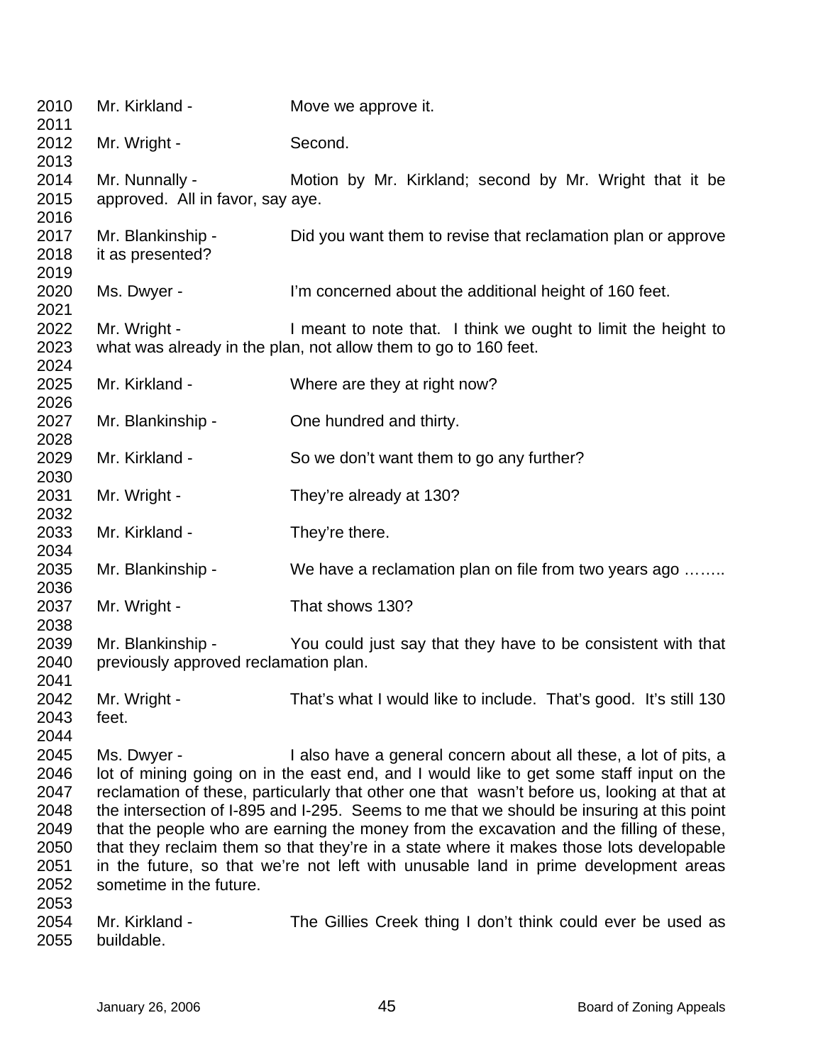Mr. Kirkland - Move we approve it.

Mr. Wright - Second.

Mr. Nunnally - Motion by Mr. Kirkland; second by Mr. Wright that it be approved. All in favor, say aye.

Mr. Blankinship - Did you want them to revise that reclamation plan or approve it as presented?

Ms. Dwyer - I'm concerned about the additional height of 160 feet.

Mr. Wright - I meant to note that. I think we ought to limit the height to what was already in the plan, not allow them to go to 160 feet.

Mr. Kirkland - Where are they at right now?

Mr. Blankinship - One hundred and thirty.

Mr. Kirkland - So we don't want them to go any further?

Mr. Wright - They're already at 130?

Mr. Kirkland - They're there.

Mr. Blankinship - We have a reclamation plan on file from two years ago ……..

Mr. Wright - That shows 130?

Mr. Blankinship - You could just say that they have to be consistent with that previously approved reclamation plan.

Mr. Wright - That's what I would like to include. That's good. It's still 130 feet.

Ms. Dwyer - I also have a general concern about all these, a lot of pits, a lot of mining going on in the east end, and I would like to get some staff input on the reclamation of these, particularly that other one that wasn't before us, looking at that at the intersection of I-895 and I-295. Seems to me that we should be insuring at this point that the people who are earning the money from the excavation and the filling of these, that they reclaim them so that they're in a state where it makes those lots developable in the future, so that we're not left with unusable land in prime development areas sometime in the future.

Mr. Kirkland - The Gillies Creek thing I don't think could ever be used as buildable.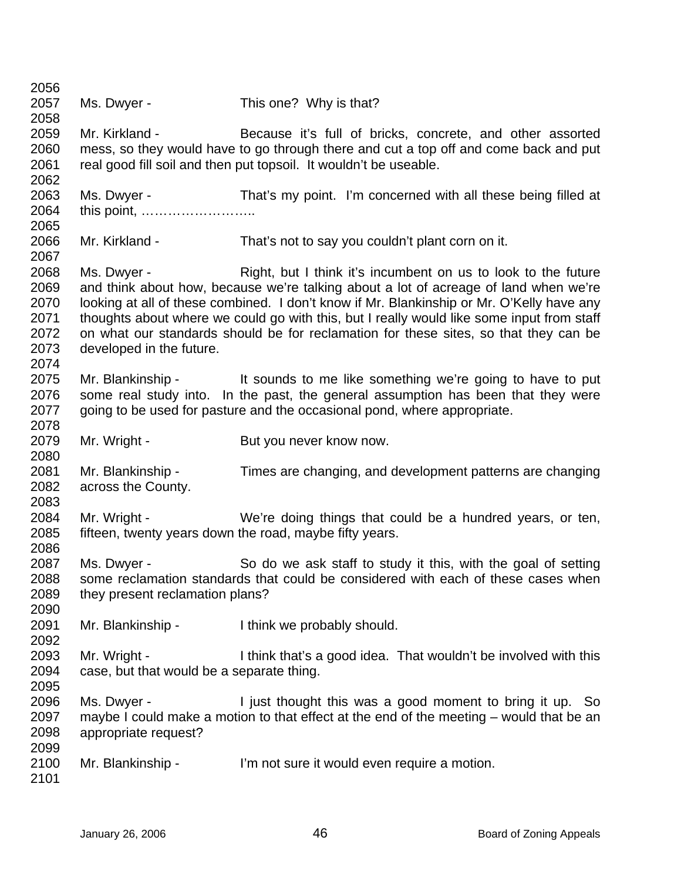Ms. Dwyer - This one? Why is that?

Mr. Kirkland - Because it's full of bricks, concrete, and other assorted mess, so they would have to go through there and cut a top off and come back and put real good fill soil and then put topsoil. It wouldn't be useable.

Ms. Dwyer - That's my point. I'm concerned with all these being filled at this point, ……………………..

Mr. Kirkland - That's not to say you couldn't plant corn on it.

Ms. Dwyer - Right, but I think it's incumbent on us to look to the future and think about how, because we're talking about a lot of acreage of land when we're looking at all of these combined. I don't know if Mr. Blankinship or Mr. O'Kelly have any thoughts about where we could go with this, but I really would like some input from staff on what our standards should be for reclamation for these sites, so that they can be developed in the future.

Mr. Blankinship - It sounds to me like something we're going to have to put some real study into. In the past, the general assumption has been that they were going to be used for pasture and the occasional pond, where appropriate.

Mr. Wright - But you never know now.

Mr. Blankinship - Times are changing, and development patterns are changing across the County.

Mr. Wright - We're doing things that could be a hundred years, or ten, fifteen, twenty years down the road, maybe fifty years.

Ms. Dwyer - So do we ask staff to study it this, with the goal of setting some reclamation standards that could be considered with each of these cases when they present reclamation plans?

Mr. Blankinship - I think we probably should.

Mr. Wright - I think that's a good idea. That wouldn't be involved with this case, but that would be a separate thing.

Ms. Dwyer - I just thought this was a good moment to bring it up. So maybe I could make a motion to that effect at the end of the meeting – would that be an appropriate request?

Mr. Blankinship - I'm not sure it would even require a motion.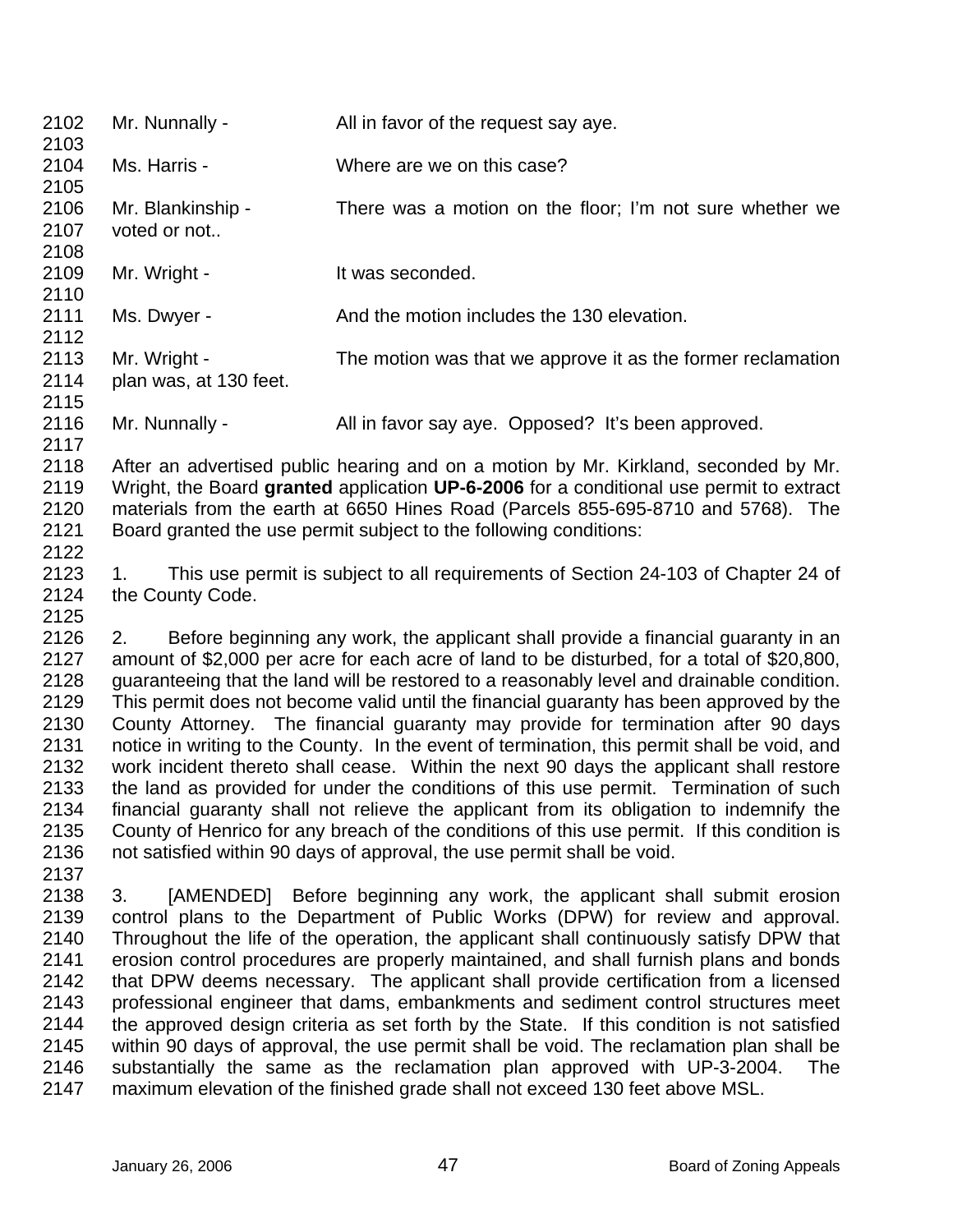Mr. Nunnally - All in favor of the request say aye.

Ms. Harris - Where are we on this case?

Mr. Blankinship - There was a motion on the floor; I'm not sure whether we voted or not..

Mr. Wright - It was seconded.

Ms. Dwyer - And the motion includes the 130 elevation.

Mr. Wright - The motion was that we approve it as the former reclamation plan was, at 130 feet.

Mr. Nunnally - All in favor say aye. Opposed? It's been approved.

After an advertised public hearing and on a motion by Mr. Kirkland, seconded by Mr. Wright, the Board **granted** application **UP-6-2006** for a conditional use permit to extract materials from the earth at 6650 Hines Road (Parcels 855-695-8710 and 5768). The Board granted the use permit subject to the following conditions:

1. This use permit is subject to all requirements of Section 24-103 of Chapter 24 of the County Code.

2. Before beginning any work, the applicant shall provide a financial guaranty in an amount of $2,000 per acre for each acre of land to be disturbed, for a total of $20,800, guaranteeing that the land will be restored to a reasonably level and drainable condition. This permit does not become valid until the financial guaranty has been approved by the County Attorney. The financial guaranty may provide for termination after 90 days notice in writing to the County. In the event of termination, this permit shall be void, and work incident thereto shall cease. Within the next 90 days the applicant shall restore the land as provided for under the conditions of this use permit. Termination of such financial guaranty shall not relieve the applicant from its obligation to indemnify the County of Henrico for any breach of the conditions of this use permit. If this condition is not satisfied within 90 days of approval, the use permit shall be void.

3. [AMENDED] Before beginning any work, the applicant shall submit erosion control plans to the Department of Public Works (DPW) for review and approval. Throughout the life of the operation, the applicant shall continuously satisfy DPW that erosion control procedures are properly maintained, and shall furnish plans and bonds that DPW deems necessary. The applicant shall provide certification from a licensed professional engineer that dams, embankments and sediment control structures meet the approved design criteria as set forth by the State. If this condition is not satisfied within 90 days of approval, the use permit shall be void. The reclamation plan shall be substantially the same as the reclamation plan approved with UP-3-2004. The maximum elevation of the finished grade shall not exceed 130 feet above MSL.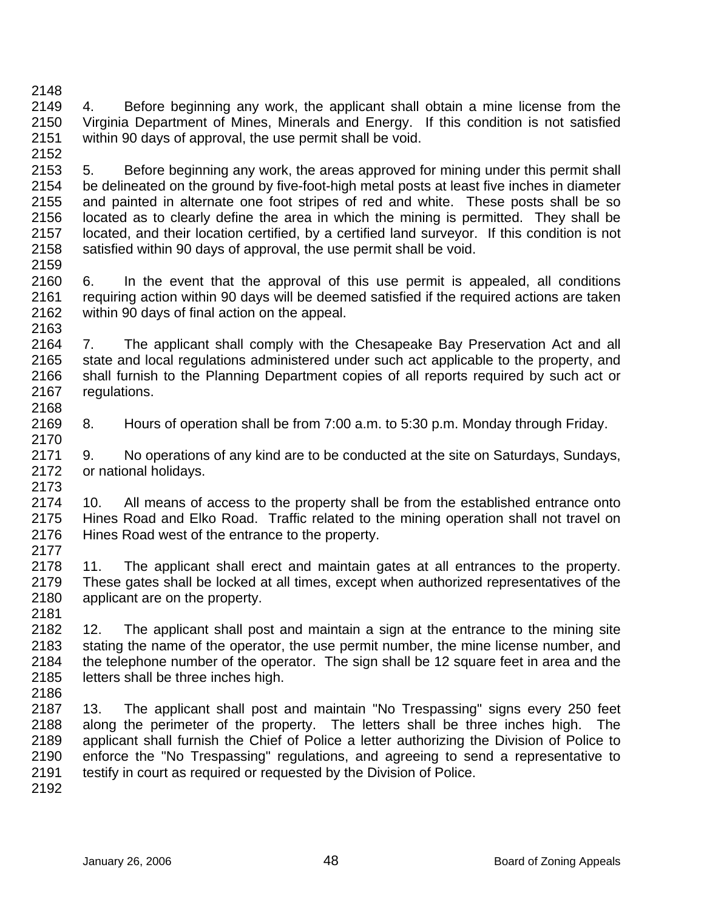4. Before beginning any work, the applicant shall obtain a mine license from the Virginia Department of Mines, Minerals and Energy. If this condition is not satisfied within 90 days of approval, the use permit shall be void.

5. Before beginning any work, the areas approved for mining under this permit shall be delineated on the ground by five-foot-high metal posts at least five inches in diameter and painted in alternate one foot stripes of red and white. These posts shall be so located as to clearly define the area in which the mining is permitted. They shall be located, and their location certified, by a certified land surveyor. If this condition is not satisfied within 90 days of approval, the use permit shall be void.

6. In the event that the approval of this use permit is appealed, all conditions requiring action within 90 days will be deemed satisfied if the required actions are taken within 90 days of final action on the appeal.

7. The applicant shall comply with the Chesapeake Bay Preservation Act and all state and local regulations administered under such act applicable to the property, and shall furnish to the Planning Department copies of all reports required by such act or regulations.

8. Hours of operation shall be from 7:00 a.m. to 5:30 p.m. Monday through Friday.

9. No operations of any kind are to be conducted at the site on Saturdays, Sundays, or national holidays.

10. All means of access to the property shall be from the established entrance onto Hines Road and Elko Road. Traffic related to the mining operation shall not travel on Hines Road west of the entrance to the property.

11. The applicant shall erect and maintain gates at all entrances to the property. These gates shall be locked at all times, except when authorized representatives of the applicant are on the property.

12. The applicant shall post and maintain a sign at the entrance to the mining site stating the name of the operator, the use permit number, the mine license number, and the telephone number of the operator. The sign shall be 12 square feet in area and the letters shall be three inches high.

13. The applicant shall post and maintain "No Trespassing" signs every 250 feet along the perimeter of the property. The letters shall be three inches high. The applicant shall furnish the Chief of Police a letter authorizing the Division of Police to enforce the "No Trespassing" regulations, and agreeing to send a representative to testify in court as required or requested by the Division of Police.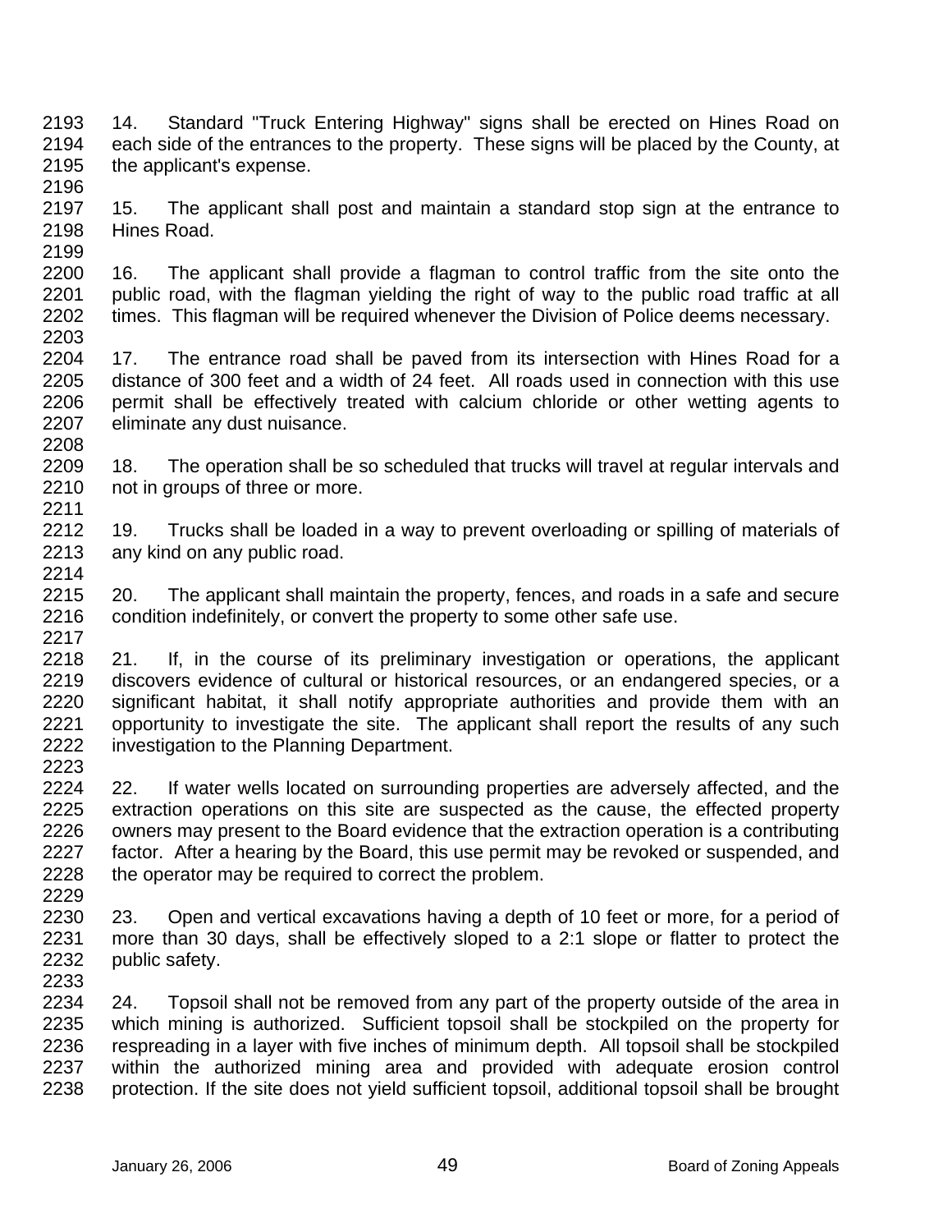14. Standard "Truck Entering Highway" signs shall be erected on Hines Road on each side of the entrances to the property. These signs will be placed by the County, at the applicant's expense.

15. The applicant shall post and maintain a standard stop sign at the entrance to Hines Road.

16. The applicant shall provide a flagman to control traffic from the site onto the public road, with the flagman yielding the right of way to the public road traffic at all times. This flagman will be required whenever the Division of Police deems necessary.

17. The entrance road shall be paved from its intersection with Hines Road for a distance of 300 feet and a width of 24 feet. All roads used in connection with this use permit shall be effectively treated with calcium chloride or other wetting agents to eliminate any dust nuisance.

18. The operation shall be so scheduled that trucks will travel at regular intervals and not in groups of three or more.

19. Trucks shall be loaded in a way to prevent overloading or spilling of materials of any kind on any public road.

20. The applicant shall maintain the property, fences, and roads in a safe and secure condition indefinitely, or convert the property to some other safe use.

21. If, in the course of its preliminary investigation or operations, the applicant discovers evidence of cultural or historical resources, or an endangered species, or a significant habitat, it shall notify appropriate authorities and provide them with an opportunity to investigate the site. The applicant shall report the results of any such investigation to the Planning Department.

22. If water wells located on surrounding properties are adversely affected, and the extraction operations on this site are suspected as the cause, the effected property owners may present to the Board evidence that the extraction operation is a contributing factor. After a hearing by the Board, this use permit may be revoked or suspended, and the operator may be required to correct the problem.

23. Open and vertical excavations having a depth of 10 feet or more, for a period of more than 30 days, shall be effectively sloped to a 2:1 slope or flatter to protect the public safety.

24. Topsoil shall not be removed from any part of the property outside of the area in which mining is authorized. Sufficient topsoil shall be stockpiled on the property for respreading in a layer with five inches of minimum depth. All topsoil shall be stockpiled within the authorized mining area and provided with adequate erosion control protection. If the site does not yield sufficient topsoil, additional topsoil shall be brought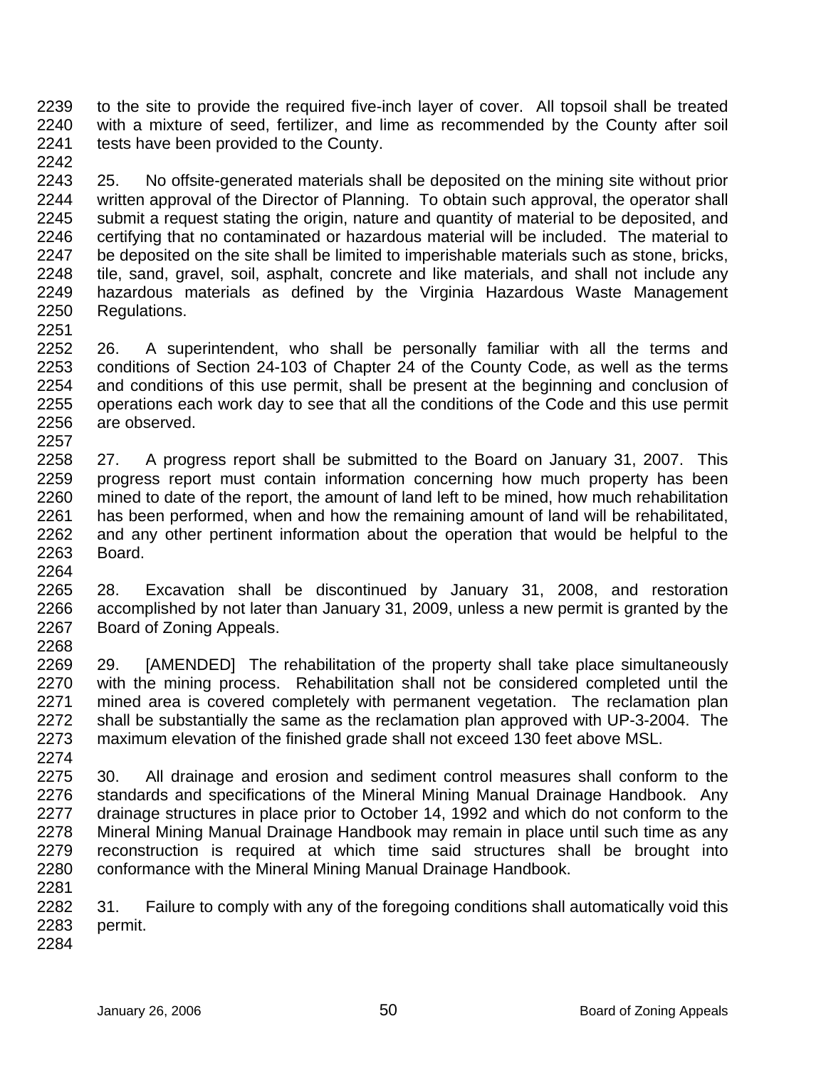to the site to provide the required five-inch layer of cover. All topsoil shall be treated with a mixture of seed, fertilizer, and lime as recommended by the County after soil tests have been provided to the County.

25. No offsite-generated materials shall be deposited on the mining site without prior written approval of the Director of Planning. To obtain such approval, the operator shall submit a request stating the origin, nature and quantity of material to be deposited, and certifying that no contaminated or hazardous material will be included. The material to be deposited on the site shall be limited to imperishable materials such as stone, bricks, tile, sand, gravel, soil, asphalt, concrete and like materials, and shall not include any hazardous materials as defined by the Virginia Hazardous Waste Management Regulations.

26. A superintendent, who shall be personally familiar with all the terms and conditions of Section 24-103 of Chapter 24 of the County Code, as well as the terms and conditions of this use permit, shall be present at the beginning and conclusion of operations each work day to see that all the conditions of the Code and this use permit are observed.

27. A progress report shall be submitted to the Board on January 31, 2007. This progress report must contain information concerning how much property has been mined to date of the report, the amount of land left to be mined, how much rehabilitation has been performed, when and how the remaining amount of land will be rehabilitated, and any other pertinent information about the operation that would be helpful to the Board.

28. Excavation shall be discontinued by January 31, 2008, and restoration accomplished by not later than January 31, 2009, unless a new permit is granted by the Board of Zoning Appeals.

29. [AMENDED] The rehabilitation of the property shall take place simultaneously with the mining process. Rehabilitation shall not be considered completed until the mined area is covered completely with permanent vegetation. The reclamation plan shall be substantially the same as the reclamation plan approved with UP-3-2004. The maximum elevation of the finished grade shall not exceed 130 feet above MSL.

30. All drainage and erosion and sediment control measures shall conform to the standards and specifications of the Mineral Mining Manual Drainage Handbook. Any drainage structures in place prior to October 14, 1992 and which do not conform to the Mineral Mining Manual Drainage Handbook may remain in place until such time as any reconstruction is required at which time said structures shall be brought into conformance with the Mineral Mining Manual Drainage Handbook.

31. Failure to comply with any of the foregoing conditions shall automatically void this permit.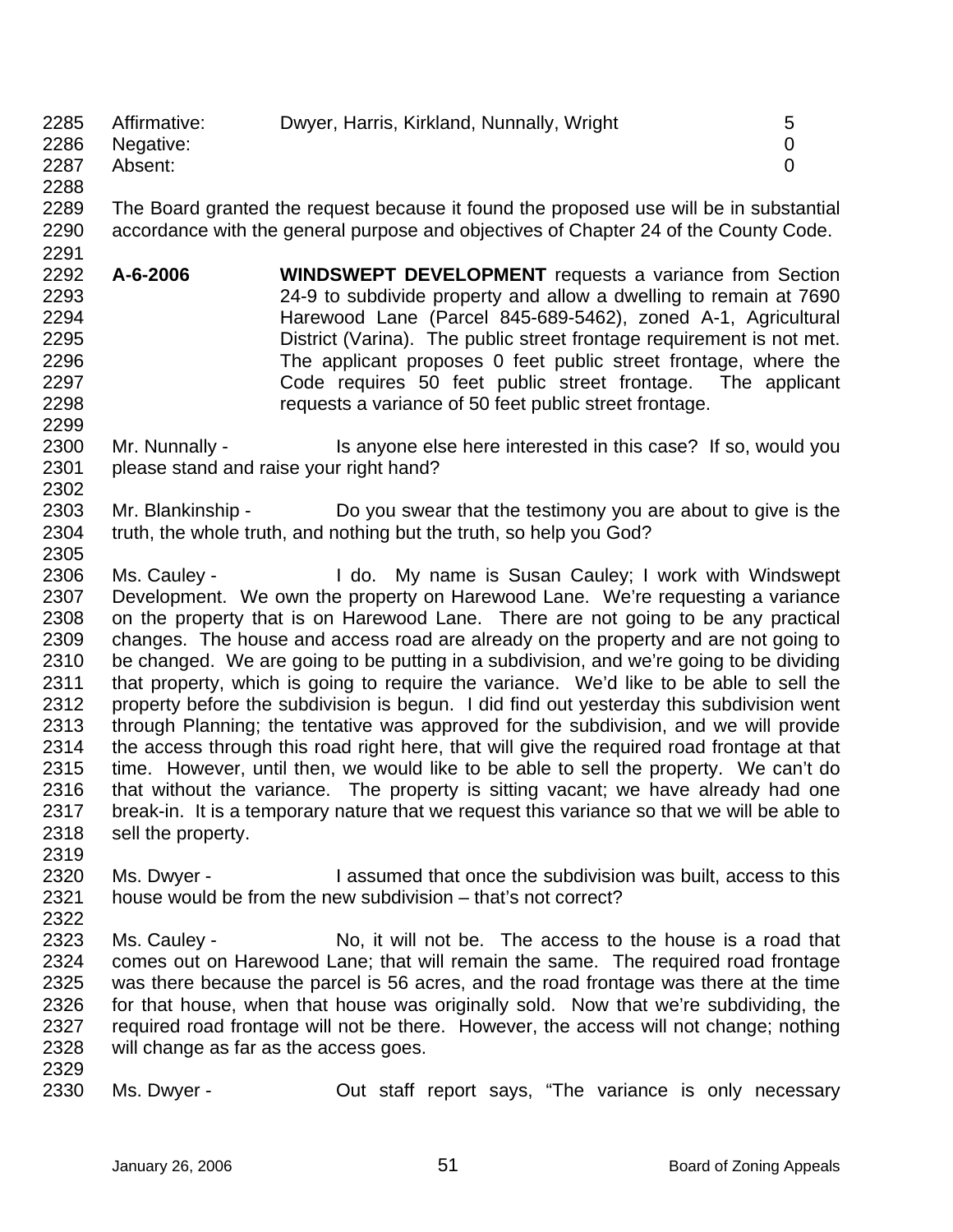2285 Affirmative: Dwyer, Harris, Kirkland, Nunnally, Wright 5
2286 Negative: 0
2287 Absent: 0
2288
2289 The Board granted the request because it found the proposed use will be in substantial
2290 accordance with the general purpose and objectives of Chapter 24 of the County Code.
2291
2292 **A-6-2006** **WINDSWEPT DEVELOPMENT** requests a variance from Section
2293 24-9 to subdivide property and allow a dwelling to remain at 7690
2294 Harewood Lane (Parcel 845-689-5462), zoned A-1, Agricultural
2295 District (Varina). The public street frontage requirement is not met.
2296 The applicant proposes 0 feet public street frontage, where the
2297 Code requires 50 feet public street frontage. The applicant
2298 requests a variance of 50 feet public street frontage.
2299
2300 Mr. Nunnally - Is anyone else here interested in this case? If so, would you
2301 please stand and raise your right hand?
2302
2303 Mr. Blankinship - Do you swear that the testimony you are about to give is the
2304 truth, the whole truth, and nothing but the truth, so help you God?
2305
2306 Ms. Cauley - I do. My name is Susan Cauley; I work with Windswept
2307 Development. We own the property on Harewood Lane. We're requesting a variance
2308 on the property that is on Harewood Lane. There are not going to be any practical
2309 changes. The house and access road are already on the property and are not going to
2310 be changed. We are going to be putting in a subdivision, and we're going to be dividing
2311 that property, which is going to require the variance. We'd like to be able to sell the
2312 property before the subdivision is begun. I did find out yesterday this subdivision went
2313 through Planning; the tentative was approved for the subdivision, and we will provide
2314 the access through this road right here, that will give the required road frontage at that
2315 time. However, until then, we would like to be able to sell the property. We can't do
2316 that without the variance. The property is sitting vacant; we have already had one
2317 break-in. It is a temporary nature that we request this variance so that we will be able to
2318 sell the property.
2319
2320 Ms. Dwyer - I assumed that once the subdivision was built, access to this
2321 house would be from the new subdivision – that's not correct?
2322
2323 Ms. Cauley - No, it will not be. The access to the house is a road that
2324 comes out on Harewood Lane; that will remain the same. The required road frontage
2325 was there because the parcel is 56 acres, and the road frontage was there at the time
2326 for that house, when that house was originally sold. Now that we're subdividing, the
2327 required road frontage will not be there. However, the access will not change; nothing
2328 will change as far as the access goes.
2329
2330 Ms. Dwyer - Out staff report says, "The variance is only necessary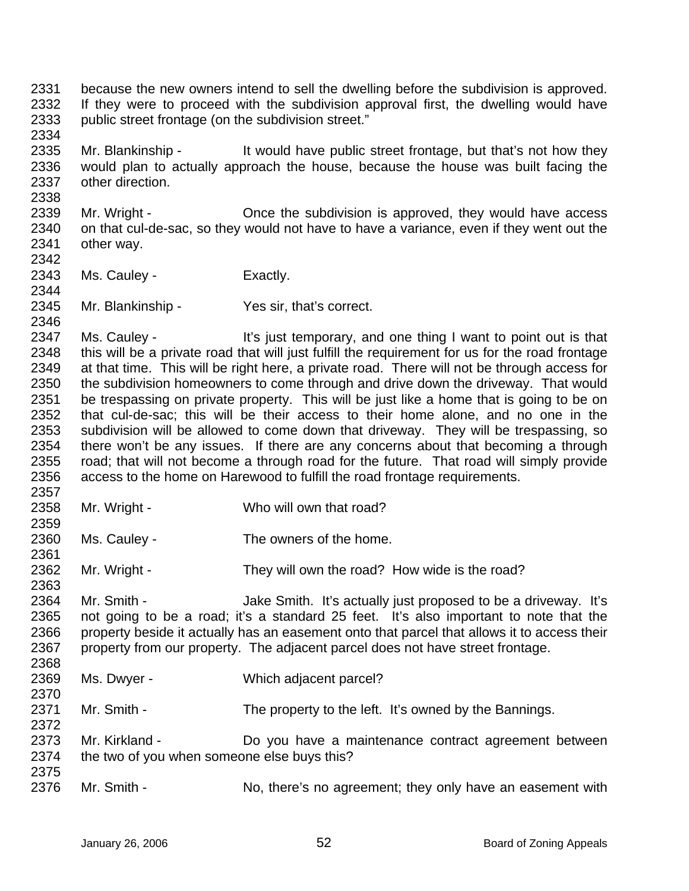because the new owners intend to sell the dwelling before the subdivision is approved. If they were to proceed with the subdivision approval first, the dwelling would have public street frontage (on the subdivision street."

Mr. Blankinship - It would have public street frontage, but that's not how they would plan to actually approach the house, because the house was built facing the other direction.

Mr. Wright - Once the subdivision is approved, they would have access on that cul-de-sac, so they would not have to have a variance, even if they went out the other way.

Ms. Cauley - Exactly.

Mr. Blankinship - Yes sir, that's correct.

Ms. Cauley - It's just temporary, and one thing I want to point out is that this will be a private road that will just fulfill the requirement for us for the road frontage at that time. This will be right here, a private road. There will not be through access for the subdivision homeowners to come through and drive down the driveway. That would be trespassing on private property. This will be just like a home that is going to be on that cul-de-sac; this will be their access to their home alone, and no one in the subdivision will be allowed to come down that driveway. They will be trespassing, so there won't be any issues. If there are any concerns about that becoming a through road; that will not become a through road for the future. That road will simply provide access to the home on Harewood to fulfill the road frontage requirements.

Mr. Wright - Who will own that road?

Ms. Cauley - The owners of the home.

Mr. Wright - They will own the road? How wide is the road?

Mr. Smith - Jake Smith. It's actually just proposed to be a driveway. It's not going to be a road; it's a standard 25 feet. It's also important to note that the property beside it actually has an easement onto that parcel that allows it to access their property from our property. The adjacent parcel does not have street frontage.

Ms. Dwyer - Which adjacent parcel?

Mr. Smith - The property to the left. It's owned by the Bannings.

Mr. Kirkland - Do you have a maintenance contract agreement between the two of you when someone else buys this?

Mr. Smith - No, there's no agreement; they only have an easement with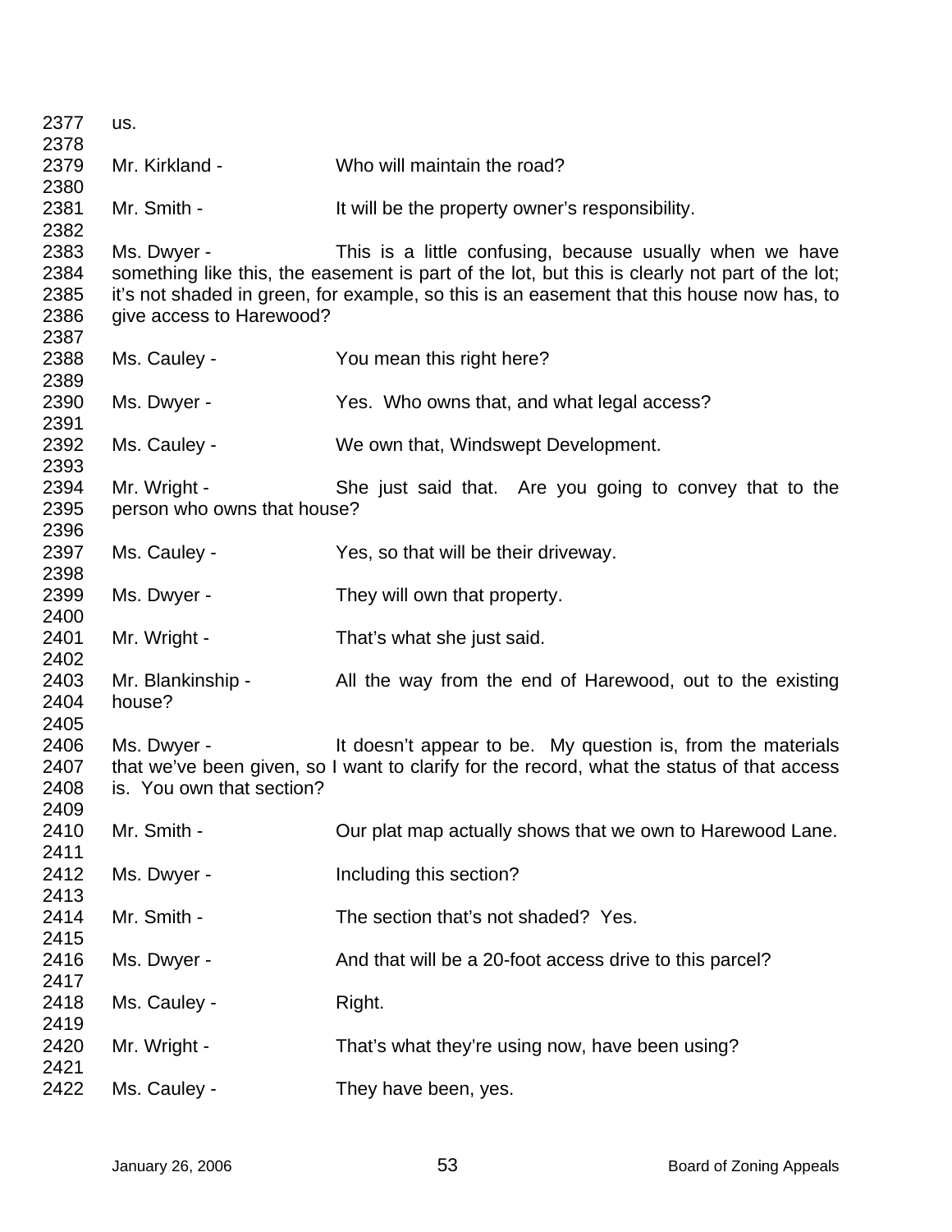us.

Mr. Kirkland - Who will maintain the road?

Mr. Smith - It will be the property owner's responsibility.

Ms. Dwyer - This is a little confusing, because usually when we have something like this, the easement is part of the lot, but this is clearly not part of the lot; it's not shaded in green, for example, so this is an easement that this house now has, to give access to Harewood?

Ms. Cauley - You mean this right here?

Ms. Dwyer - Yes. Who owns that, and what legal access?

Ms. Cauley - We own that, Windswept Development.

Mr. Wright - She just said that. Are you going to convey that to the person who owns that house?

Ms. Cauley - Yes, so that will be their driveway.

Ms. Dwyer - They will own that property.

Mr. Wright - That's what she just said.

Mr. Blankinship - All the way from the end of Harewood, out to the existing house?

Ms. Dwyer - It doesn't appear to be. My question is, from the materials that we've been given, so I want to clarify for the record, what the status of that access is. You own that section?

Mr. Smith - Our plat map actually shows that we own to Harewood Lane.

Ms. Dwyer - Including this section?

Mr. Smith - The section that's not shaded? Yes.

Ms. Dwyer - And that will be a 20-foot access drive to this parcel?

Ms. Cauley - Right.

Mr. Wright - That's what they're using now, have been using?

Ms. Cauley - They have been, yes.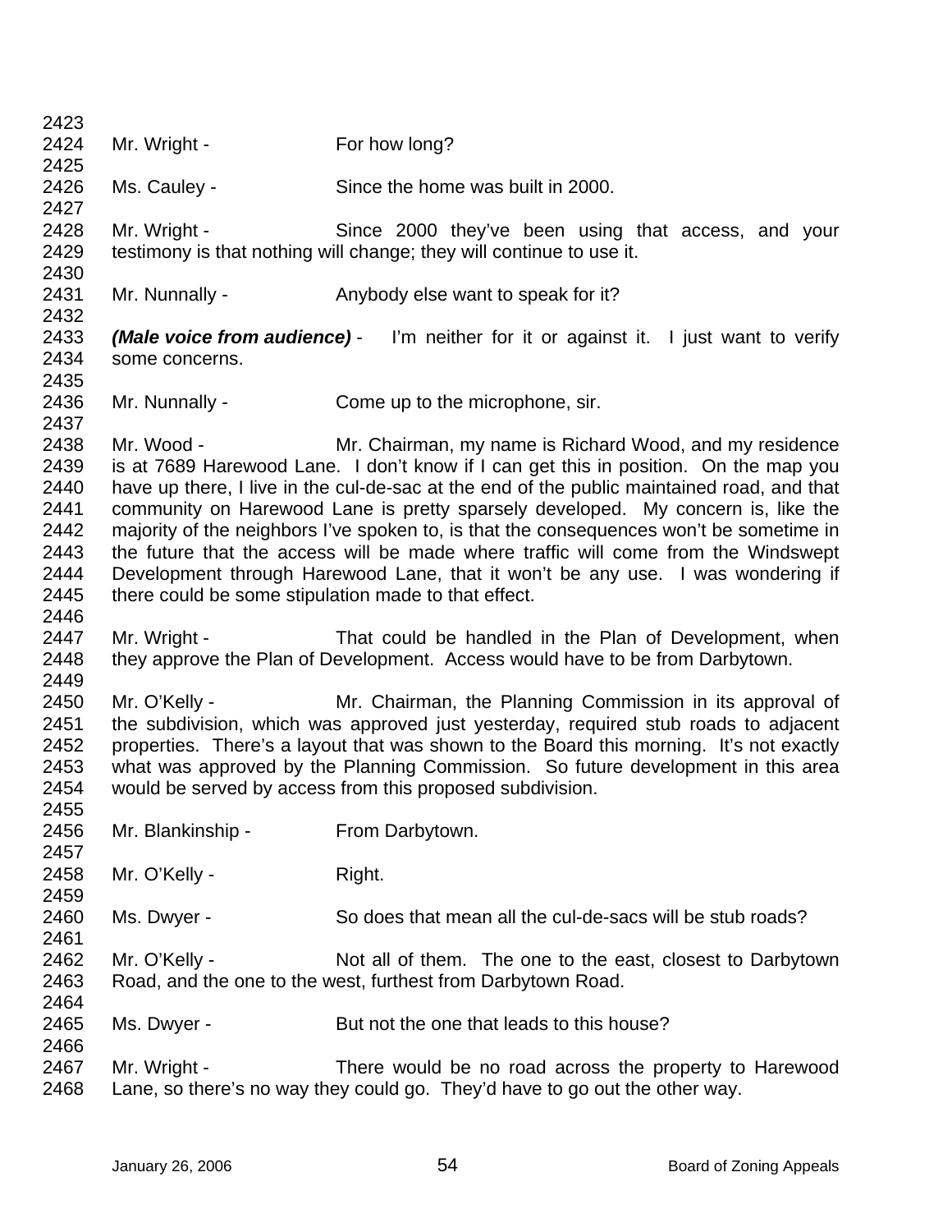2423
2424 Mr. Wright - For how long?
2425
2426 Ms. Cauley - Since the home was built in 2000.
2427
2428 Mr. Wright - Since 2000 they've been using that access, and your
2429 testimony is that nothing will change; they will continue to use it.
2430
2431 Mr. Nunnally - Anybody else want to speak for it?
2432
2433 ***(Male voice from audience)*** - I'm neither for it or against it. I just want to verify
2434 some concerns.
2435
2436 Mr. Nunnally - Come up to the microphone, sir.
2437
2438 Mr. Wood - Mr. Chairman, my name is Richard Wood, and my residence
2439 is at 7689 Harewood Lane. I don't know if I can get this in position. On the map you
2440 have up there, I live in the cul-de-sac at the end of the public maintained road, and that
2441 community on Harewood Lane is pretty sparsely developed. My concern is, like the
2442 majority of the neighbors I've spoken to, is that the consequences won't be sometime in
2443 the future that the access will be made where traffic will come from the Windswept
2444 Development through Harewood Lane, that it won't be any use. I was wondering if
2445 there could be some stipulation made to that effect.
2446
2447 Mr. Wright - That could be handled in the Plan of Development, when
2448 they approve the Plan of Development. Access would have to be from Darbytown.
2449
2450 Mr. O'Kelly - Mr. Chairman, the Planning Commission in its approval of
2451 the subdivision, which was approved just yesterday, required stub roads to adjacent
2452 properties. There's a layout that was shown to the Board this morning. It's not exactly
2453 what was approved by the Planning Commission. So future development in this area
2454 would be served by access from this proposed subdivision.
2455
2456 Mr. Blankinship - From Darbytown.
2457
2458 Mr. O'Kelly - Right.
2459
2460 Ms. Dwyer - So does that mean all the cul-de-sacs will be stub roads?
2461
2462 Mr. O'Kelly - Not all of them. The one to the east, closest to Darbytown
2463 Road, and the one to the west, furthest from Darbytown Road.
2464
2465 Ms. Dwyer - But not the one that leads to this house?
2466
2467 Mr. Wright - There would be no road across the property to Harewood
2468 Lane, so there's no way they could go. They'd have to go out the other way.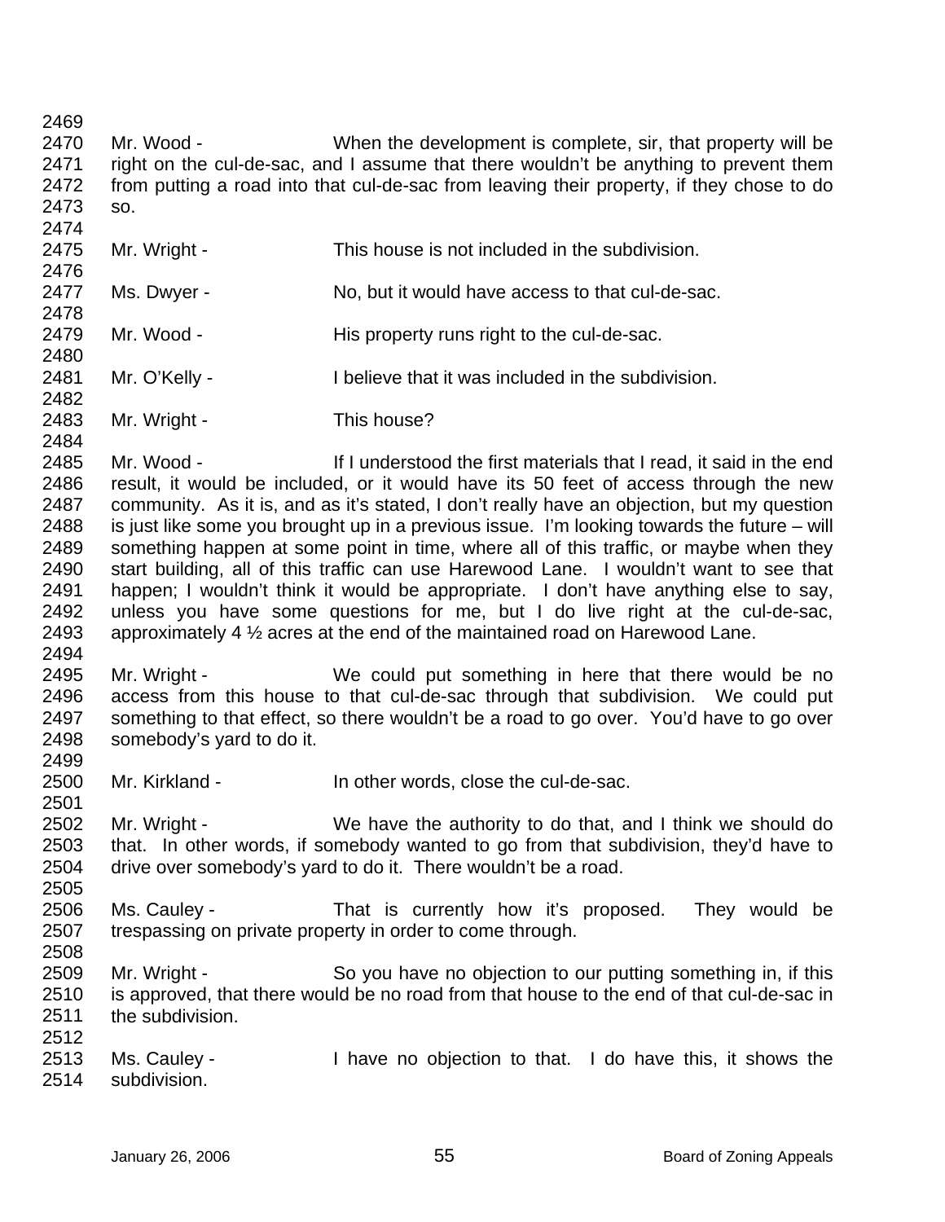Mr. Wood - When the development is complete, sir, that property will be right on the cul-de-sac, and I assume that there wouldn't be anything to prevent them from putting a road into that cul-de-sac from leaving their property, if they chose to do so.

Mr. Wright - This house is not included in the subdivision.

Ms. Dwyer - No, but it would have access to that cul-de-sac.

Mr. Wood - His property runs right to the cul-de-sac.

Mr. O'Kelly - I believe that it was included in the subdivision.

Mr. Wright - This house?

Mr. Wood - If I understood the first materials that I read, it said in the end result, it would be included, or it would have its 50 feet of access through the new community. As it is, and as it's stated, I don't really have an objection, but my question is just like some you brought up in a previous issue. I'm looking towards the future – will something happen at some point in time, where all of this traffic, or maybe when they start building, all of this traffic can use Harewood Lane. I wouldn't want to see that happen; I wouldn't think it would be appropriate. I don't have anything else to say, unless you have some questions for me, but I do live right at the cul-de-sac, approximately 4 ½ acres at the end of the maintained road on Harewood Lane.

Mr. Wright - We could put something in here that there would be no access from this house to that cul-de-sac through that subdivision. We could put something to that effect, so there wouldn't be a road to go over. You'd have to go over somebody's yard to do it.

Mr. Kirkland - In other words, close the cul-de-sac.

Mr. Wright - We have the authority to do that, and I think we should do that. In other words, if somebody wanted to go from that subdivision, they'd have to drive over somebody's yard to do it. There wouldn't be a road.

Ms. Cauley - That is currently how it's proposed. They would be trespassing on private property in order to come through.

Mr. Wright - So you have no objection to our putting something in, if this is approved, that there would be no road from that house to the end of that cul-de-sac in the subdivision.

Ms. Cauley - I have no objection to that. I do have this, it shows the subdivision.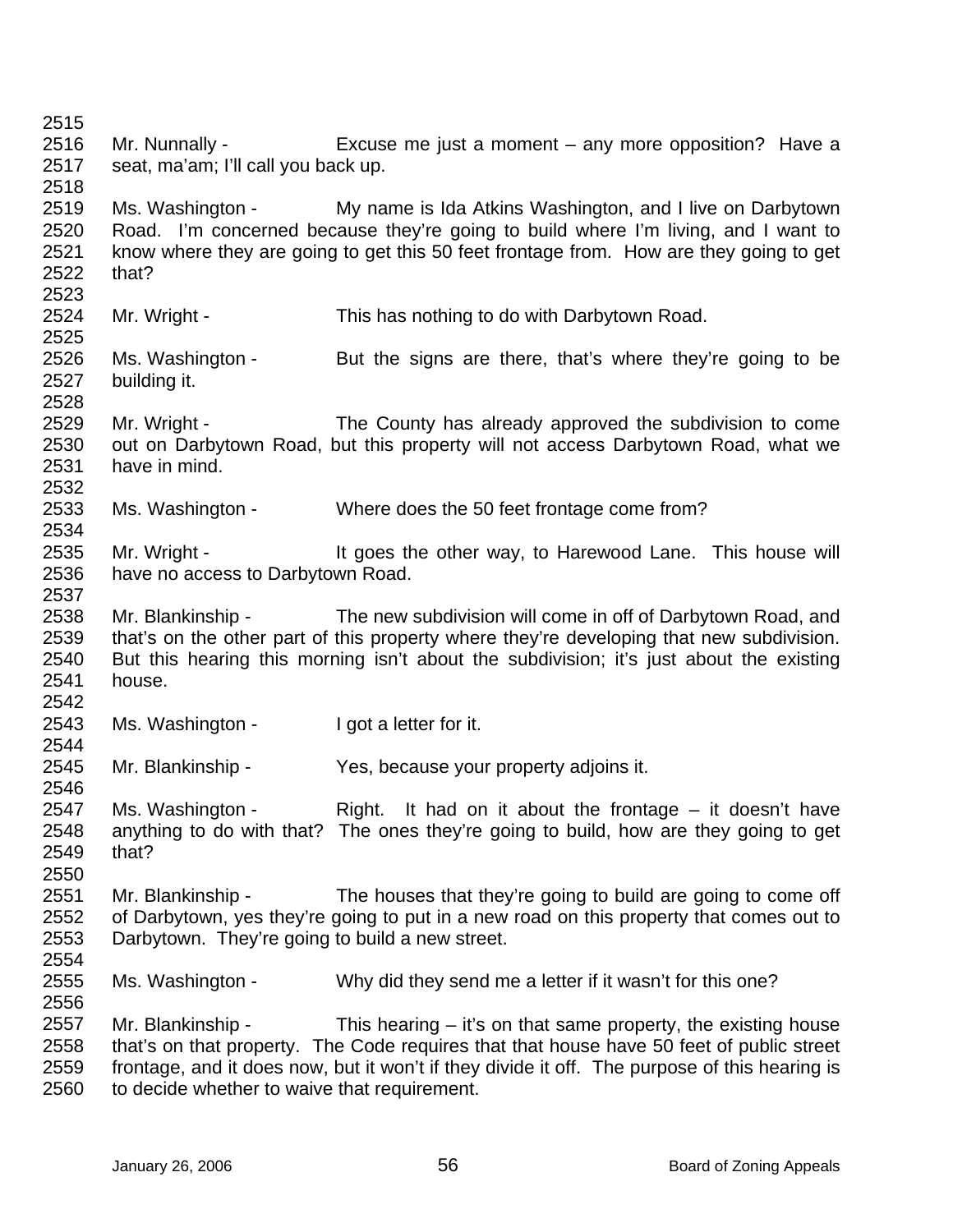2515

2516 Mr. Nunnally - Excuse me just a moment – any more opposition? Have a
2517 seat, ma'am; I'll call you back up.
2518

2519 Ms. Washington - My name is Ida Atkins Washington, and I live on Darbytown
2520 Road. I'm concerned because they're going to build where I'm living, and I want to
2521 know where they are going to get this 50 feet frontage from. How are they going to get
2522 that?
2523

2524 Mr. Wright - This has nothing to do with Darbytown Road.
2525

2526 Ms. Washington - But the signs are there, that's where they're going to be
2527 building it.
2528

2529 Mr. Wright - The County has already approved the subdivision to come
2530 out on Darbytown Road, but this property will not access Darbytown Road, what we
2531 have in mind.
2532

2533 Ms. Washington - Where does the 50 feet frontage come from?
2534

2535 Mr. Wright - It goes the other way, to Harewood Lane. This house will
2536 have no access to Darbytown Road.
2537

2538 Mr. Blankinship - The new subdivision will come in off of Darbytown Road, and
2539 that's on the other part of this property where they're developing that new subdivision.
2540 But this hearing this morning isn't about the subdivision; it's just about the existing
2541 house.
2542

2543 Ms. Washington - I got a letter for it.
2544

2545 Mr. Blankinship - Yes, because your property adjoins it.
2546

2547 Ms. Washington - Right. It had on it about the frontage – it doesn't have
2548 anything to do with that? The ones they're going to build, how are they going to get
2549 that?
2550

2551 Mr. Blankinship - The houses that they're going to build are going to come off
2552 of Darbytown, yes they're going to put in a new road on this property that comes out to
2553 Darbytown. They're going to build a new street.
2554

2555 Ms. Washington - Why did they send me a letter if it wasn't for this one?
2556

2557 Mr. Blankinship - This hearing – it's on that same property, the existing house
2558 that's on that property. The Code requires that that house have 50 feet of public street
2559 frontage, and it does now, but it won't if they divide it off. The purpose of this hearing is
2560 to decide whether to waive that requirement.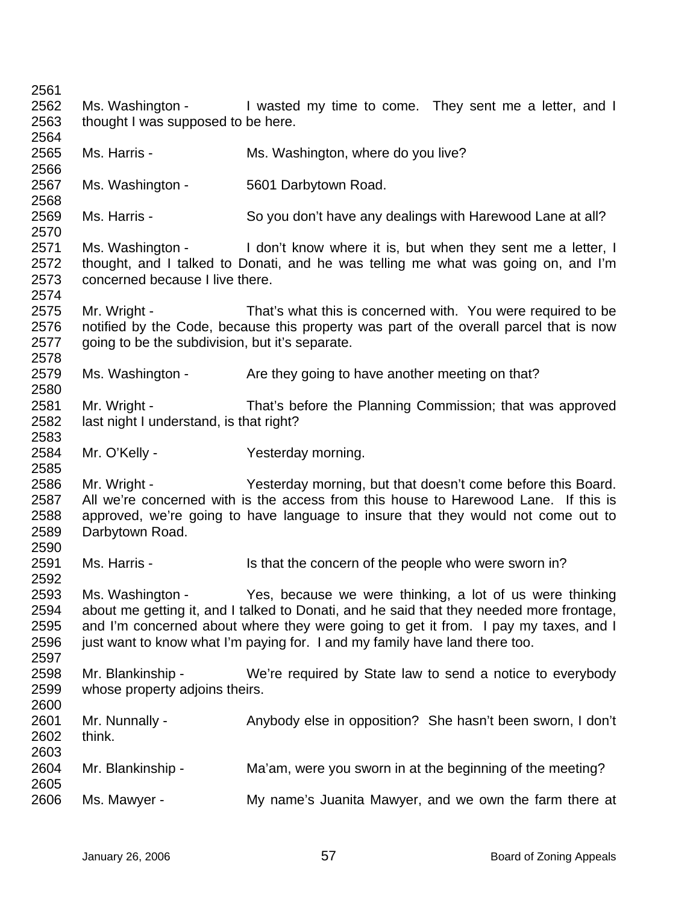2561
2562 Ms. Washington - I wasted my time to come. They sent me a letter, and I
2563 thought I was supposed to be here.
2564
2565 Ms. Harris - Ms. Washington, where do you live?
2566
2567 Ms. Washington - 5601 Darbytown Road.
2568
2569 Ms. Harris - So you don't have any dealings with Harewood Lane at all?
2570
2571 Ms. Washington - I don't know where it is, but when they sent me a letter, I
2572 thought, and I talked to Donati, and he was telling me what was going on, and I'm
2573 concerned because I live there.
2574
2575 Mr. Wright - That's what this is concerned with. You were required to be
2576 notified by the Code, because this property was part of the overall parcel that is now
2577 going to be the subdivision, but it's separate.
2578
2579 Ms. Washington - Are they going to have another meeting on that?
2580
2581 Mr. Wright - That's before the Planning Commission; that was approved
2582 last night I understand, is that right?
2583
2584 Mr. O'Kelly - Yesterday morning.
2585
2586 Mr. Wright - Yesterday morning, but that doesn't come before this Board.
2587 All we're concerned with is the access from this house to Harewood Lane. If this is
2588 approved, we're going to have language to insure that they would not come out to
2589 Darbytown Road.
2590
2591 Ms. Harris - Is that the concern of the people who were sworn in?
2592
2593 Ms. Washington - Yes, because we were thinking, a lot of us were thinking
2594 about me getting it, and I talked to Donati, and he said that they needed more frontage,
2595 and I'm concerned about where they were going to get it from. I pay my taxes, and I
2596 just want to know what I'm paying for. I and my family have land there too.
2597
2598 Mr. Blankinship - We're required by State law to send a notice to everybody
2599 whose property adjoins theirs.
2600
2601 Mr. Nunnally - Anybody else in opposition? She hasn't been sworn, I don't
2602 think.
2603
2604 Mr. Blankinship - Ma'am, were you sworn in at the beginning of the meeting?
2605
2606 Ms. Mawyer - My name's Juanita Mawyer, and we own the farm there at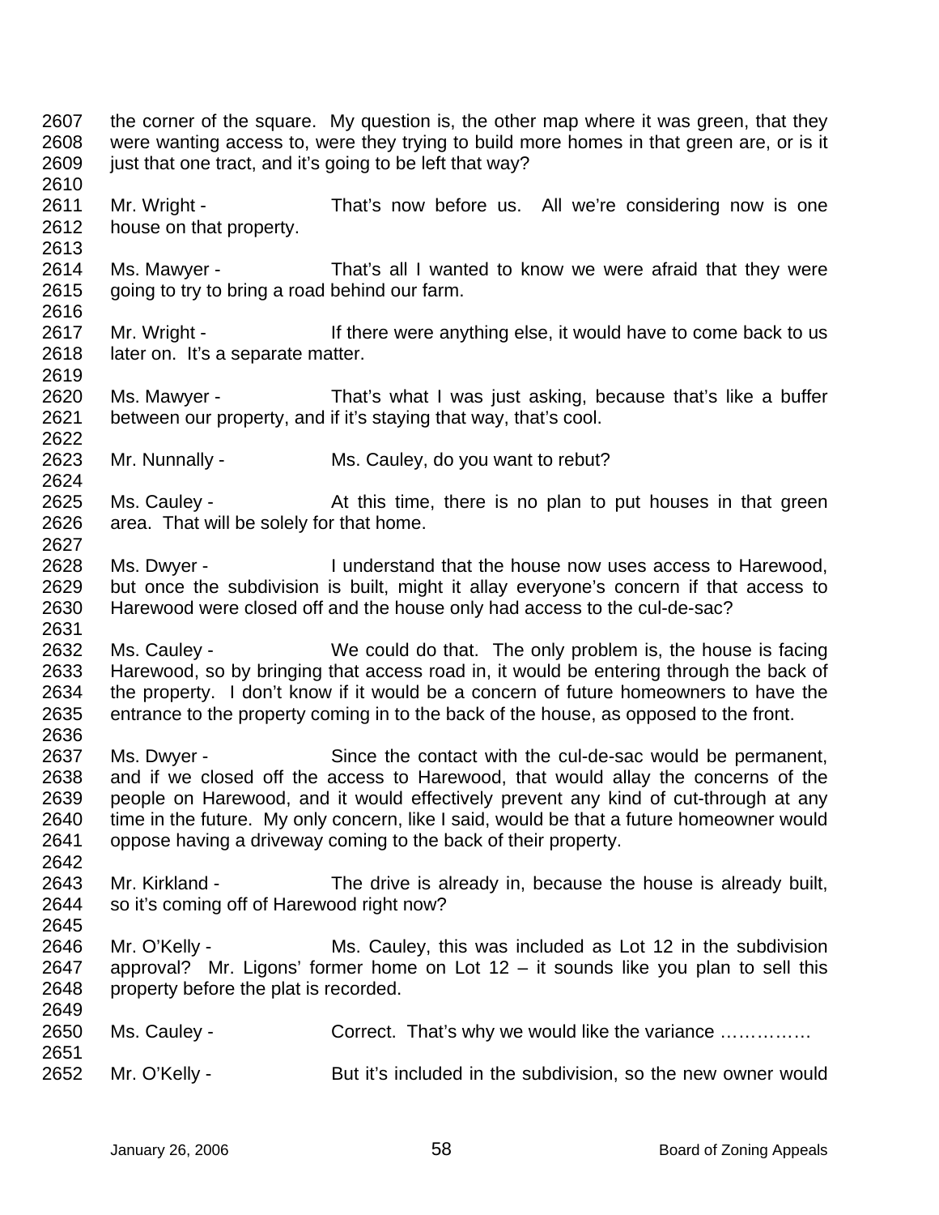2607 the corner of the square. My question is, the other map where it was green, that they
2608 were wanting access to, were they trying to build more homes in that green are, or is it
2609 just that one tract, and it's going to be left that way?
2610
2611 Mr. Wright - That's now before us. All we're considering now is one
2612 house on that property.
2613
2614 Ms. Mawyer - That's all I wanted to know we were afraid that they were
2615 going to try to bring a road behind our farm.
2616
2617 Mr. Wright - If there were anything else, it would have to come back to us
2618 later on. It's a separate matter.
2619
2620 Ms. Mawyer - That's what I was just asking, because that's like a buffer
2621 between our property, and if it's staying that way, that's cool.
2622
2623 Mr. Nunnally - Ms. Cauley, do you want to rebut?
2624
2625 Ms. Cauley - At this time, there is no plan to put houses in that green
2626 area. That will be solely for that home.
2627
2628 Ms. Dwyer - I understand that the house now uses access to Harewood,
2629 but once the subdivision is built, might it allay everyone's concern if that access to
2630 Harewood were closed off and the house only had access to the cul-de-sac?
2631
2632 Ms. Cauley - We could do that. The only problem is, the house is facing
2633 Harewood, so by bringing that access road in, it would be entering through the back of
2634 the property. I don't know if it would be a concern of future homeowners to have the
2635 entrance to the property coming in to the back of the house, as opposed to the front.
2636
2637 Ms. Dwyer - Since the contact with the cul-de-sac would be permanent,
2638 and if we closed off the access to Harewood, that would allay the concerns of the
2639 people on Harewood, and it would effectively prevent any kind of cut-through at any
2640 time in the future. My only concern, like I said, would be that a future homeowner would
2641 oppose having a driveway coming to the back of their property.
2642
2643 Mr. Kirkland - The drive is already in, because the house is already built,
2644 so it's coming off of Harewood right now?
2645
2646 Mr. O'Kelly - Ms. Cauley, this was included as Lot 12 in the subdivision
2647 approval? Mr. Ligons' former home on Lot 12 – it sounds like you plan to sell this
2648 property before the plat is recorded.
2649
2650 Ms. Cauley - Correct. That's why we would like the variance ……………
2651
2652 Mr. O'Kelly - But it's included in the subdivision, so the new owner would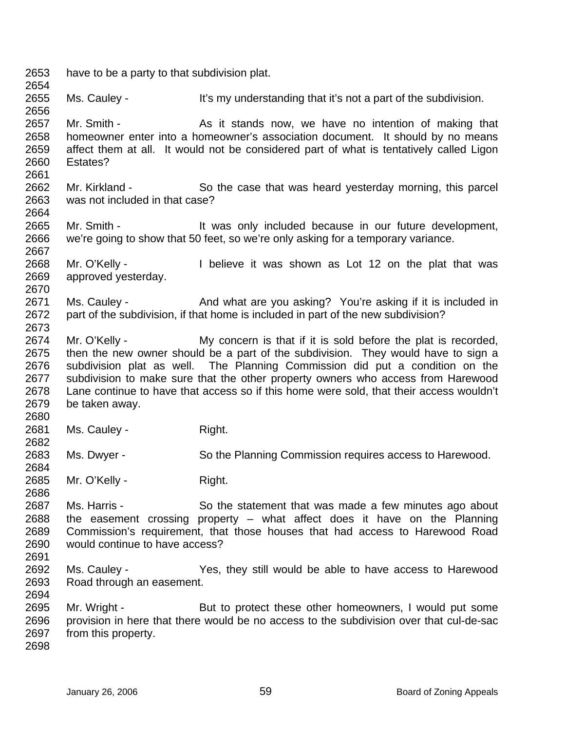have to be a party to that subdivision plat.

Ms. Cauley - It's my understanding that it's not a part of the subdivision.

Mr. Smith - As it stands now, we have no intention of making that homeowner enter into a homeowner's association document. It should by no means affect them at all. It would not be considered part of what is tentatively called Ligon Estates?

Mr. Kirkland - So the case that was heard yesterday morning, this parcel was not included in that case?

Mr. Smith - It was only included because in our future development, we're going to show that 50 feet, so we're only asking for a temporary variance.

Mr. O'Kelly - I believe it was shown as Lot 12 on the plat that was approved yesterday.

Ms. Cauley - And what are you asking? You're asking if it is included in part of the subdivision, if that home is included in part of the new subdivision?

Mr. O'Kelly - My concern is that if it is sold before the plat is recorded, then the new owner should be a part of the subdivision. They would have to sign a subdivision plat as well. The Planning Commission did put a condition on the subdivision to make sure that the other property owners who access from Harewood Lane continue to have that access so if this home were sold, that their access wouldn't be taken away.

Ms. Cauley - Right.

Ms. Dwyer - So the Planning Commission requires access to Harewood.

Mr. O'Kelly - Right.

Ms. Harris - So the statement that was made a few minutes ago about the easement crossing property – what affect does it have on the Planning Commission's requirement, that those houses that had access to Harewood Road would continue to have access?

Ms. Cauley - Yes, they still would be able to have access to Harewood Road through an easement.

Mr. Wright - But to protect these other homeowners, I would put some provision in here that there would be no access to the subdivision over that cul-de-sac from this property.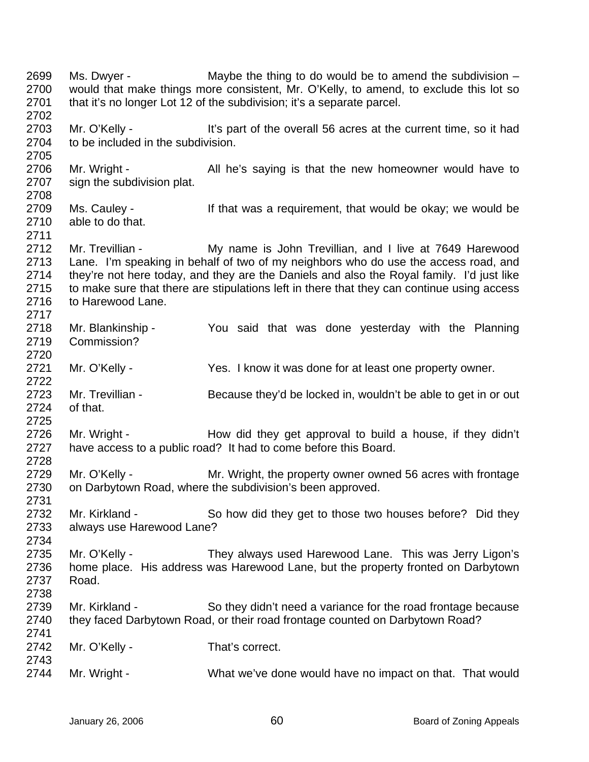2699 Ms. Dwyer - Maybe the thing to do would be to amend the subdivision –
2700 would that make things more consistent, Mr. O'Kelly, to amend, to exclude this lot so
2701 that it's no longer Lot 12 of the subdivision; it's a separate parcel.
2702
2703 Mr. O'Kelly - It's part of the overall 56 acres at the current time, so it had
2704 to be included in the subdivision.
2705
2706 Mr. Wright - All he's saying is that the new homeowner would have to
2707 sign the subdivision plat.
2708
2709 Ms. Cauley - If that was a requirement, that would be okay; we would be
2710 able to do that.
2711
2712 Mr. Trevillian - My name is John Trevillian, and I live at 7649 Harewood
2713 Lane. I'm speaking in behalf of two of my neighbors who do use the access road, and
2714 they're not here today, and they are the Daniels and also the Royal family. I'd just like
2715 to make sure that there are stipulations left in there that they can continue using access
2716 to Harewood Lane.
2717
2718 Mr. Blankinship - You said that was done yesterday with the Planning
2719 Commission?
2720
2721 Mr. O'Kelly - Yes. I know it was done for at least one property owner.
2722
2723 Mr. Trevillian - Because they'd be locked in, wouldn't be able to get in or out
2724 of that.
2725
2726 Mr. Wright - How did they get approval to build a house, if they didn't
2727 have access to a public road? It had to come before this Board.
2728
2729 Mr. O'Kelly - Mr. Wright, the property owner owned 56 acres with frontage
2730 on Darbytown Road, where the subdivision's been approved.
2731
2732 Mr. Kirkland - So how did they get to those two houses before? Did they
2733 always use Harewood Lane?
2734
2735 Mr. O'Kelly - They always used Harewood Lane. This was Jerry Ligon's
2736 home place. His address was Harewood Lane, but the property fronted on Darbytown
2737 Road.
2738
2739 Mr. Kirkland - So they didn't need a variance for the road frontage because
2740 they faced Darbytown Road, or their road frontage counted on Darbytown Road?
2741
2742 Mr. O'Kelly - That's correct.
2743
2744 Mr. Wright - What we've done would have no impact on that. That would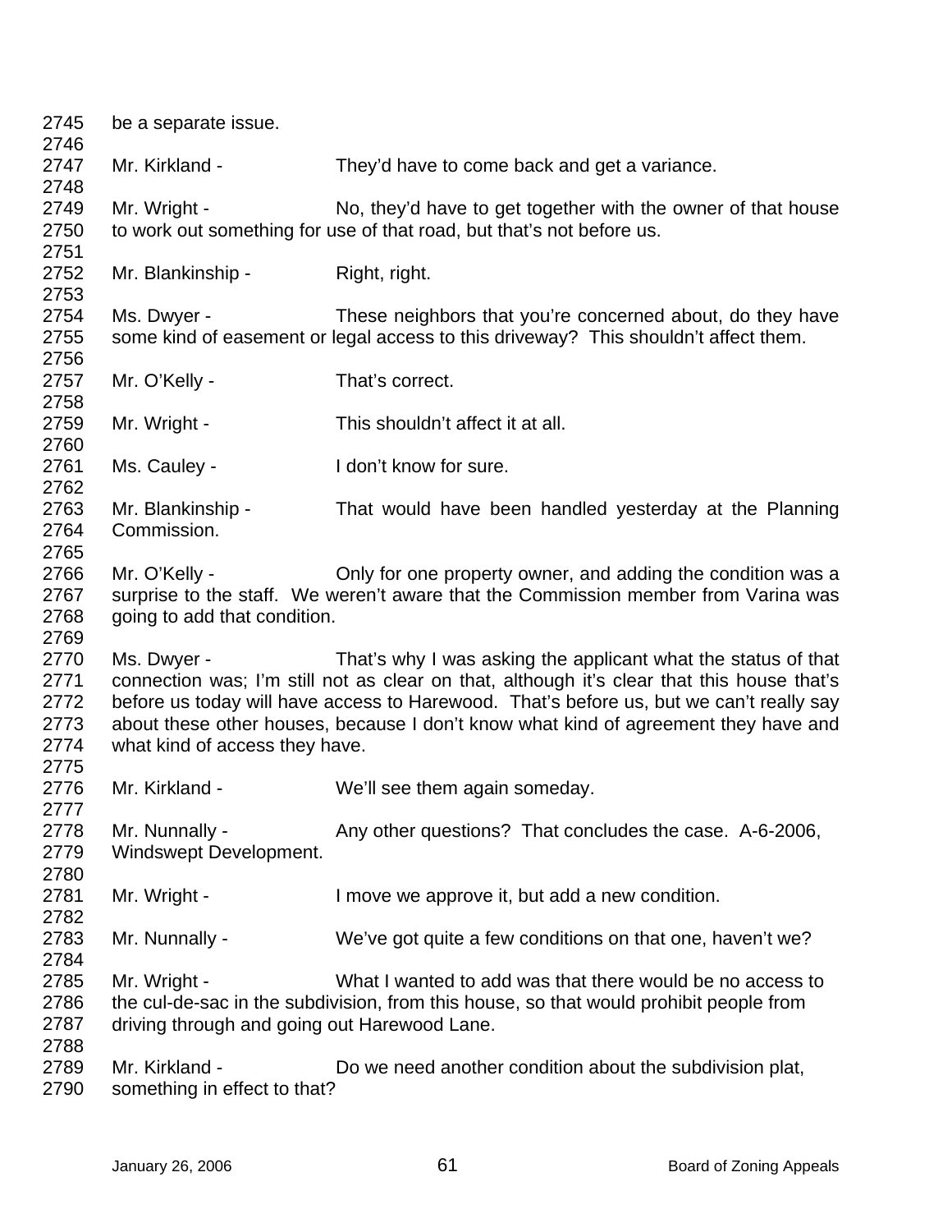2745 be a separate issue.
2746
2747 Mr. Kirkland - They'd have to come back and get a variance.
2748
2749 Mr. Wright - No, they'd have to get together with the owner of that house
2750 to work out something for use of that road, but that's not before us.
2751
2752 Mr. Blankinship - Right, right.
2753
2754 Ms. Dwyer - These neighbors that you're concerned about, do they have
2755 some kind of easement or legal access to this driveway? This shouldn't affect them.
2756
2757 Mr. O'Kelly - That's correct.
2758
2759 Mr. Wright - This shouldn't affect it at all.
2760
2761 Ms. Cauley - I don't know for sure.
2762
2763 Mr. Blankinship - That would have been handled yesterday at the Planning
2764 Commission.
2765
2766 Mr. O'Kelly - Only for one property owner, and adding the condition was a
2767 surprise to the staff. We weren't aware that the Commission member from Varina was
2768 going to add that condition.
2769
2770 Ms. Dwyer - That's why I was asking the applicant what the status of that
2771 connection was; I'm still not as clear on that, although it's clear that this house that's
2772 before us today will have access to Harewood. That's before us, but we can't really say
2773 about these other houses, because I don't know what kind of agreement they have and
2774 what kind of access they have.
2775
2776 Mr. Kirkland - We'll see them again someday.
2777
2778 Mr. Nunnally - Any other questions? That concludes the case. A-6-2006,
2779 Windswept Development.
2780
2781 Mr. Wright - I move we approve it, but add a new condition.
2782
2783 Mr. Nunnally - We've got quite a few conditions on that one, haven't we?
2784
2785 Mr. Wright - What I wanted to add was that there would be no access to
2786 the cul-de-sac in the subdivision, from this house, so that would prohibit people from
2787 driving through and going out Harewood Lane.
2788
2789 Mr. Kirkland - Do we need another condition about the subdivision plat,
2790 something in effect to that?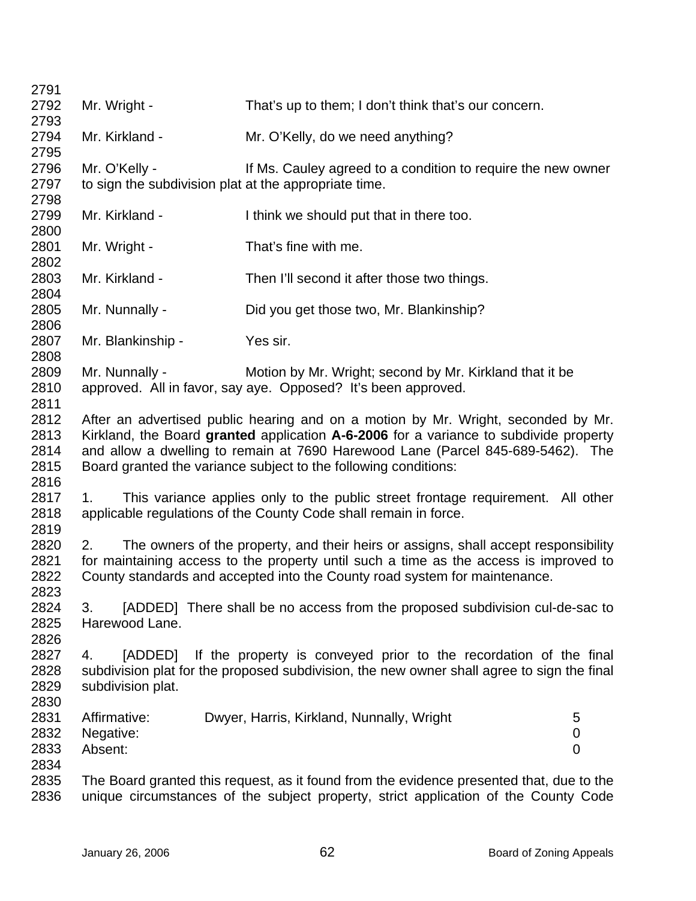Mr. Wright - That's up to them; I don't think that's our concern.

Mr. Kirkland - Mr. O'Kelly, do we need anything?

Mr. O'Kelly - If Ms. Cauley agreed to a condition to require the new owner to sign the subdivision plat at the appropriate time.

Mr. Kirkland - I think we should put that in there too.

Mr. Wright - That's fine with me.

Mr. Kirkland - Then I'll second it after those two things.

Mr. Nunnally - Did you get those two, Mr. Blankinship?

Mr. Blankinship - Yes sir.

Mr. Nunnally - Motion by Mr. Wright; second by Mr. Kirkland that it be approved. All in favor, say aye. Opposed? It's been approved.

After an advertised public hearing and on a motion by Mr. Wright, seconded by Mr. Kirkland, the Board **granted** application **A-6-2006** for a variance to subdivide property and allow a dwelling to remain at 7690 Harewood Lane (Parcel 845-689-5462). The Board granted the variance subject to the following conditions:

1. This variance applies only to the public street frontage requirement. All other applicable regulations of the County Code shall remain in force.

2. The owners of the property, and their heirs or assigns, shall accept responsibility for maintaining access to the property until such a time as the access is improved to County standards and accepted into the County road system for maintenance.

3. [ADDED] There shall be no access from the proposed subdivision cul-de-sac to Harewood Lane.

4. [ADDED] If the property is conveyed prior to the recordation of the final subdivision plat for the proposed subdivision, the new owner shall agree to sign the final subdivision plat.

| | | |
|---|---|---|
| Affirmative: | Dwyer, Harris, Kirkland, Nunnally, Wright | 5 |
| Negative: | | 0 |
| Absent: | | 0 |

The Board granted this request, as it found from the evidence presented that, due to the unique circumstances of the subject property, strict application of the County Code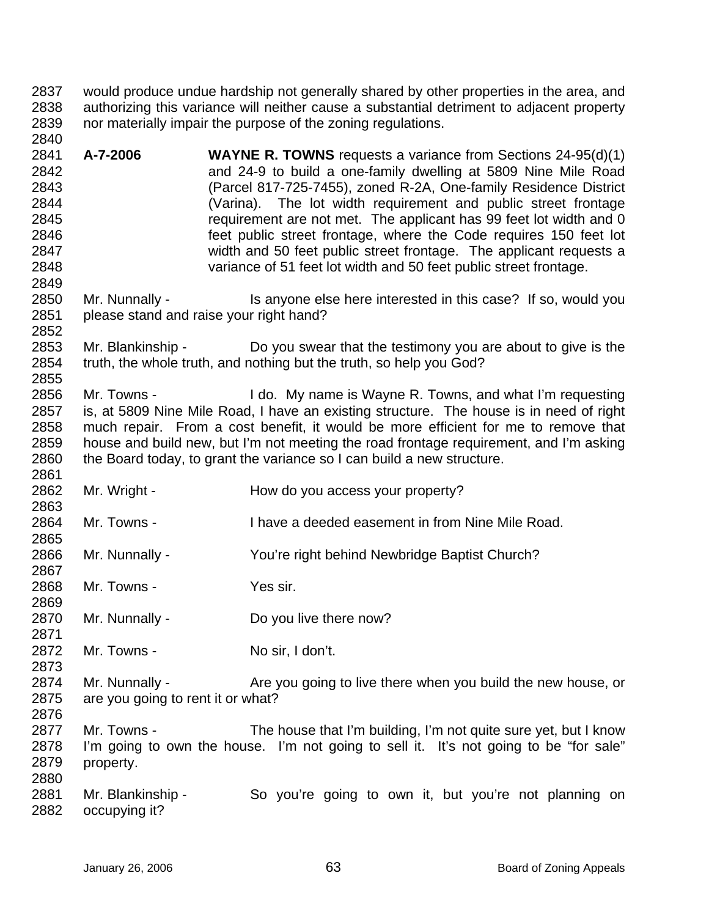would produce undue hardship not generally shared by other properties in the area, and authorizing this variance will neither cause a substantial detriment to adjacent property nor materially impair the purpose of the zoning regulations.

**A-7-2006** **WAYNE R. TOWNS** requests a variance from Sections 24-95(d)(1) and 24-9 to build a one-family dwelling at 5809 Nine Mile Road (Parcel 817-725-7455), zoned R-2A, One-family Residence District (Varina). The lot width requirement and public street frontage requirement are not met. The applicant has 99 feet lot width and 0 feet public street frontage, where the Code requires 150 feet lot width and 50 feet public street frontage. The applicant requests a variance of 51 feet lot width and 50 feet public street frontage.

Mr. Nunnally - Is anyone else here interested in this case? If so, would you please stand and raise your right hand?

Mr. Blankinship - Do you swear that the testimony you are about to give is the truth, the whole truth, and nothing but the truth, so help you God?

Mr. Towns - I do. My name is Wayne R. Towns, and what I'm requesting is, at 5809 Nine Mile Road, I have an existing structure. The house is in need of right much repair. From a cost benefit, it would be more efficient for me to remove that house and build new, but I'm not meeting the road frontage requirement, and I'm asking the Board today, to grant the variance so I can build a new structure.

Mr. Wright - How do you access your property?

Mr. Towns - I have a deeded easement in from Nine Mile Road.

Mr. Nunnally - You're right behind Newbridge Baptist Church?

Mr. Towns - Yes sir.

Mr. Nunnally - Do you live there now?

Mr. Towns - No sir, I don't.

Mr. Nunnally - Are you going to live there when you build the new house, or are you going to rent it or what?

Mr. Towns - The house that I'm building, I'm not quite sure yet, but I know I'm going to own the house. I'm not going to sell it. It's not going to be "for sale" property.

Mr. Blankinship - So you're going to own it, but you're not planning on occupying it?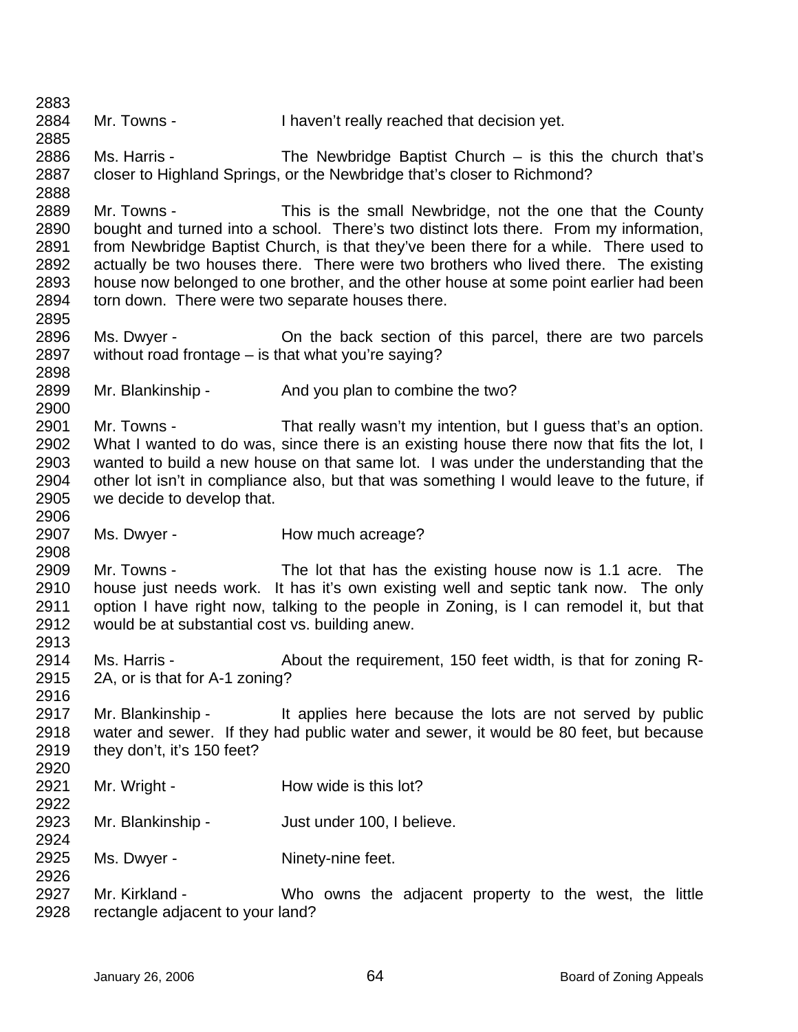Mr. Towns - I haven't really reached that decision yet.

Ms. Harris - The Newbridge Baptist Church – is this the church that's closer to Highland Springs, or the Newbridge that's closer to Richmond?

Mr. Towns - This is the small Newbridge, not the one that the County bought and turned into a school. There's two distinct lots there. From my information, from Newbridge Baptist Church, is that they've been there for a while. There used to actually be two houses there. There were two brothers who lived there. The existing house now belonged to one brother, and the other house at some point earlier had been torn down. There were two separate houses there.

Ms. Dwyer - On the back section of this parcel, there are two parcels without road frontage – is that what you're saying?

Mr. Blankinship - And you plan to combine the two?

Mr. Towns - That really wasn't my intention, but I guess that's an option. What I wanted to do was, since there is an existing house there now that fits the lot, I wanted to build a new house on that same lot. I was under the understanding that the other lot isn't in compliance also, but that was something I would leave to the future, if we decide to develop that.

Ms. Dwyer - How much acreage?

Mr. Towns - The lot that has the existing house now is 1.1 acre. The house just needs work. It has it's own existing well and septic tank now. The only option I have right now, talking to the people in Zoning, is I can remodel it, but that would be at substantial cost vs. building anew.

Ms. Harris - About the requirement, 150 feet width, is that for zoning R-2A, or is that for A-1 zoning?

Mr. Blankinship - It applies here because the lots are not served by public water and sewer. If they had public water and sewer, it would be 80 feet, but because they don't, it's 150 feet?

Mr. Wright - How wide is this lot?

Mr. Blankinship - Just under 100, I believe.

Ms. Dwyer - Ninety-nine feet.

Mr. Kirkland - Who owns the adjacent property to the west, the little rectangle adjacent to your land?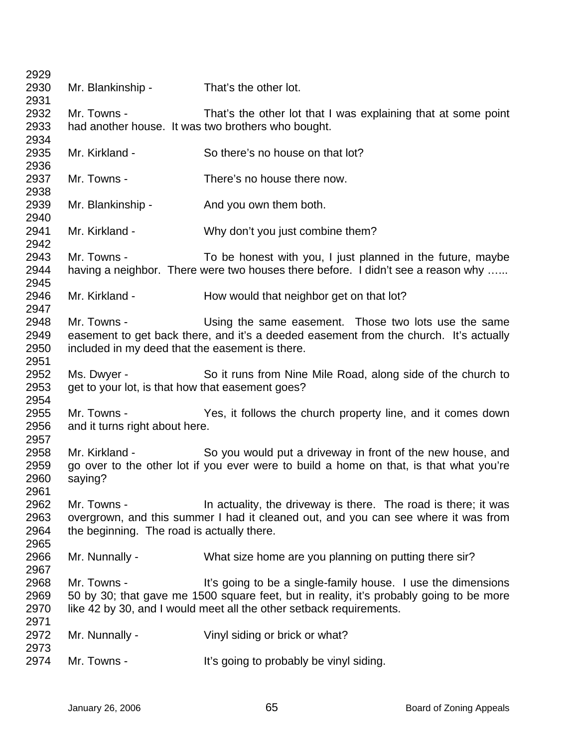Mr. Blankinship - That's the other lot.

Mr. Towns - That's the other lot that I was explaining that at some point had another house. It was two brothers who bought.

Mr. Kirkland - So there's no house on that lot?

Mr. Towns - There's no house there now.

Mr. Blankinship - And you own them both.

Mr. Kirkland - Why don't you just combine them?

Mr. Towns - To be honest with you, I just planned in the future, maybe having a neighbor. There were two houses there before. I didn't see a reason why …...

Mr. Kirkland - How would that neighbor get on that lot?

Mr. Towns - Using the same easement. Those two lots use the same easement to get back there, and it's a deeded easement from the church. It's actually included in my deed that the easement is there.

Ms. Dwyer - So it runs from Nine Mile Road, along side of the church to get to your lot, is that how that easement goes?

Mr. Towns - Yes, it follows the church property line, and it comes down and it turns right about here.

Mr. Kirkland - So you would put a driveway in front of the new house, and go over to the other lot if you ever were to build a home on that, is that what you're saying?

Mr. Towns - In actuality, the driveway is there. The road is there; it was overgrown, and this summer I had it cleaned out, and you can see where it was from the beginning. The road is actually there.

Mr. Nunnally - What size home are you planning on putting there sir?

Mr. Towns - It's going to be a single-family house. I use the dimensions 50 by 30; that gave me 1500 square feet, but in reality, it's probably going to be more like 42 by 30, and I would meet all the other setback requirements.

Mr. Nunnally - Vinyl siding or brick or what?

Mr. Towns - It's going to probably be vinyl siding.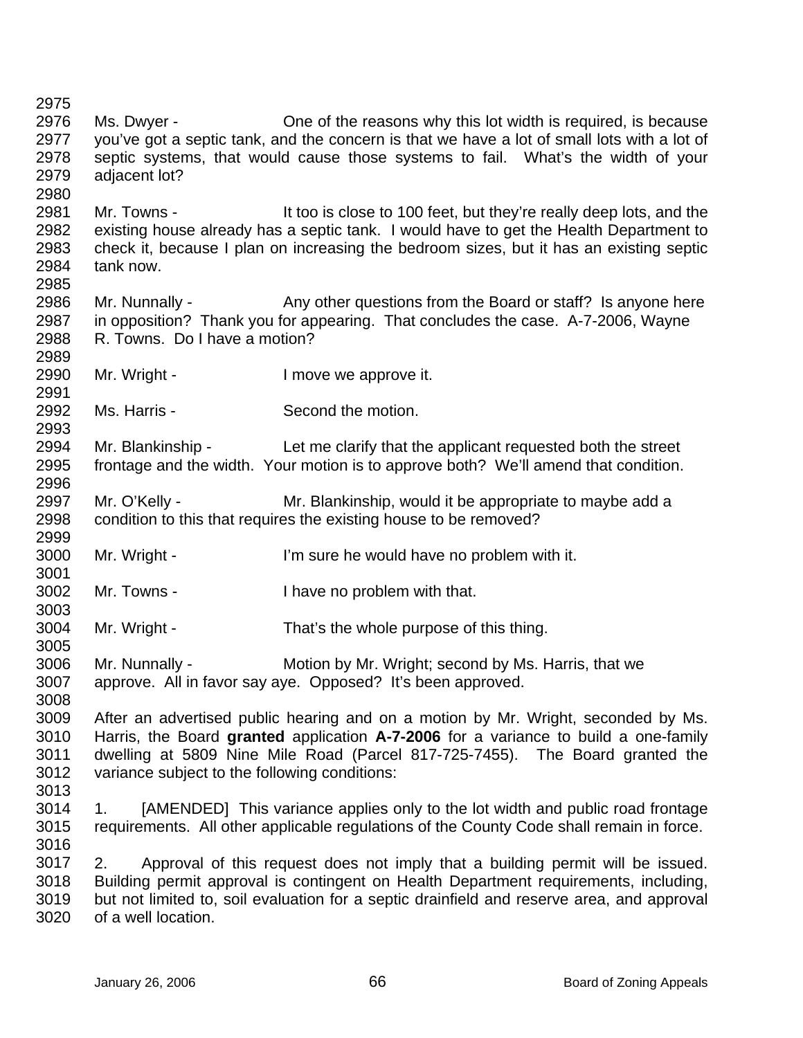Ms. Dwyer - One of the reasons why this lot width is required, is because you've got a septic tank, and the concern is that we have a lot of small lots with a lot of septic systems, that would cause those systems to fail. What's the width of your adjacent lot?

Mr. Towns - It too is close to 100 feet, but they're really deep lots, and the existing house already has a septic tank. I would have to get the Health Department to check it, because I plan on increasing the bedroom sizes, but it has an existing septic tank now.

Mr. Nunnally - Any other questions from the Board or staff? Is anyone here in opposition? Thank you for appearing. That concludes the case. A-7-2006, Wayne R. Towns. Do I have a motion?

Mr. Wright - I move we approve it.

Ms. Harris - Second the motion.

Mr. Blankinship - Let me clarify that the applicant requested both the street frontage and the width. Your motion is to approve both? We'll amend that condition.

Mr. O'Kelly - Mr. Blankinship, would it be appropriate to maybe add a condition to this that requires the existing house to be removed?

Mr. Wright - I'm sure he would have no problem with it.

Mr. Towns - I have no problem with that.

Mr. Wright - That's the whole purpose of this thing.

Mr. Nunnally - Motion by Mr. Wright; second by Ms. Harris, that we approve. All in favor say aye. Opposed? It's been approved.

After an advertised public hearing and on a motion by Mr. Wright, seconded by Ms. Harris, the Board **granted** application **A-7-2006** for a variance to build a one-family dwelling at 5809 Nine Mile Road (Parcel 817-725-7455). The Board granted the variance subject to the following conditions:

1. [AMENDED] This variance applies only to the lot width and public road frontage requirements. All other applicable regulations of the County Code shall remain in force.

2. Approval of this request does not imply that a building permit will be issued. Building permit approval is contingent on Health Department requirements, including, but not limited to, soil evaluation for a septic drainfield and reserve area, and approval of a well location.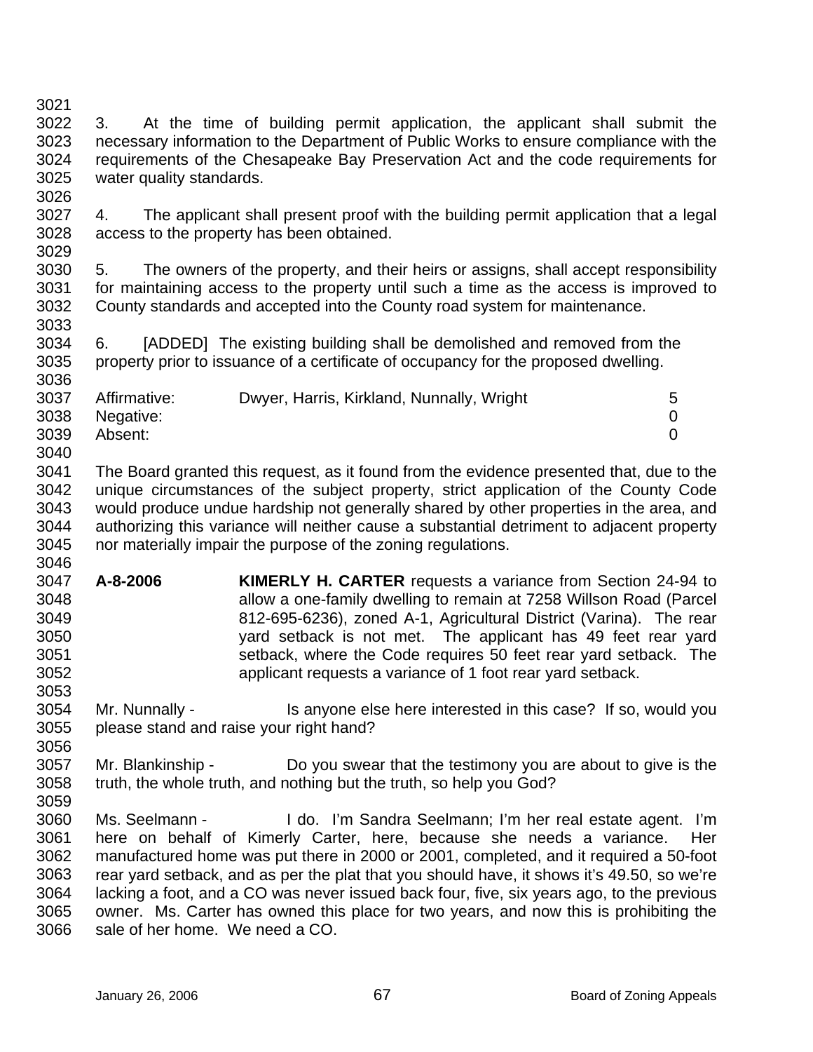3. At the time of building permit application, the applicant shall submit the necessary information to the Department of Public Works to ensure compliance with the requirements of the Chesapeake Bay Preservation Act and the code requirements for water quality standards.

4. The applicant shall present proof with the building permit application that a legal access to the property has been obtained.

5. The owners of the property, and their heirs or assigns, shall accept responsibility for maintaining access to the property until such a time as the access is improved to County standards and accepted into the County road system for maintenance.

6. [ADDED] The existing building shall be demolished and removed from the property prior to issuance of a certificate of occupancy for the proposed dwelling.

| | | |
|---|---|---|
| Affirmative: | Dwyer, Harris, Kirkland, Nunnally, Wright | 5 |
| Negative: | | 0 |
| Absent: | | 0 |

The Board granted this request, as it found from the evidence presented that, due to the unique circumstances of the subject property, strict application of the County Code would produce undue hardship not generally shared by other properties in the area, and authorizing this variance will neither cause a substantial detriment to adjacent property nor materially impair the purpose of the zoning regulations.

**A-8-2006** **KIMERLY H. CARTER** requests a variance from Section 24-94 to allow a one-family dwelling to remain at 7258 Willson Road (Parcel 812-695-6236), zoned A-1, Agricultural District (Varina). The rear yard setback is not met. The applicant has 49 feet rear yard setback, where the Code requires 50 feet rear yard setback. The applicant requests a variance of 1 foot rear yard setback.

Mr. Nunnally - Is anyone else here interested in this case? If so, would you please stand and raise your right hand?

Mr. Blankinship - Do you swear that the testimony you are about to give is the truth, the whole truth, and nothing but the truth, so help you God?

Ms. Seelmann - I do. I'm Sandra Seelmann; I'm her real estate agent. I'm here on behalf of Kimerly Carter, here, because she needs a variance. Her manufactured home was put there in 2000 or 2001, completed, and it required a 50-foot rear yard setback, and as per the plat that you should have, it shows it's 49.50, so we're lacking a foot, and a CO was never issued back four, five, six years ago, to the previous owner. Ms. Carter has owned this place for two years, and now this is prohibiting the sale of her home. We need a CO.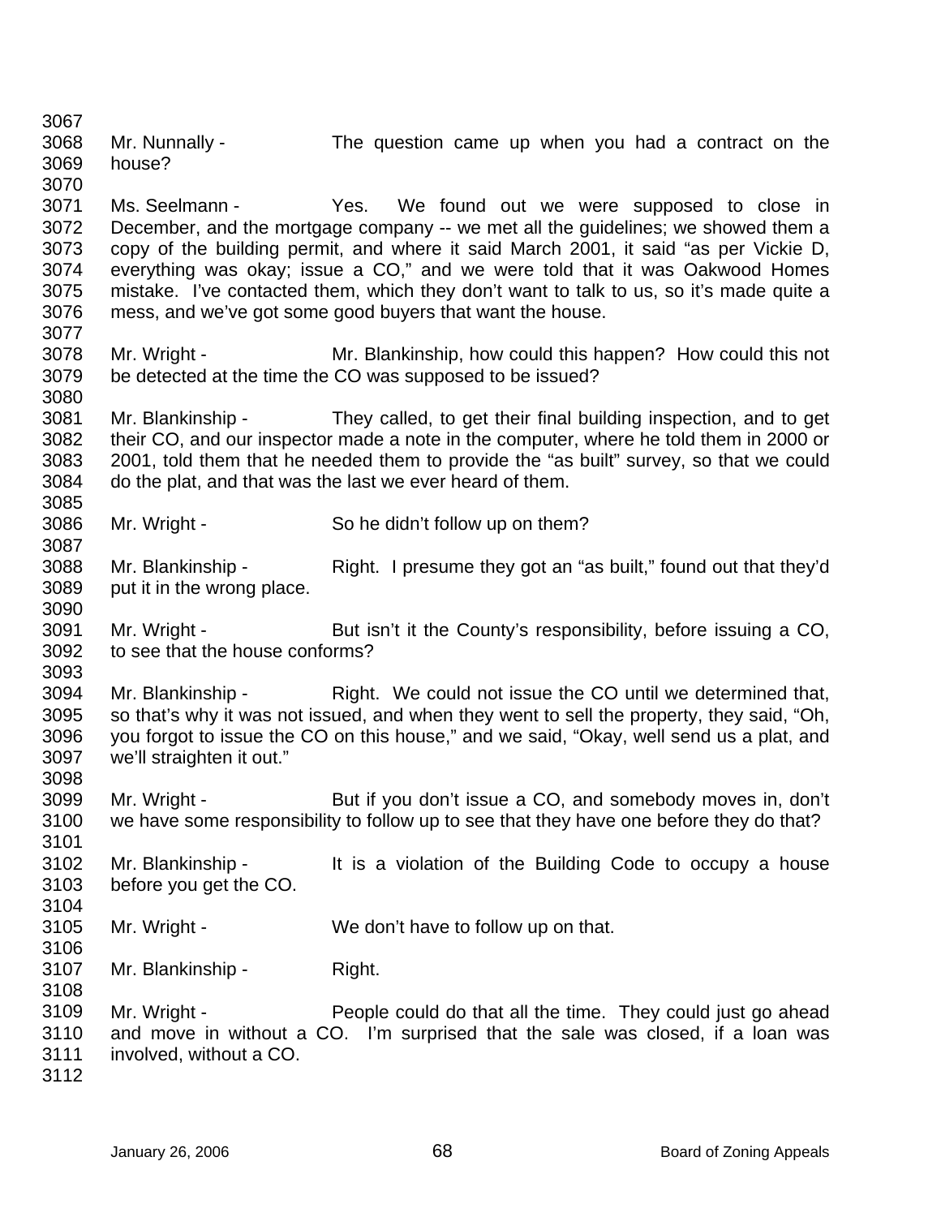Mr. Nunnally - The question came up when you had a contract on the house?

Ms. Seelmann - Yes. We found out we were supposed to close in December, and the mortgage company -- we met all the guidelines; we showed them a copy of the building permit, and where it said March 2001, it said "as per Vickie D, everything was okay; issue a CO," and we were told that it was Oakwood Homes mistake. I've contacted them, which they don't want to talk to us, so it's made quite a mess, and we've got some good buyers that want the house.

Mr. Wright - Mr. Blankinship, how could this happen? How could this not be detected at the time the CO was supposed to be issued?

Mr. Blankinship - They called, to get their final building inspection, and to get their CO, and our inspector made a note in the computer, where he told them in 2000 or 2001, told them that he needed them to provide the "as built" survey, so that we could do the plat, and that was the last we ever heard of them.

Mr. Wright - So he didn't follow up on them?

Mr. Blankinship - Right. I presume they got an "as built," found out that they'd put it in the wrong place.

Mr. Wright - But isn't it the County's responsibility, before issuing a CO, to see that the house conforms?

Mr. Blankinship - Right. We could not issue the CO until we determined that, so that's why it was not issued, and when they went to sell the property, they said, "Oh, you forgot to issue the CO on this house," and we said, "Okay, well send us a plat, and we'll straighten it out."

Mr. Wright - But if you don't issue a CO, and somebody moves in, don't we have some responsibility to follow up to see that they have one before they do that?

Mr. Blankinship - It is a violation of the Building Code to occupy a house before you get the CO.

Mr. Wright - We don't have to follow up on that.

Mr. Blankinship - Right.

Mr. Wright - People could do that all the time. They could just go ahead and move in without a CO. I'm surprised that the sale was closed, if a loan was involved, without a CO.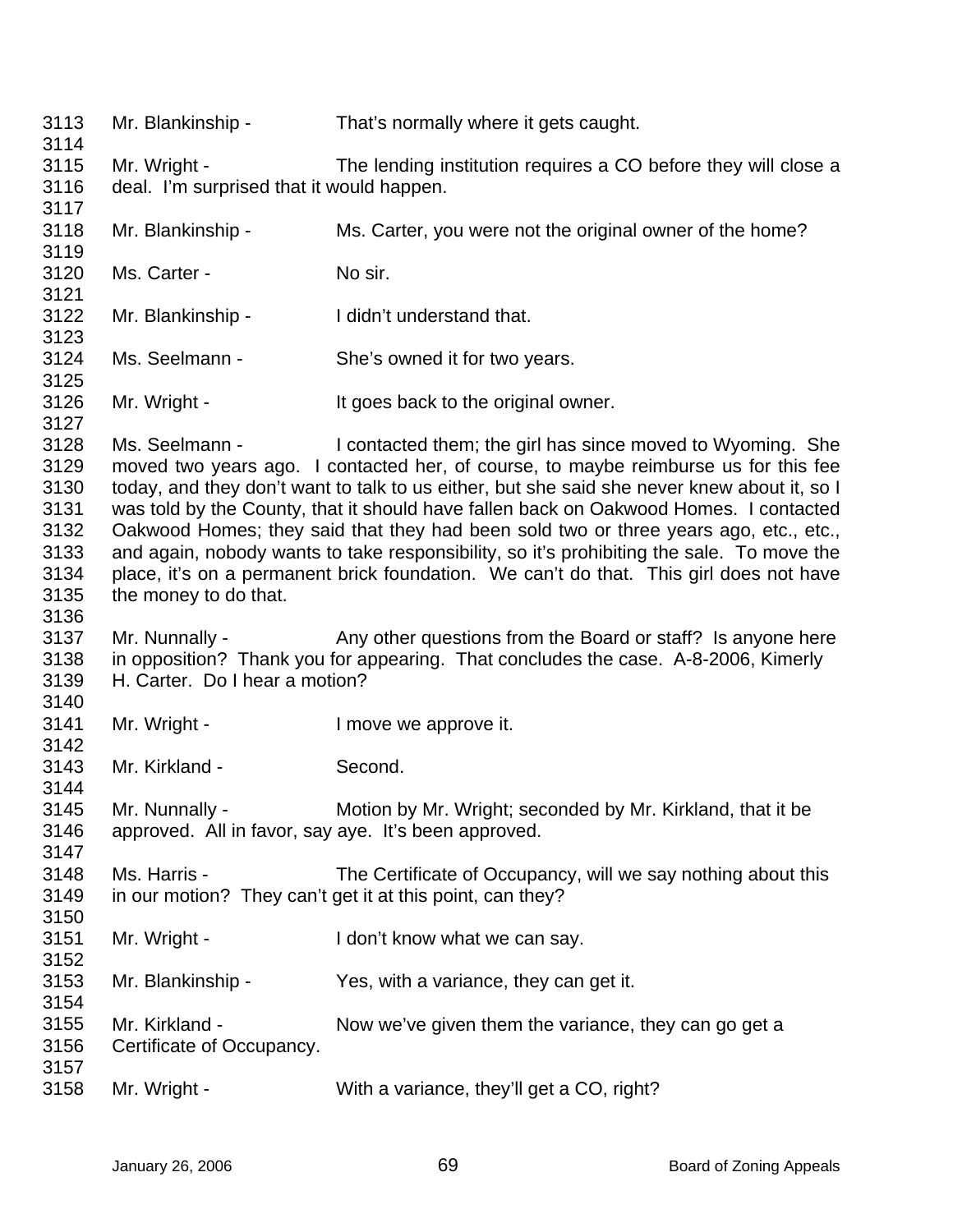3113 Mr. Blankinship - That's normally where it gets caught.
3114
3115 Mr. Wright - The lending institution requires a CO before they will close a
3116 deal. I'm surprised that it would happen.
3117
3118 Mr. Blankinship - Ms. Carter, you were not the original owner of the home?
3119
3120 Ms. Carter - No sir.
3121
3122 Mr. Blankinship - I didn't understand that.
3123
3124 Ms. Seelmann - She's owned it for two years.
3125
3126 Mr. Wright - It goes back to the original owner.
3127
3128 Ms. Seelmann - I contacted them; the girl has since moved to Wyoming. She
3129 moved two years ago. I contacted her, of course, to maybe reimburse us for this fee
3130 today, and they don't want to talk to us either, but she said she never knew about it, so I
3131 was told by the County, that it should have fallen back on Oakwood Homes. I contacted
3132 Oakwood Homes; they said that they had been sold two or three years ago, etc., etc.,
3133 and again, nobody wants to take responsibility, so it's prohibiting the sale. To move the
3134 place, it's on a permanent brick foundation. We can't do that. This girl does not have
3135 the money to do that.
3136
3137 Mr. Nunnally - Any other questions from the Board or staff? Is anyone here
3138 in opposition? Thank you for appearing. That concludes the case. A-8-2006, Kimerly
3139 H. Carter. Do I hear a motion?
3140
3141 Mr. Wright - I move we approve it.
3142
3143 Mr. Kirkland - Second.
3144
3145 Mr. Nunnally - Motion by Mr. Wright; seconded by Mr. Kirkland, that it be
3146 approved. All in favor, say aye. It's been approved.
3147
3148 Ms. Harris - The Certificate of Occupancy, will we say nothing about this
3149 in our motion? They can't get it at this point, can they?
3150
3151 Mr. Wright - I don't know what we can say.
3152
3153 Mr. Blankinship - Yes, with a variance, they can get it.
3154
3155 Mr. Kirkland - Now we've given them the variance, they can go get a
3156 Certificate of Occupancy.
3157
3158 Mr. Wright - With a variance, they'll get a CO, right?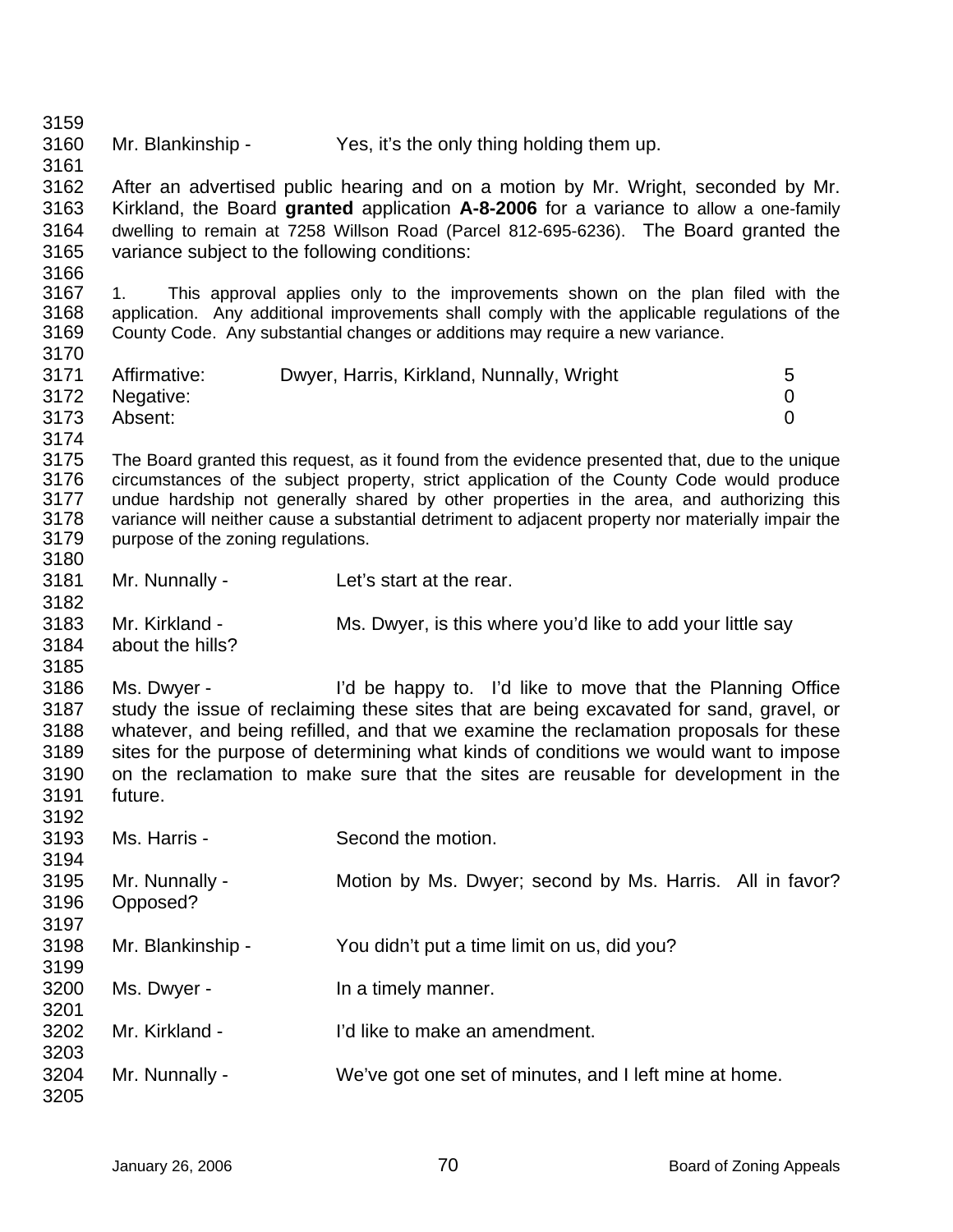Mr. Blankinship - Yes, it's the only thing holding them up.

After an advertised public hearing and on a motion by Mr. Wright, seconded by Mr. Kirkland, the Board **granted** application **A-8-2006** for a variance to allow a one-family dwelling to remain at 7258 Willson Road (Parcel 812-695-6236). The Board granted the variance subject to the following conditions:

1. This approval applies only to the improvements shown on the plan filed with the application. Any additional improvements shall comply with the applicable regulations of the County Code. Any substantial changes or additions may require a new variance.

| | | |
|---|---|---|
| Affirmative: | Dwyer, Harris, Kirkland, Nunnally, Wright | 5 |
| Negative: | | 0 |
| Absent: | | 0 |

The Board granted this request, as it found from the evidence presented that, due to the unique circumstances of the subject property, strict application of the County Code would produce undue hardship not generally shared by other properties in the area, and authorizing this variance will neither cause a substantial detriment to adjacent property nor materially impair the purpose of the zoning regulations.

Mr. Nunnally - Let's start at the rear.

Mr. Kirkland - Ms. Dwyer, is this where you'd like to add your little say about the hills?

Ms. Dwyer - I'd be happy to. I'd like to move that the Planning Office study the issue of reclaiming these sites that are being excavated for sand, gravel, or whatever, and being refilled, and that we examine the reclamation proposals for these sites for the purpose of determining what kinds of conditions we would want to impose on the reclamation to make sure that the sites are reusable for development in the future.

Ms. Harris - Second the motion.

Mr. Nunnally - Motion by Ms. Dwyer; second by Ms. Harris. All in favor? Opposed?

Mr. Blankinship - You didn't put a time limit on us, did you?

Ms. Dwyer - In a timely manner.

Mr. Kirkland - I'd like to make an amendment.

Mr. Nunnally - We've got one set of minutes, and I left mine at home.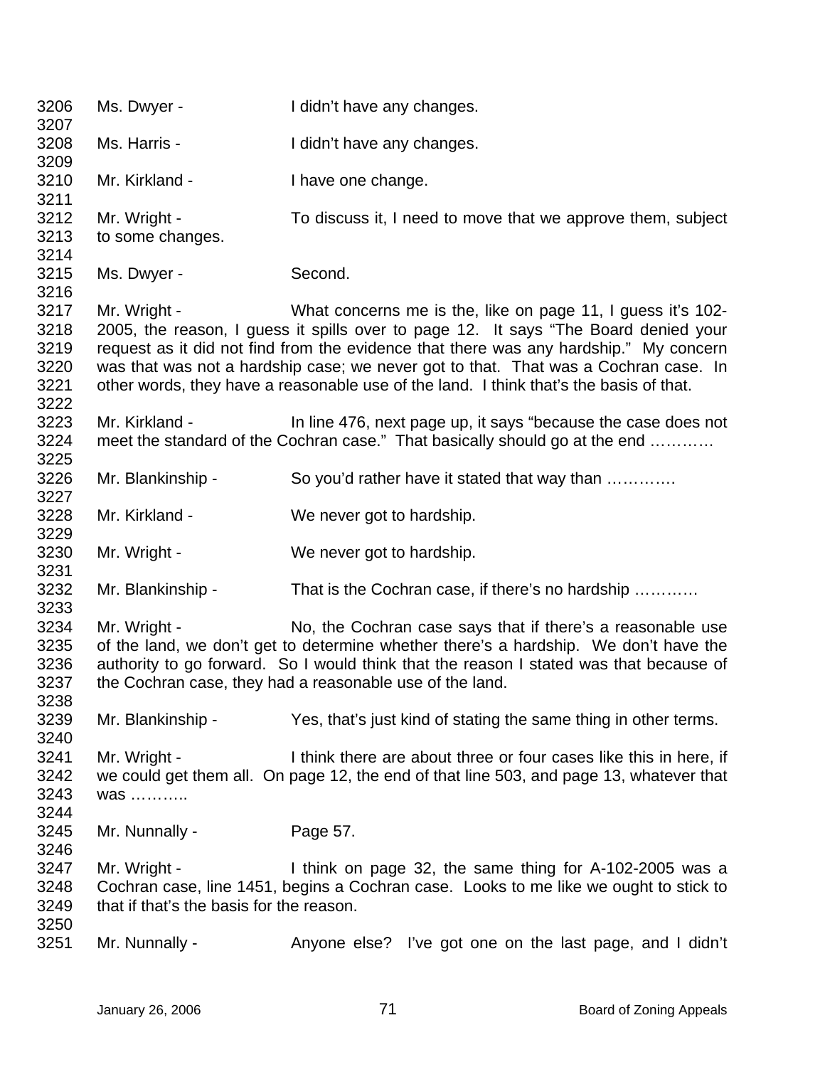3206 Ms. Dwyer - I didn't have any changes.
3207
3208 Ms. Harris - I didn't have any changes.
3209
3210 Mr. Kirkland - I have one change.
3211
3212 Mr. Wright - To discuss it, I need to move that we approve them, subject
3213 to some changes.
3214
3215 Ms. Dwyer - Second.
3216
3217 Mr. Wright - What concerns me is the, like on page 11, I guess it's 102-
3218 2005, the reason, I guess it spills over to page 12. It says "The Board denied your
3219 request as it did not find from the evidence that there was any hardship." My concern
3220 was that was not a hardship case; we never got to that. That was a Cochran case. In
3221 other words, they have a reasonable use of the land. I think that's the basis of that.
3222
3223 Mr. Kirkland - In line 476, next page up, it says "because the case does not
3224 meet the standard of the Cochran case." That basically should go at the end …………
3225
3226 Mr. Blankinship - So you'd rather have it stated that way than ………….
3227
3228 Mr. Kirkland - We never got to hardship.
3229
3230 Mr. Wright - We never got to hardship.
3231
3232 Mr. Blankinship - That is the Cochran case, if there's no hardship …………
3233
3234 Mr. Wright - No, the Cochran case says that if there's a reasonable use
3235 of the land, we don't get to determine whether there's a hardship. We don't have the
3236 authority to go forward. So I would think that the reason I stated was that because of
3237 the Cochran case, they had a reasonable use of the land.
3238
3239 Mr. Blankinship - Yes, that's just kind of stating the same thing in other terms.
3240
3241 Mr. Wright - I think there are about three or four cases like this in here, if
3242 we could get them all. On page 12, the end of that line 503, and page 13, whatever that
3243 was ………..
3244
3245 Mr. Nunnally - Page 57.
3246
3247 Mr. Wright - I think on page 32, the same thing for A-102-2005 was a
3248 Cochran case, line 1451, begins a Cochran case. Looks to me like we ought to stick to
3249 that if that's the basis for the reason.
3250
3251 Mr. Nunnally - Anyone else? I've got one on the last page, and I didn't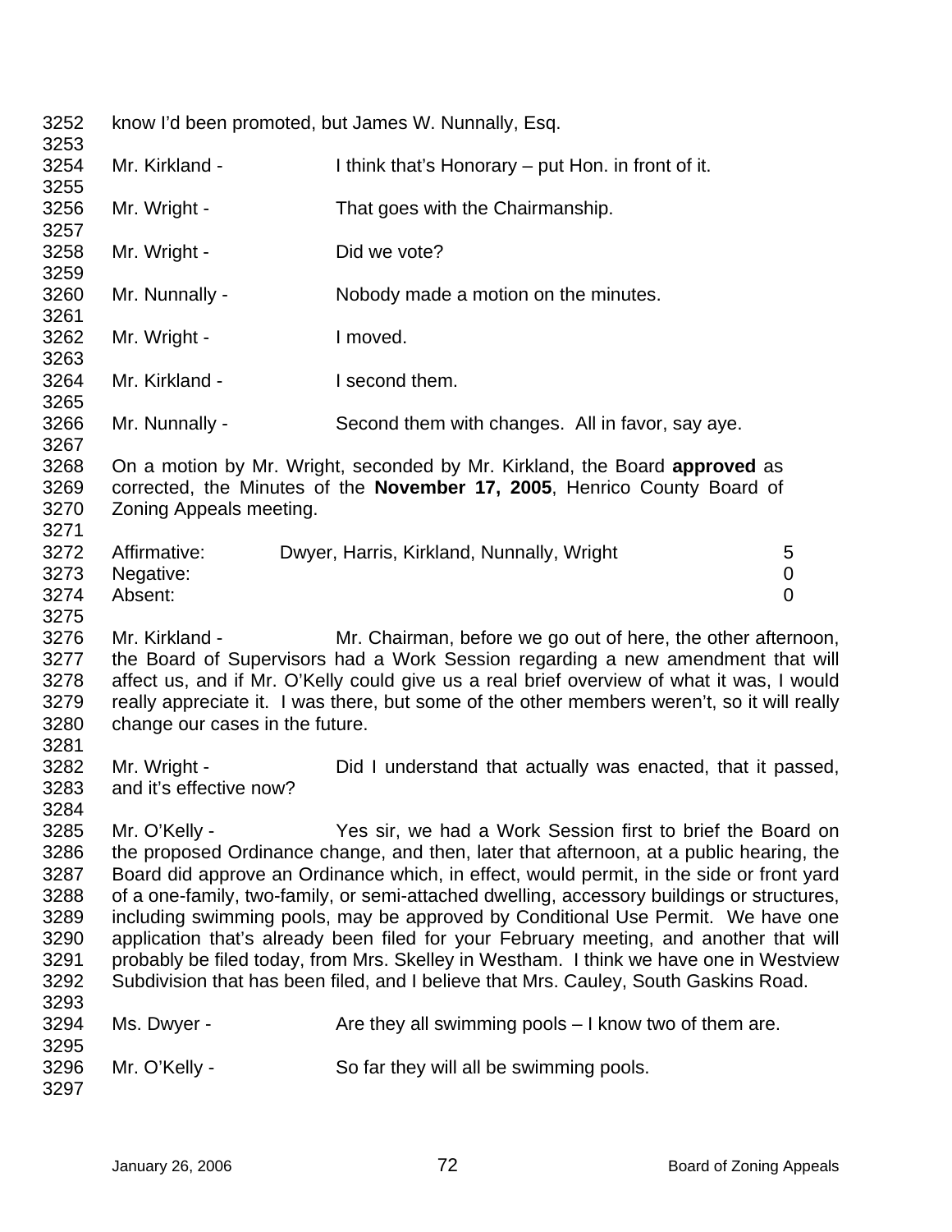know I'd been promoted, but James W. Nunnally, Esq.

Mr. Kirkland - I think that's Honorary – put Hon. in front of it.

Mr. Wright - That goes with the Chairmanship.

Mr. Wright - Did we vote?

Mr. Nunnally - Nobody made a motion on the minutes.

Mr. Wright - I moved.

Mr. Kirkland - I second them.

Mr. Nunnally - Second them with changes. All in favor, say aye.

On a motion by Mr. Wright, seconded by Mr. Kirkland, the Board **approved** as corrected, the Minutes of the **November 17, 2005**, Henrico County Board of Zoning Appeals meeting.

| | | |
|---|---|---|
| Affirmative: | Dwyer, Harris, Kirkland, Nunnally, Wright | 5 |
| Negative: | | 0 |
| Absent: | | 0 |

Mr. Kirkland - Mr. Chairman, before we go out of here, the other afternoon, the Board of Supervisors had a Work Session regarding a new amendment that will affect us, and if Mr. O'Kelly could give us a real brief overview of what it was, I would really appreciate it. I was there, but some of the other members weren't, so it will really change our cases in the future.

Mr. Wright - Did I understand that actually was enacted, that it passed, and it's effective now?

Mr. O'Kelly - Yes sir, we had a Work Session first to brief the Board on the proposed Ordinance change, and then, later that afternoon, at a public hearing, the Board did approve an Ordinance which, in effect, would permit, in the side or front yard of a one-family, two-family, or semi-attached dwelling, accessory buildings or structures, including swimming pools, may be approved by Conditional Use Permit. We have one application that's already been filed for your February meeting, and another that will probably be filed today, from Mrs. Skelley in Westham. I think we have one in Westview Subdivision that has been filed, and I believe that Mrs. Cauley, South Gaskins Road.

Ms. Dwyer - Are they all swimming pools – I know two of them are.

Mr. O'Kelly - So far they will all be swimming pools.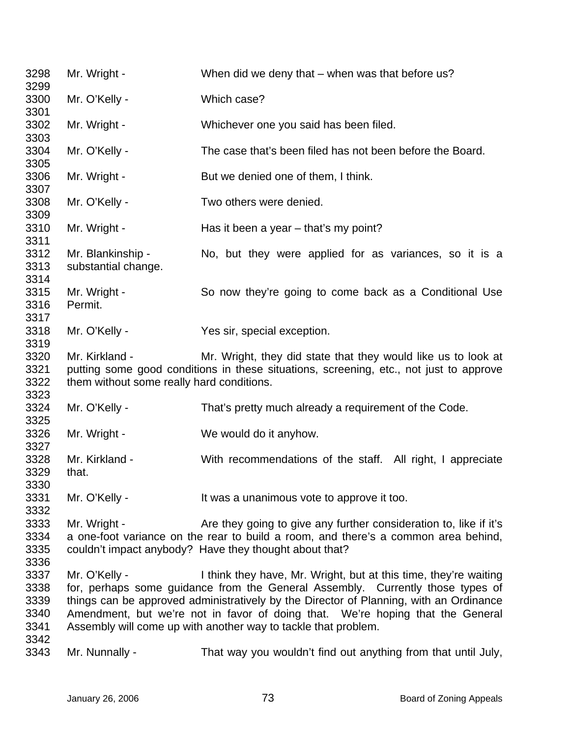3298 Mr. Wright - When did we deny that – when was that before us?
3299
3300 Mr. O'Kelly - Which case?
3301
3302 Mr. Wright - Whichever one you said has been filed.
3303
3304 Mr. O'Kelly - The case that's been filed has not been before the Board.
3305
3306 Mr. Wright - But we denied one of them, I think.
3307
3308 Mr. O'Kelly - Two others were denied.
3309
3310 Mr. Wright - Has it been a year – that's my point?
3311
3312 Mr. Blankinship - No, but they were applied for as variances, so it is a
3313 substantial change.
3314
3315 Mr. Wright - So now they're going to come back as a Conditional Use
3316 Permit.
3317
3318 Mr. O'Kelly - Yes sir, special exception.
3319
3320 Mr. Kirkland - Mr. Wright, they did state that they would like us to look at
3321 putting some good conditions in these situations, screening, etc., not just to approve
3322 them without some really hard conditions.
3323
3324 Mr. O'Kelly - That's pretty much already a requirement of the Code.
3325
3326 Mr. Wright - We would do it anyhow.
3327
3328 Mr. Kirkland - With recommendations of the staff. All right, I appreciate
3329 that.
3330
3331 Mr. O'Kelly - It was a unanimous vote to approve it too.
3332
3333 Mr. Wright - Are they going to give any further consideration to, like if it's
3334 a one-foot variance on the rear to build a room, and there's a common area behind,
3335 couldn't impact anybody? Have they thought about that?
3336
3337 Mr. O'Kelly - I think they have, Mr. Wright, but at this time, they're waiting
3338 for, perhaps some guidance from the General Assembly. Currently those types of
3339 things can be approved administratively by the Director of Planning, with an Ordinance
3340 Amendment, but we're not in favor of doing that. We're hoping that the General
3341 Assembly will come up with another way to tackle that problem.
3342
3343 Mr. Nunnally - That way you wouldn't find out anything from that until July,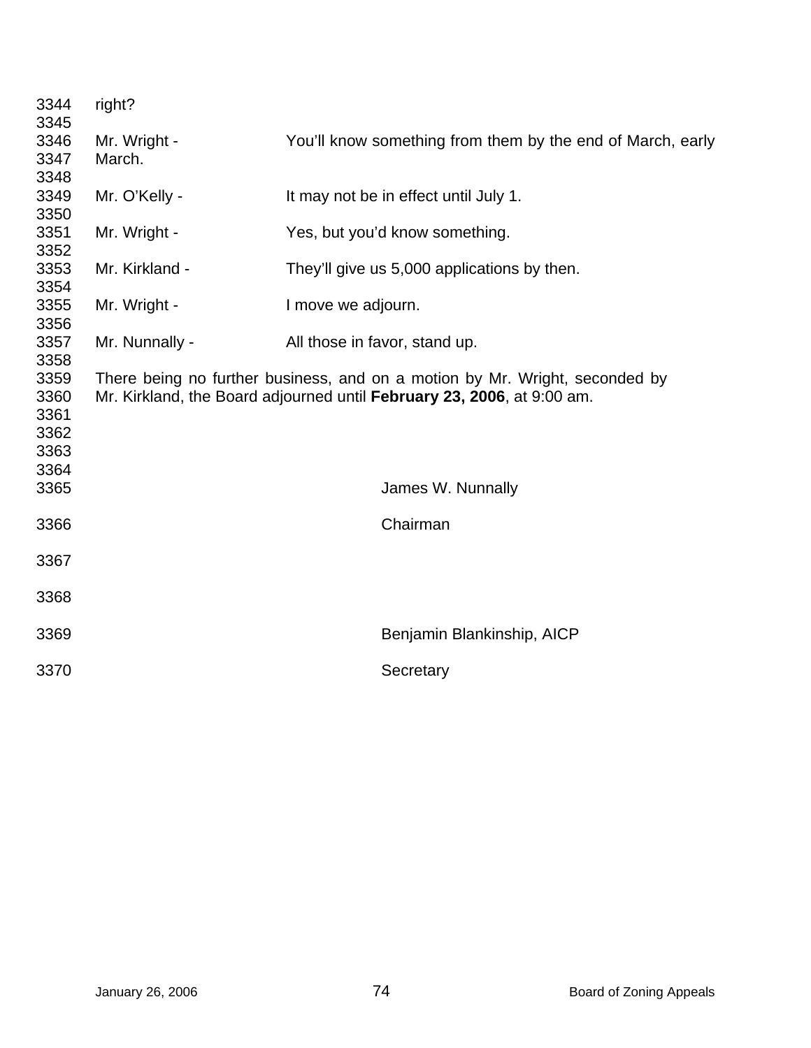right?

Mr. Wright - You'll know something from them by the end of March, early March.

Mr. O'Kelly - It may not be in effect until July 1.

Mr. Wright - Yes, but you'd know something.

Mr. Kirkland - They'll give us 5,000 applications by then.

Mr. Wright - I move we adjourn.

Mr. Nunnally - All those in favor, stand up.

There being no further business, and on a motion by Mr. Wright, seconded by Mr. Kirkland, the Board adjourned until **February 23, 2006**, at 9:00 am.

James W. Nunnally

Chairman

Benjamin Blankinship, AICP

Secretary